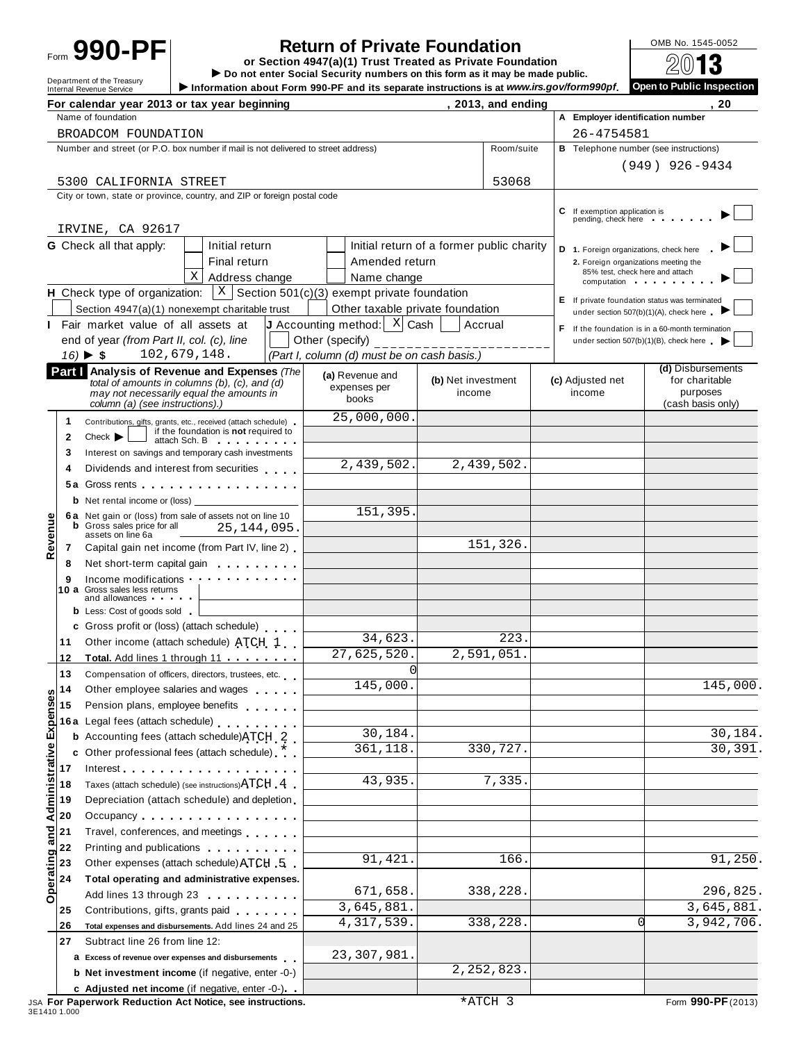Form **990-PF**

Department of the Treasury
Internal Revenue Service

# Return of Private Foundation

**or Section 4947(a)(1) Trust Treated as Private Foundation**

▶ **Do not enter Social Security numbers on this form as it may be made public.**

▶ **Information about Form 990-PF and its separate instructions is at www.irs.gov/form990pf.**

OMB No. 1545-0052

**2013**

**Open to Public Inspection**

**For calendar year 2013 or tax year beginning , 2013, and ending , 20**

Name of foundation: BROADCOM FOUNDATION

**A** Employer identification number: 26-4754581

Number and street (or P.O. box number if mail is not delivered to street address): 5300 CALIFORNIA STREET — Room/suite: 53068

**B** Telephone number (see instructions): (949) 926-9434

City or town, state or province, country, and ZIP or foreign postal code: IRVINE, CA 92617

**C** If exemption application is pending, check here ▶ ☐

**G** Check all that apply:
- ☐ Initial return
- ☐ Initial return of a former public charity
- ☐ Final return
- ☐ Amended return
- ☒ Address change
- ☐ Name change

**D** 1. Foreign organizations, check here ▶ ☐
2. Foreign organizations meeting the 85% test, check here and attach computation ▶ ☐

**H** Check type of organization: ☒ Section 501(c)(3) exempt private foundation
☐ Section 4947(a)(1) nonexempt charitable trust ☐ Other taxable private foundation

**E** If private foundation status was terminated under section 507(b)(1)(A), check here ▶ ☐

**I** Fair market value of all assets at end of year *(from Part II, col. (c), line 16)* ▶ $ 102,679,148.

**J** Accounting method: ☒ Cash ☐ Accrual
☐ Other (specify) ____________
*(Part I, column (d) must be on cash basis.)*

**F** If the foundation is in a 60-month termination under section 507(b)(1)(B), check here ▶ ☐

## Part I Analysis of Revenue and Expenses

*(The total of amounts in columns (b), (c), and (d) may not necessarily equal the amounts in column (a) (see instructions).)*

| | Line | Description | (a) Revenue and expenses per books | (b) Net investment income | (c) Adjusted net income | (d) Disbursements for charitable purposes (cash basis only) |
|---|---|---|---|---|---|---|
| Revenue | 1 | Contributions, gifts, grants, etc., received (attach schedule) | 25,000,000. | | | |
| | 2 | Check ▶ ☐ if the foundation is **not** required to attach Sch. B | | | | |
| | 3 | Interest on savings and temporary cash investments | | | | |
| | 4 | Dividends and interest from securities | 2,439,502. | 2,439,502. | | |
| | 5a | Gross rents | | | | |
| | b | Net rental income or (loss) | | | | |
| | 6a | Net gain or (loss) from sale of assets not on line 10 | 151,395. | | | |
| | b | Gross sales price for all assets on line 6a 25,144,095. | | | | |
| | 7 | Capital gain net income (from Part IV, line 2) | | 151,326. | | |
| | 8 | Net short-term capital gain | | | | |
| | 9 | Income modifications | | | | |
| | 10a | Gross sales less returns and allowances | | | | |
| | b | Less: Cost of goods sold | | | | |
| | c | Gross profit or (loss) (attach schedule) | | | | |
| | 11 | Other income (attach schedule) ATCH 1 | 34,623. | 223. | | |
| | 12 | **Total.** Add lines 1 through 11 | 27,625,520. | 2,591,051. | | |
| Operating and Administrative Expenses | 13 | Compensation of officers, directors, trustees, etc. | 0 | | | |
| | 14 | Other employee salaries and wages | 145,000. | | | 145,000. |
| | 15 | Pension plans, employee benefits | | | | |
| | 16a | Legal fees (attach schedule) | | | | |
| | b | Accounting fees (attach schedule) ATCH 2 | 30,184. | | | 30,184. |
| | c | Other professional fees (attach schedule) * | 361,118. | 330,727. | | 30,391. |
| | 17 | Interest | | | | |
| | 18 | Taxes (attach schedule) (see instructions) ATCH 4 | 43,935. | 7,335. | | |
| | 19 | Depreciation (attach schedule) and depletion | | | | |
| | 20 | Occupancy | | | | |
| | 21 | Travel, conferences, and meetings | | | | |
| | 22 | Printing and publications | | | | |
| | 23 | Other expenses (attach schedule) ATCH 5 | 91,421. | 166. | | 91,250. |
| | 24 | **Total operating and administrative expenses.** Add lines 13 through 23 | 671,658. | 338,228. | | 296,825. |
| | 25 | Contributions, gifts, grants paid | 3,645,881. | | | 3,645,881. |
| | 26 | **Total expenses and disbursements.** Add lines 24 and 25 | 4,317,539. | 338,228. | 0 | 3,942,706. |
| | 27 | Subtract line 26 from line 12: | | | | |
| | a | **Excess of revenue over expenses and disbursements** | 23,307,981. | | | |
| | b | **Net investment income** (if negative, enter -0-) | | 2,252,823. | | |
| | c | **Adjusted net income** (if negative, enter -0-) | | | | |

JSA **For Paperwork Reduction Act Notice, see instructions.** 3E1410 1.000

*ATCH 3

Form **990-PF** (2013)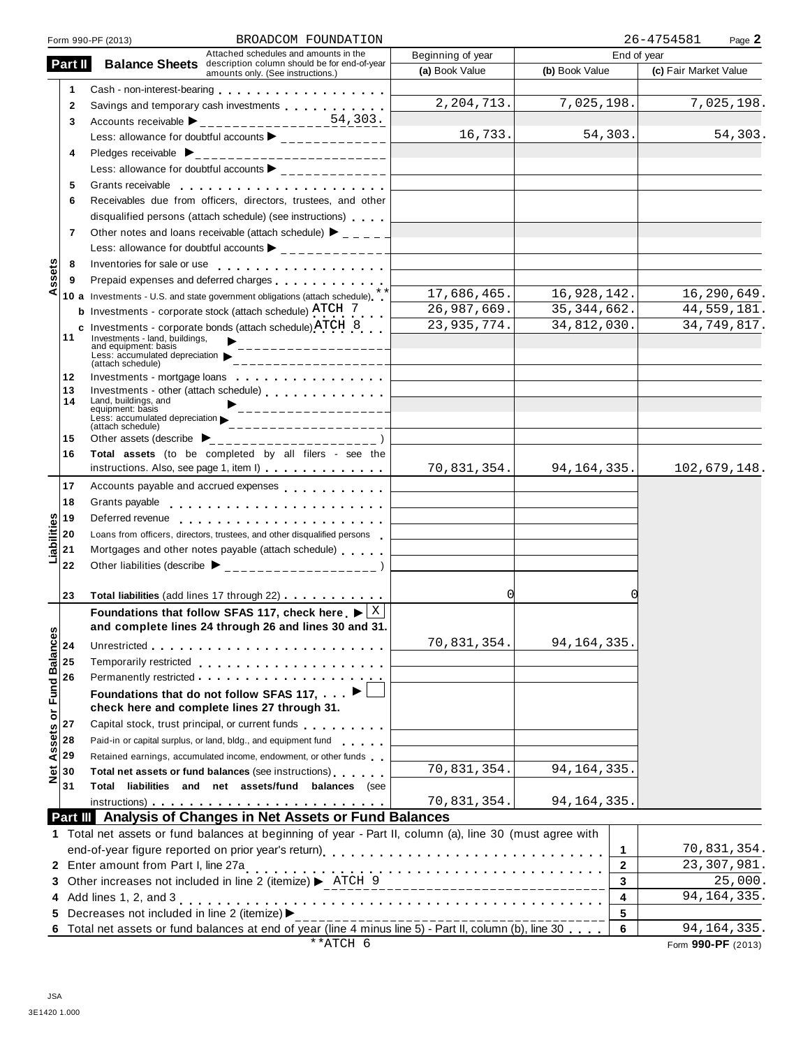Form 990-PF (2013) BROADCOM FOUNDATION 26-4754581

## Part II Balance Sheets

Attached schedules and amounts in the description column should be for end-of-year amounts only. (See instructions.)

| | | Description | Beginning of year (a) Book Value | End of year (b) Book Value | End of year (c) Fair Market Value |
|---|---|---|---|---|---|
| **Assets** | 1 | Cash - non-interest-bearing | | | |
| | 2 | Savings and temporary cash investments | 2,204,713. | 7,025,198. | 7,025,198. |
| | 3 | Accounts receivable ▶ 54,303. | | | |
| | | Less: allowance for doubtful accounts ▶ | 16,733. | 54,303. | 54,303. |
| | 4 | Pledges receivable ▶ | | | |
| | | Less: allowance for doubtful accounts ▶ | | | |
| | 5 | Grants receivable | | | |
| | 6 | Receivables due from officers, directors, trustees, and other disqualified persons (attach schedule) (see instructions) | | | |
| | 7 | Other notes and loans receivable (attach schedule) ▶ | | | |
| | | Less: allowance for doubtful accounts ▶ | | | |
| | 8 | Inventories for sale or use | | | |
| | 9 | Prepaid expenses and deferred charges | | | |
| | 10 a | Investments - U.S. and state government obligations (attach schedule) ** | 17,686,465. | 16,928,142. | 16,290,649. |
| | b | Investments - corporate stock (attach schedule) ATCH 7 | 26,987,669. | 35,344,662. | 44,559,181. |
| | c | Investments - corporate bonds (attach schedule) ATCH 8 | 23,935,774. | 34,812,030. | 34,749,817. |
| | 11 | Investments - land, buildings, and equipment: basis ▶ | | | |
| | | Less: accumulated depreciation (attach schedule) ▶ | | | |
| | 12 | Investments - mortgage loans | | | |
| | 13 | Investments - other (attach schedule) | | | |
| | 14 | Land, buildings, and equipment: basis ▶ | | | |
| | | Less: accumulated depreciation (attach schedule) ▶ | | | |
| | 15 | Other assets (describe ▶ ) | | | |
| | 16 | **Total assets** (to be completed by all filers - see the instructions. Also, see page 1, item I) | 70,831,354. | 94,164,335. | 102,679,148. |
| **Liabilities** | 17 | Accounts payable and accrued expenses | | | |
| | 18 | Grants payable | | | |
| | 19 | Deferred revenue | | | |
| | 20 | Loans from officers, directors, trustees, and other disqualified persons | | | |
| | 21 | Mortgages and other notes payable (attach schedule) | | | |
| | 22 | Other liabilities (describe ▶ ) | | | |
| | 23 | **Total liabilities** (add lines 17 through 22) | 0 | 0 | |
| **Net Assets or Fund Balances** | | **Foundations that follow SFAS 117, check here ▶ [X] and complete lines 24 through 26 and lines 30 and 31.** | | | |
| | 24 | Unrestricted | 70,831,354. | 94,164,335. | |
| | 25 | Temporarily restricted | | | |
| | 26 | Permanently restricted | | | |
| | | **Foundations that do not follow SFAS 117, check here and complete lines 27 through 31.** ▶ [ ] | | | |
| | 27 | Capital stock, trust principal, or current funds | | | |
| | 28 | Paid-in or capital surplus, or land, bldg., and equipment fund | | | |
| | 29 | Retained earnings, accumulated income, endowment, or other funds | | | |
| | 30 | **Total net assets or fund balances** (see instructions) | 70,831,354. | 94,164,335. | |
| | 31 | **Total liabilities and net assets/fund balances** (see instructions) | 70,831,354. | 94,164,335. | |

## Part III Analysis of Changes in Net Assets or Fund Balances

| | Description | Line | Amount |
|---|---|---|---|
| 1 | Total net assets or fund balances at beginning of year - Part II, column (a), line 30 (must agree with end-of-year figure reported on prior year's return) | 1 | 70,831,354. |
| 2 | Enter amount from Part I, line 27a | 2 | 23,307,981. |
| 3 | Other increases not included in line 2 (itemize) ▶ ATCH 9 | 3 | 25,000. |
| 4 | Add lines 1, 2, and 3 | 4 | 94,164,335. |
| 5 | Decreases not included in line 2 (itemize) ▶ | 5 | |
| 6 | Total net assets or fund balances at end of year (line 4 minus line 5) - Part II, column (b), line 30 | 6 | 94,164,335. |

**ATCH 6

Form **990-PF** (2013)

JSA
3E1420 1.000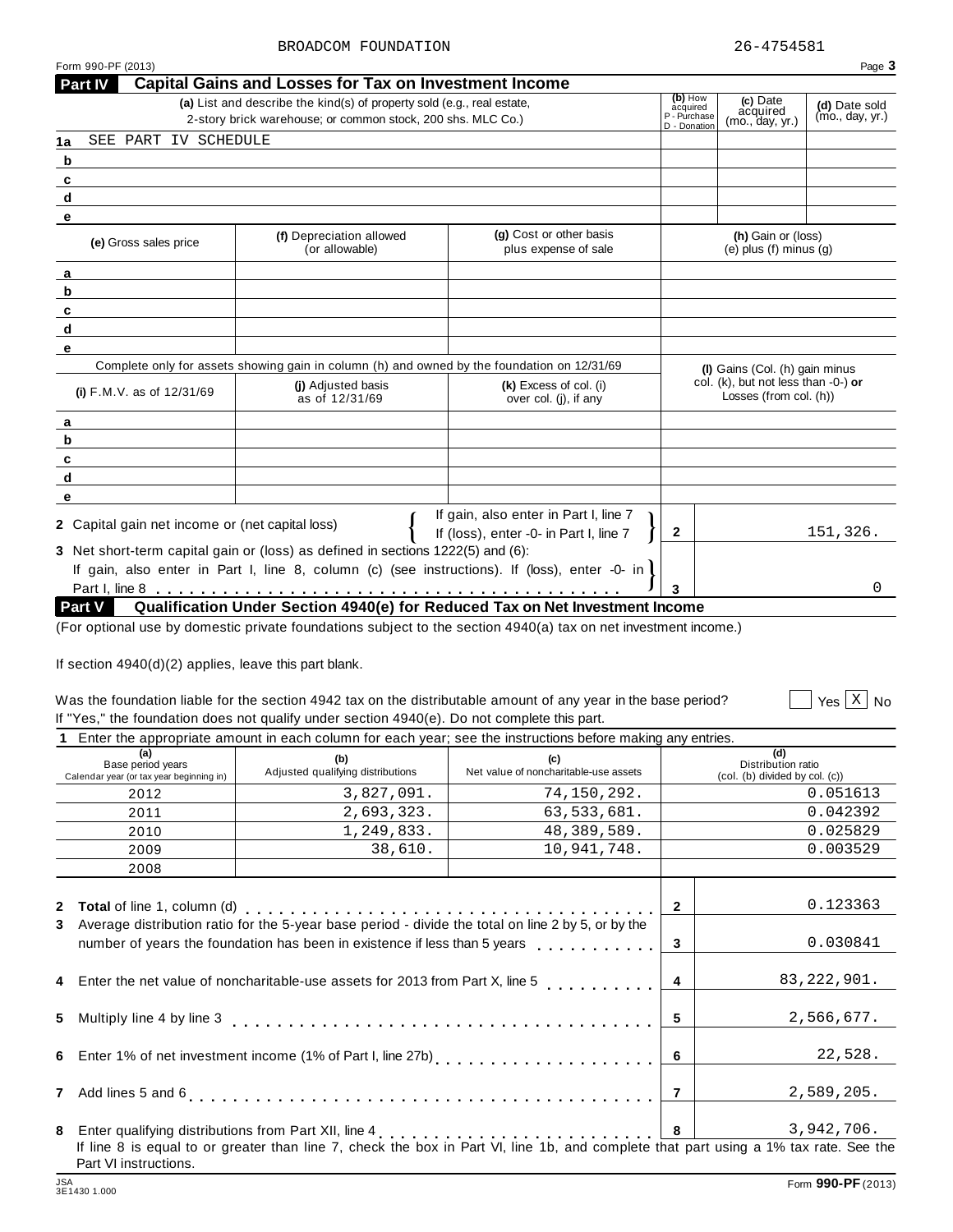BROADCOM FOUNDATION 26-4754581

Form 990-PF (2013)

## Part IV Capital Gains and Losses for Tax on Investment Income

| | (a) List and describe the kind(s) of property sold (e.g., real estate, 2-story brick warehouse; or common stock, 200 shs. MLC Co.) | (b) How acquired P - Purchase D - Donation | (c) Date acquired (mo., day, yr.) | (d) Date sold (mo., day, yr.) |
|---|---|---|---|---|
| 1a | SEE PART IV SCHEDULE | | | |
| b | | | | |
| c | | | | |
| d | | | | |
| e | | | | |

| | (e) Gross sales price | (f) Depreciation allowed (or allowable) | (g) Cost or other basis plus expense of sale | (h) Gain or (loss) (e) plus (f) minus (g) |
|---|---|---|---|---|
| a | | | | |
| b | | | | |
| c | | | | |
| d | | | | |
| e | | | | |

Complete only for assets showing gain in column (h) and owned by the foundation on 12/31/69

| | (i) F.M.V. as of 12/31/69 | (j) Adjusted basis as of 12/31/69 | (k) Excess of col. (i) over col. (j), if any | (l) Gains (Col. (h) gain minus col. (k), but not less than -0-) or Losses (from col. (h)) |
|---|---|---|---|---|
| a | | | | |
| b | | | | |
| c | | | | |
| d | | | | |
| e | | | | |

| | | Line | Amount |
|---|---|---|---|
| 2 | Capital gain net income or (net capital loss) { If gain, also enter in Part I, line 7; If (loss), enter -0- in Part I, line 7 } | 2 | 151,326. |
| 3 | Net short-term capital gain or (loss) as defined in sections 1222(5) and (6): If gain, also enter in Part I, line 8, column (c) (see instructions). If (loss), enter -0- in Part I, line 8 | 3 | 0 |

## Part V Qualification Under Section 4940(e) for Reduced Tax on Net Investment Income

(For optional use by domestic private foundations subject to the section 4940(a) tax on net investment income.)

If section 4940(d)(2) applies, leave this part blank.

Was the foundation liable for the section 4942 tax on the distributable amount of any year in the base period? ☐ Yes ☒ No

If "Yes," the foundation does not qualify under section 4940(e). Do not complete this part.

**1** Enter the appropriate amount in each column for each year; see the instructions before making any entries.

| (a) Base period years Calendar year (or tax year beginning in) | (b) Adjusted qualifying distributions | (c) Net value of noncharitable-use assets | (d) Distribution ratio (col. (b) divided by col. (c)) |
|---|---|---|---|
| 2012 | 3,827,091. | 74,150,292. | 0.051613 |
| 2011 | 2,693,323. | 63,533,681. | 0.042392 |
| 2010 | 1,249,833. | 48,389,589. | 0.025829 |
| 2009 | 38,610. | 10,941,748. | 0.003529 |
| 2008 | | | |

| | | Line | Amount |
|---|---|---|---|
| 2 | **Total** of line 1, column (d) | 2 | 0.123363 |
| 3 | Average distribution ratio for the 5-year base period - divide the total on line 2 by 5, or by the number of years the foundation has been in existence if less than 5 years | 3 | 0.030841 |
| 4 | Enter the net value of noncharitable-use assets for 2013 from Part X, line 5 | 4 | 83,222,901. |
| 5 | Multiply line 4 by line 3 | 5 | 2,566,677. |
| 6 | Enter 1% of net investment income (1% of Part I, line 27b) | 6 | 22,528. |
| 7 | Add lines 5 and 6 | 7 | 2,589,205. |
| 8 | Enter qualifying distributions from Part XII, line 4 | 8 | 3,942,706. |

If line 8 is equal to or greater than line 7, check the box in Part VI, line 1b, and complete that part using a 1% tax rate. See the Part VI instructions.

JSA 3E1430 1.000 Form **990-PF** (2013)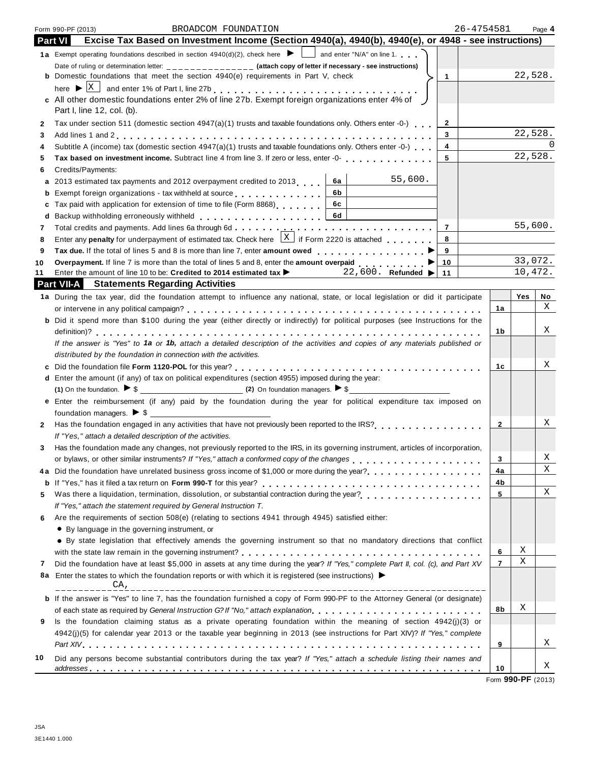Form 990-PF (2013) BROADCOM FOUNDATION 26-4754581 Page 4

## Part VI Excise Tax Based on Investment Income (Section 4940(a), 4940(b), 4940(e), or 4948 - see instructions)

| | | | | |
|---|---|---|---|---|
| **1a** | Exempt operating foundations described in section 4940(d)(2), check here ▶ ☐ and enter "N/A" on line 1. Date of ruling or determination letter: _______________ **(attach copy of letter if necessary - see instructions)** | | | |
| **b** | Domestic foundations that meet the section 4940(e) requirements in Part V, check here ▶ ☒ and enter 1% of Part I, line 27b | | 1 | 22,528. |
| **c** | All other domestic foundations enter 2% of line 27b. Exempt foreign organizations enter 4% of Part I, line 12, col. (b). | | | |
| **2** | Tax under section 511 (domestic section 4947(a)(1) trusts and taxable foundations only. Others enter -0-) | | 2 | |
| **3** | Add lines 1 and 2 | | 3 | 22,528. |
| **4** | Subtitle A (income) tax (domestic section 4947(a)(1) trusts and taxable foundations only. Others enter -0-) | | 4 | 0 |
| **5** | **Tax based on investment income.** Subtract line 4 from line 3. If zero or less, enter -0- | | 5 | 22,528. |
| **6** | Credits/Payments: | | | |
| **a** | 2013 estimated tax payments and 2012 overpayment credited to 2013 | 6a 55,600. | | |
| **b** | Exempt foreign organizations - tax withheld at source | 6b | | |
| **c** | Tax paid with application for extension of time to file (Form 8868) | 6c | | |
| **d** | Backup withholding erroneously withheld | 6d | | |
| **7** | Total credits and payments. Add lines 6a through 6d | | 7 | 55,600. |
| **8** | Enter any **penalty** for underpayment of estimated tax. Check here ☒ if Form 2220 is attached | | 8 | |
| **9** | **Tax due.** If the total of lines 5 and 8 is more than line 7, enter **amount owed** ▶ | | 9 | |
| **10** | **Overpayment.** If line 7 is more than the total of lines 5 and 8, enter the **amount overpaid** ▶ | | 10 | 33,072. |
| **11** | Enter the amount of line 10 to be: **Credited to 2014 estimated tax** ▶ 22,600. **Refunded** ▶ | | 11 | 10,472. |

## Part VII-A Statements Regarding Activities

| | | | Yes | No |
|---|---|---|---|---|
| **1a** | During the tax year, did the foundation attempt to influence any national, state, or local legislation or did it participate or intervene in any political campaign? | 1a | | X |
| **b** | Did it spend more than $100 during the year (either directly or indirectly) for political purposes (see Instructions for the definition)? | 1b | | X |
| | *If the answer is "Yes" to **1a** or **1b**, attach a detailed description of the activities and copies of any materials published or distributed by the foundation in connection with the activities.* | | | |
| **c** | Did the foundation file **Form 1120-POL** for this year? | 1c | | X |
| **d** | Enter the amount (if any) of tax on political expenditures (section 4955) imposed during the year: **(1)** On the foundation. ▶ $ ________ **(2)** On foundation managers. ▶ $ ________ | | | |
| **e** | Enter the reimbursement (if any) paid by the foundation during the year for political expenditure tax imposed on foundation managers. ▶ $ ________ | | | |
| **2** | Has the foundation engaged in any activities that have not previously been reported to the IRS? *If "Yes," attach a detailed description of the activities.* | 2 | | X |
| **3** | Has the foundation made any changes, not previously reported to the IRS, in its governing instrument, articles of incorporation, or bylaws, or other similar instruments? *If "Yes," attach a conformed copy of the changes* | 3 | | X |
| **4a** | Did the foundation have unrelated business gross income of $1,000 or more during the year? | 4a | | X |
| **b** | If "Yes," has it filed a tax return on **Form 990-T** for this year? | 4b | | |
| **5** | Was there a liquidation, termination, dissolution, or substantial contraction during the year? *If "Yes," attach the statement required by General Instruction T.* | 5 | | X |
| **6** | Are the requirements of section 508(e) (relating to sections 4941 through 4945) satisfied either: • By language in the governing instrument, or • By state legislation that effectively amends the governing instrument so that no mandatory directions that conflict with the state law remain in the governing instrument? | 6 | X | |
| **7** | Did the foundation have at least $5,000 in assets at any time during the year? *If "Yes," complete Part II, col. (c), and Part XV* | 7 | X | |
| **8a** | Enter the states to which the foundation reports or with which it is registered (see instructions) ▶ CA, | | | |
| **b** | If the answer is "Yes" to line 7, has the foundation furnished a copy of Form 990-PF to the Attorney General (or designate) of each state as required by *General Instruction G? If "No," attach explanation* | 8b | X | |
| **9** | Is the foundation claiming status as a private operating foundation within the meaning of section 4942(j)(3) or 4942(j)(5) for calendar year 2013 or the taxable year beginning in 2013 (see instructions for Part XIV)? *If "Yes," complete Part XIV* | 9 | | X |
| **10** | Did any persons become substantial contributors during the tax year? *If "Yes," attach a schedule listing their names and addresses* | 10 | | X |

Form **990-PF** (2013)

JSA
3E1440 1.000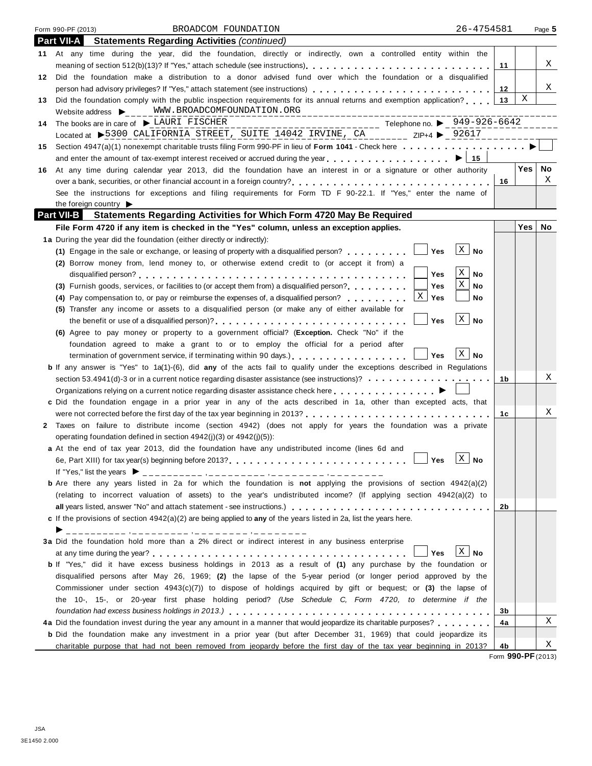Form 990-PF (2013) BROADCOM FOUNDATION 26-4754581

## Part VII-A Statements Regarding Activities *(continued)*

| | | Line | Yes | No |
|---|---|---|---|---|
| 11 | At any time during the year, did the foundation, directly or indirectly, own a controlled entity within the meaning of section 512(b)(13)? If "Yes," attach schedule (see instructions) | 11 | | X |
| 12 | Did the foundation make a distribution to a donor advised fund over which the foundation or a disqualified person had advisory privileges? If "Yes," attach statement (see instructions) | 12 | | X |
| 13 | Did the foundation comply with the public inspection requirements for its annual returns and exemption application? | 13 | X | |

Website address ▶ WWW.BROADCOMFOUNDATION.ORG

14 The books are in care of ▶ LAURI FISCHER Telephone no. ▶ 949-926-6642
Located at ▶ 5300 CALIFORNIA STREET, SUITE 14042 IRVINE, CA ZIP+4 ▶ 92617

15 Section 4947(a)(1) nonexempt charitable trusts filing Form 990-PF in lieu of **Form 1041** - Check here ▶ ☐
and enter the amount of tax-exempt interest received or accrued during the year ▶ | 15 |

| | | Line | Yes | No |
|---|---|---|---|---|
| 16 | At any time during calendar year 2013, did the foundation have an interest in or a signature or other authority over a bank, securities, or other financial account in a foreign country? | 16 | | X |
| | See the instructions for exceptions and filing requirements for Form TD F 90-22.1. If "Yes," enter the name of the foreign country ▶ | | | |

## Part VII-B Statements Regarding Activities for Which Form 4720 May Be Required

**File Form 4720 if any item is checked in the "Yes" column, unless an exception applies.**

**1a** During the year did the foundation (either directly or indirectly):

(1) Engage in the sale or exchange, or leasing of property with a disqualified person? ☐ Yes ☒ No

(2) Borrow money from, lend money to, or otherwise extend credit to (or accept it from) a disqualified person? ☐ Yes ☒ No

(3) Furnish goods, services, or facilities to (or accept them from) a disqualified person? ☐ Yes ☒ No

(4) Pay compensation to, or pay or reimburse the expenses of, a disqualified person? ☒ Yes ☐ No

(5) Transfer any income or assets to a disqualified person (or make any of either available for the benefit or use of a disqualified person)? ☐ Yes ☒ No

(6) Agree to pay money or property to a government official? (**Exception.** Check "No" if the foundation agreed to make a grant to or to employ the official for a period after termination of government service, if terminating within 90 days.) ☐ Yes ☒ No

| | | Line | Yes | No |
|---|---|---|---|---|
| **b** | If any answer is "Yes" to 1a(1)-(6), did **any** of the acts fail to qualify under the exceptions described in Regulations section 53.4941(d)-3 or in a current notice regarding disaster assistance (see instructions)? | 1b | | X |
| | Organizations relying on a current notice regarding disaster assistance check here ▶ ☐ | | | |
| **c** | Did the foundation engage in a prior year in any of the acts described in 1a, other than excepted acts, that were not corrected before the first day of the tax year beginning in 2013? | 1c | | X |

**2** Taxes on failure to distribute income (section 4942) (does not apply for years the foundation was a private operating foundation defined in section 4942(j)(3) or 4942(j)(5)):

**a** At the end of tax year 2013, did the foundation have any undistributed income (lines 6d and 6e, Part XIII) for tax year(s) beginning before 2013? ☐ Yes ☒ No

If "Yes," list the years ▶ ________, ________, ________, ________

| | | Line | Yes | No |
|---|---|---|---|---|
| **b** | Are there any years listed in 2a for which the foundation is **not** applying the provisions of section 4942(a)(2) (relating to incorrect valuation of assets) to the year's undistributed income? (If applying section 4942(a)(2) to **all** years listed, answer "No" and attach statement - see instructions.) | 2b | | |

**c** If the provisions of section 4942(a)(2) are being applied to **any** of the years listed in 2a, list the years here.
▶ ________, ________, ________, ________

**3a** Did the foundation hold more than a 2% direct or indirect interest in any business enterprise at any time during the year? ☐ Yes ☒ No

| | | Line | Yes | No |
|---|---|---|---|---|
| **b** | If "Yes," did it have excess business holdings in 2013 as a result of **(1)** any purchase by the foundation or disqualified persons after May 26, 1969; **(2)** the lapse of the 5-year period (or longer period approved by the Commissioner under section 4943(c)(7)) to dispose of holdings acquired by gift or bequest; or **(3)** the lapse of the 10-, 15-, or 20-year first phase holding period? *(Use Schedule C, Form 4720, to determine if the foundation had excess business holdings in 2013.)* | 3b | | |
| **4a** | Did the foundation invest during the year any amount in a manner that would jeopardize its charitable purposes? | 4a | | X |
| **b** | Did the foundation make any investment in a prior year (but after December 31, 1969) that could jeopardize its charitable purpose that had not been removed from jeopardy before the first day of the tax year beginning in 2013? | 4b | | X |

Form **990-PF** (2013)

JSA
3E1450 2.000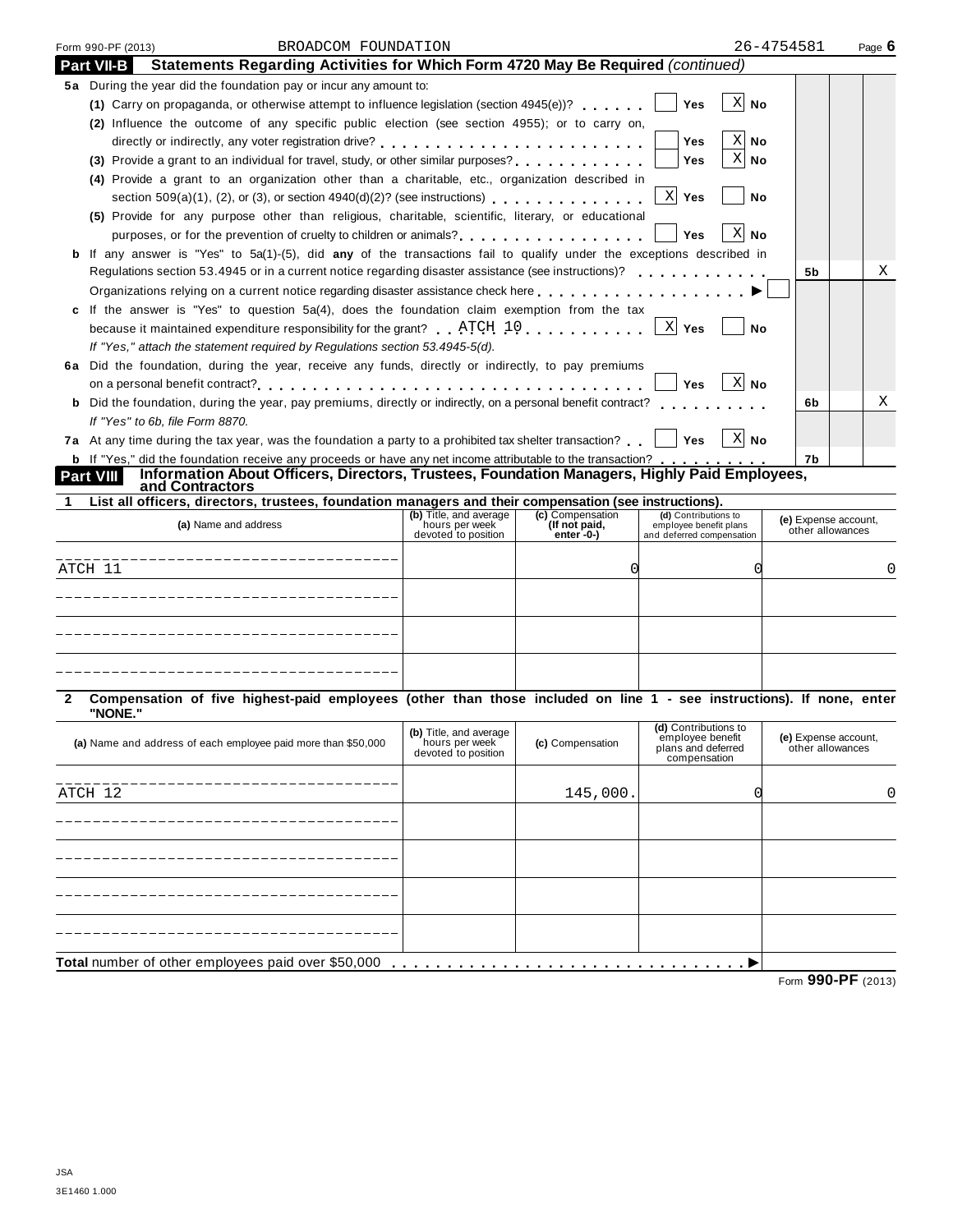Form 990-PF (2013) BROADCOM FOUNDATION 26-4754581

## Part VII-B Statements Regarding Activities for Which Form 4720 May Be Required *(continued)*

**5a** During the year did the foundation pay or incur any amount to:

**(1)** Carry on propaganda, or otherwise attempt to influence legislation (section 4945(e))? ☐ Yes ☒ No

**(2)** Influence the outcome of any specific public election (see section 4955); or to carry on, directly or indirectly, any voter registration drive? ☐ Yes ☒ No

**(3)** Provide a grant to an individual for travel, study, or other similar purposes? ☐ Yes ☒ No

**(4)** Provide a grant to an organization other than a charitable, etc., organization described in section 509(a)(1), (2), or (3), or section 4940(d)(2)? (see instructions) ☒ Yes ☐ No

**(5)** Provide for any purpose other than religious, charitable, scientific, literary, or educational purposes, or for the prevention of cruelty to children or animals? ☐ Yes ☒ No

**b** If any answer is "Yes" to 5a(1)-(5), did **any** of the transactions fail to qualify under the exceptions described in Regulations section 53.4945 or in a current notice regarding disaster assistance (see instructions)? — **5b** No: X

Organizations relying on a current notice regarding disaster assistance check here ▶ ☐

**c** If the answer is "Yes" to question 5a(4), does the foundation claim exemption from the tax because it maintained expenditure responsibility for the grant? ATCH 10 ☒ Yes ☐ No

*If "Yes," attach the statement required by Regulations section 53.4945-5(d).*

**6a** Did the foundation, during the year, receive any funds, directly or indirectly, to pay premiums on a personal benefit contract? ☐ Yes ☒ No

**b** Did the foundation, during the year, pay premiums, directly or indirectly, on a personal benefit contract? — **6b** No: X

*If "Yes" to 6b, file Form 8870.*

**7a** At any time during the tax year, was the foundation a party to a prohibited tax shelter transaction? ☐ Yes ☒ No

**b** If "Yes," did the foundation receive any proceeds or have any net income attributable to the transaction? — **7b**

## Part VIII Information About Officers, Directors, Trustees, Foundation Managers, Highly Paid Employees, and Contractors

**1 List all officers, directors, trustees, foundation managers and their compensation (see instructions).**

| (a) Name and address | (b) Title, and average hours per week devoted to position | (c) Compensation (If not paid, enter -0-) | (d) Contributions to employee benefit plans and deferred compensation | (e) Expense account, other allowances |
|---|---|---|---|---|
| ATCH 11 | | 0 | 0 | 0 |
| | | | | |
| | | | | |
| | | | | |

**2 Compensation of five highest-paid employees (other than those included on line 1 - see instructions). If none, enter "NONE."**

| (a) Name and address of each employee paid more than $50,000 | (b) Title, and average hours per week devoted to position | (c) Compensation | (d) Contributions to employee benefit plans and deferred compensation | (e) Expense account, other allowances |
|---|---|---|---|---|
| ATCH 12 | | 145,000. | 0 | 0 |
| | | | | |
| | | | | |
| | | | | |
| | | | | |

**Total** number of other employees paid over $50,000 ▶

Form **990-PF** (2013)

JSA
3E1460 1.000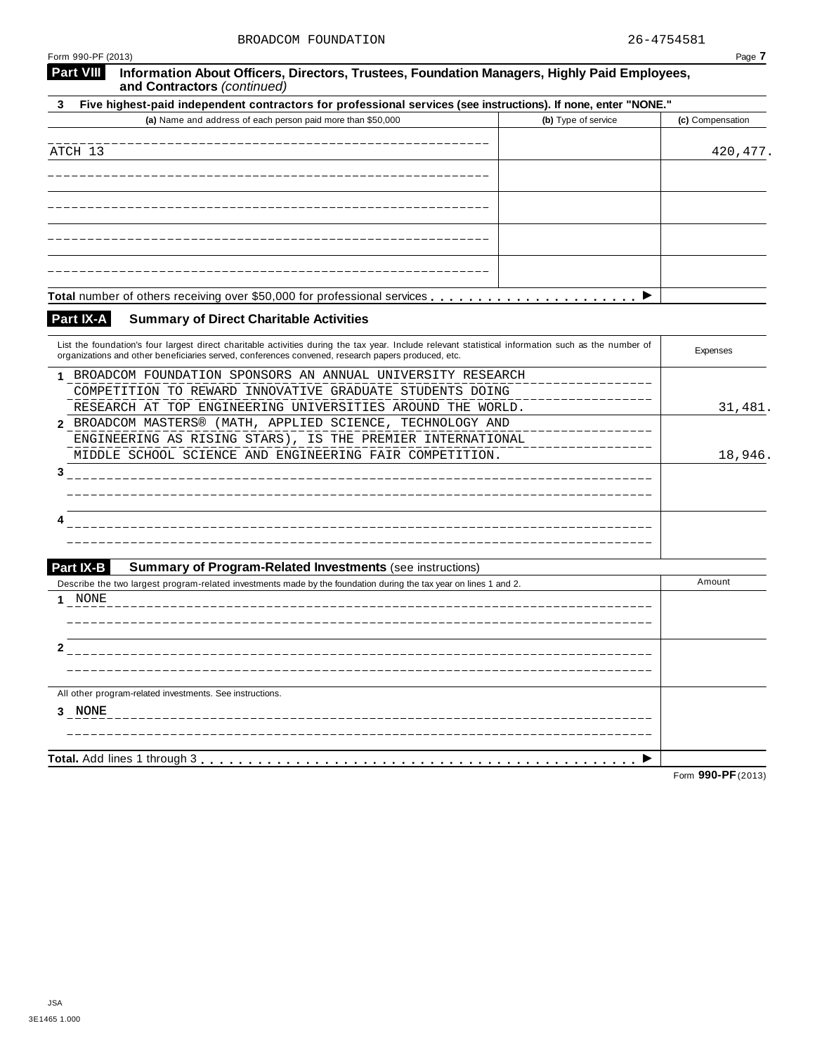BROADCOM FOUNDATION 26-4754581

Form 990-PF (2013)

## Part VIII Information About Officers, Directors, Trustees, Foundation Managers, Highly Paid Employees, and Contractors *(continued)*

**3 Five highest-paid independent contractors for professional services (see instructions). If none, enter "NONE."**

| (a) Name and address of each person paid more than $50,000 | (b) Type of service | (c) Compensation |
|---|---|---|
| ATCH 13 | | 420,477. |
| | | |
| | | |
| | | |
| | | |
| **Total** number of others receiving over $50,000 for professional services ▶ | | |

## Part IX-A Summary of Direct Charitable Activities

| List the foundation's four largest direct charitable activities during the tax year. Include relevant statistical information such as the number of organizations and other beneficiaries served, conferences convened, research papers produced, etc. | Expenses |
|---|---|
| 1 BROADCOM FOUNDATION SPONSORS AN ANNUAL UNIVERSITY RESEARCH COMPETITION TO REWARD INNOVATIVE GRADUATE STUDENTS DOING RESEARCH AT TOP ENGINEERING UNIVERSITIES AROUND THE WORLD. | 31,481. |
| 2 BROADCOM MASTERS® (MATH, APPLIED SCIENCE, TECHNOLOGY AND ENGINEERING AS RISING STARS), IS THE PREMIER INTERNATIONAL MIDDLE SCHOOL SCIENCE AND ENGINEERING FAIR COMPETITION. | 18,946. |
| 3 | |
| 4 | |

## Part IX-B Summary of Program-Related Investments (see instructions)

| Describe the two largest program-related investments made by the foundation during the tax year on lines 1 and 2. | Amount |
|---|---|
| 1 NONE | |
| 2 | |
| All other program-related investments. See instructions. | |
| 3 NONE | |
| **Total.** Add lines 1 through 3 ▶ | |

Form **990-PF** (2013)

JSA
3E1465 1.000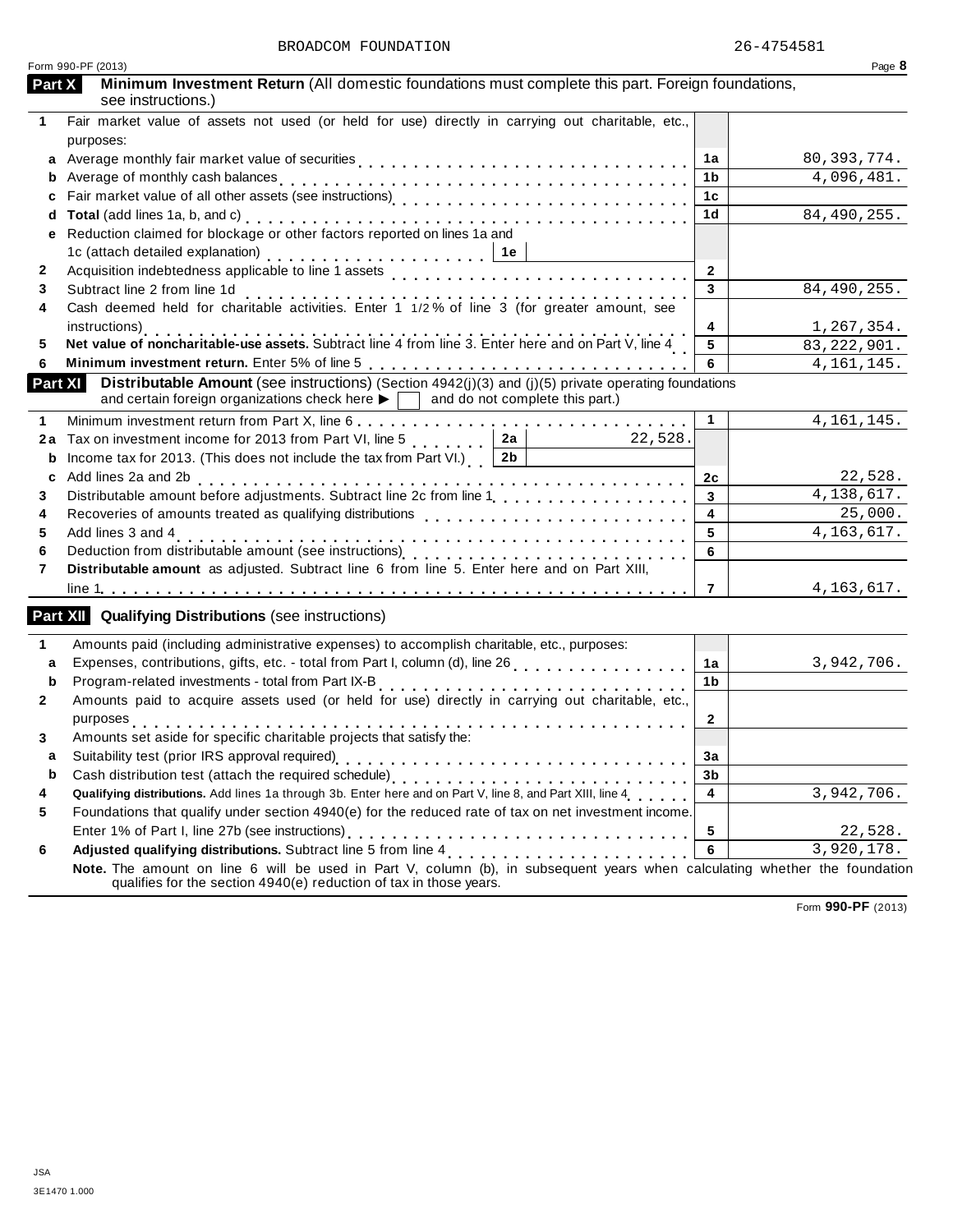BROADCOM FOUNDATION 26-4754581

Form 990-PF (2013)

## Part X Minimum Investment Return (All domestic foundations must complete this part. Foreign foundations, see instructions.)

| | | | |
|---|---|---|---|
| 1 | Fair market value of assets not used (or held for use) directly in carrying out charitable, etc., purposes: | | |
| a | Average monthly fair market value of securities | 1a | 80,393,774. |
| b | Average of monthly cash balances | 1b | 4,096,481. |
| c | Fair market value of all other assets (see instructions) | 1c | |
| d | **Total** (add lines 1a, b, and c) | 1d | 84,490,255. |
| e | Reduction claimed for blockage or other factors reported on lines 1a and 1c (attach detailed explanation) — 1e | | |
| 2 | Acquisition indebtedness applicable to line 1 assets | 2 | |
| 3 | Subtract line 2 from line 1d | 3 | 84,490,255. |
| 4 | Cash deemed held for charitable activities. Enter 1 1/2 % of line 3 (for greater amount, see instructions) | 4 | 1,267,354. |
| 5 | **Net value of noncharitable-use assets.** Subtract line 4 from line 3. Enter here and on Part V, line 4 | 5 | 83,222,901. |
| 6 | **Minimum investment return.** Enter 5% of line 5 | 6 | 4,161,145. |

## Part XI Distributable Amount (see instructions) (Section 4942(j)(3) and (j)(5) private operating foundations and certain foreign organizations check here ▶ ☐ and do not complete this part.)

| | | | | |
|---|---|---|---|---|
| 1 | Minimum investment return from Part X, line 6 | | 1 | 4,161,145. |
| 2a | Tax on investment income for 2013 from Part VI, line 5 | 2a 22,528. | | |
| b | Income tax for 2013. (This does not include the tax from Part VI.) | 2b | | |
| c | Add lines 2a and 2b | | 2c | 22,528. |
| 3 | Distributable amount before adjustments. Subtract line 2c from line 1 | | 3 | 4,138,617. |
| 4 | Recoveries of amounts treated as qualifying distributions | | 4 | 25,000. |
| 5 | Add lines 3 and 4 | | 5 | 4,163,617. |
| 6 | Deduction from distributable amount (see instructions) | | 6 | |
| 7 | **Distributable amount** as adjusted. Subtract line 6 from line 5. Enter here and on Part XIII, line 1 | | 7 | 4,163,617. |

## Part XII Qualifying Distributions (see instructions)

| | | | |
|---|---|---|---|
| 1 | Amounts paid (including administrative expenses) to accomplish charitable, etc., purposes: | | |
| a | Expenses, contributions, gifts, etc. - total from Part I, column (d), line 26 | 1a | 3,942,706. |
| b | Program-related investments - total from Part IX-B | 1b | |
| 2 | Amounts paid to acquire assets used (or held for use) directly in carrying out charitable, etc., purposes | 2 | |
| 3 | Amounts set aside for specific charitable projects that satisfy the: | | |
| a | Suitability test (prior IRS approval required) | 3a | |
| b | Cash distribution test (attach the required schedule) | 3b | |
| 4 | **Qualifying distributions.** Add lines 1a through 3b. Enter here and on Part V, line 8, and Part XIII, line 4 | 4 | 3,942,706. |
| 5 | Foundations that qualify under section 4940(e) for the reduced rate of tax on net investment income. Enter 1% of Part I, line 27b (see instructions) | 5 | 22,528. |
| 6 | **Adjusted qualifying distributions.** Subtract line 5 from line 4 | 6 | 3,920,178. |

**Note.** The amount on line 6 will be used in Part V, column (b), in subsequent years when calculating whether the foundation qualifies for the section 4940(e) reduction of tax in those years.

Form **990-PF** (2013)

JSA
3E1470 1.000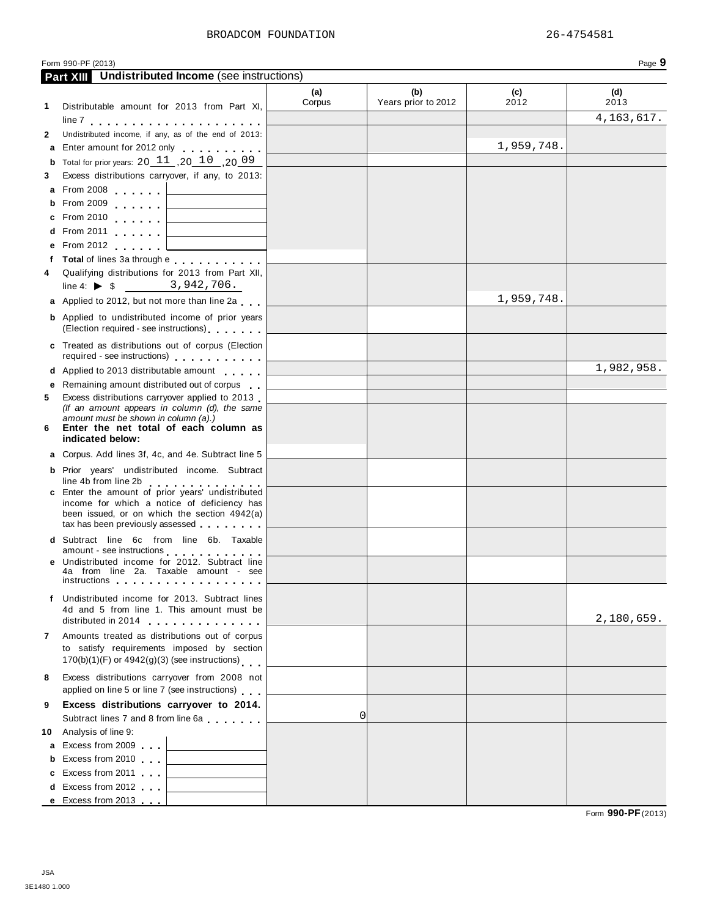BROADCOM FOUNDATION 26-4754581

Form 990-PF (2013) Page **9**

## Part XIII Undistributed Income (see instructions)

| | (a) Corpus | (b) Years prior to 2012 | (c) 2012 | (d) 2013 |
|---|---|---|---|---|
| **1** Distributable amount for 2013 from Part XI, line 7 | | | | 4,163,617. |
| **2** Undistributed income, if any, as of the end of 2013: | | | | |
| **a** Enter amount for 2012 only | | | 1,959,748. | |
| **b** Total for prior years: 20 11 ,20 10 ,20 09 | | | | |
| **3** Excess distributions carryover, if any, to 2013: | | | | |
| **a** From 2008 | | | | |
| **b** From 2009 | | | | |
| **c** From 2010 | | | | |
| **d** From 2011 | | | | |
| **e** From 2012 | | | | |
| **f** **Total** of lines 3a through e | | | | |
| **4** Qualifying distributions for 2013 from Part XII, line 4: ▶ $ 3,942,706. | | | | |
| **a** Applied to 2012, but not more than line 2a | | | 1,959,748. | |
| **b** Applied to undistributed income of prior years (Election required - see instructions) | | | | |
| **c** Treated as distributions out of corpus (Election required - see instructions) | | | | |
| **d** Applied to 2013 distributable amount | | | | 1,982,958. |
| **e** Remaining amount distributed out of corpus | | | | |
| **5** Excess distributions carryover applied to 2013 *(If an amount appears in column (d), the same amount must be shown in column (a).)* | | | | |
| **6** **Enter the net total of each column as indicated below:** | | | | |
| **a** Corpus. Add lines 3f, 4c, and 4e. Subtract line 5 | | | | |
| **b** Prior years' undistributed income. Subtract line 4b from line 2b | | | | |
| **c** Enter the amount of prior years' undistributed income for which a notice of deficiency has been issued, or on which the section 4942(a) tax has been previously assessed | | | | |
| **d** Subtract line 6c from line 6b. Taxable amount - see instructions | | | | |
| **e** Undistributed income for 2012. Subtract line 4a from line 2a. Taxable amount - see instructions | | | | |
| **f** Undistributed income for 2013. Subtract lines 4d and 5 from line 1. This amount must be distributed in 2014 | | | | 2,180,659. |
| **7** Amounts treated as distributions out of corpus to satisfy requirements imposed by section 170(b)(1)(F) or 4942(g)(3) (see instructions) | | | | |
| **8** Excess distributions carryover from 2008 not applied on line 5 or line 7 (see instructions) | | | | |
| **9** **Excess distributions carryover to 2014.** Subtract lines 7 and 8 from line 6a | 0 | | | |
| **10** Analysis of line 9: | | | | |
| **a** Excess from 2009 | | | | |
| **b** Excess from 2010 | | | | |
| **c** Excess from 2011 | | | | |
| **d** Excess from 2012 | | | | |
| **e** Excess from 2013 | | | | |

Form **990-PF** (2013)

JSA
3E1480 1.000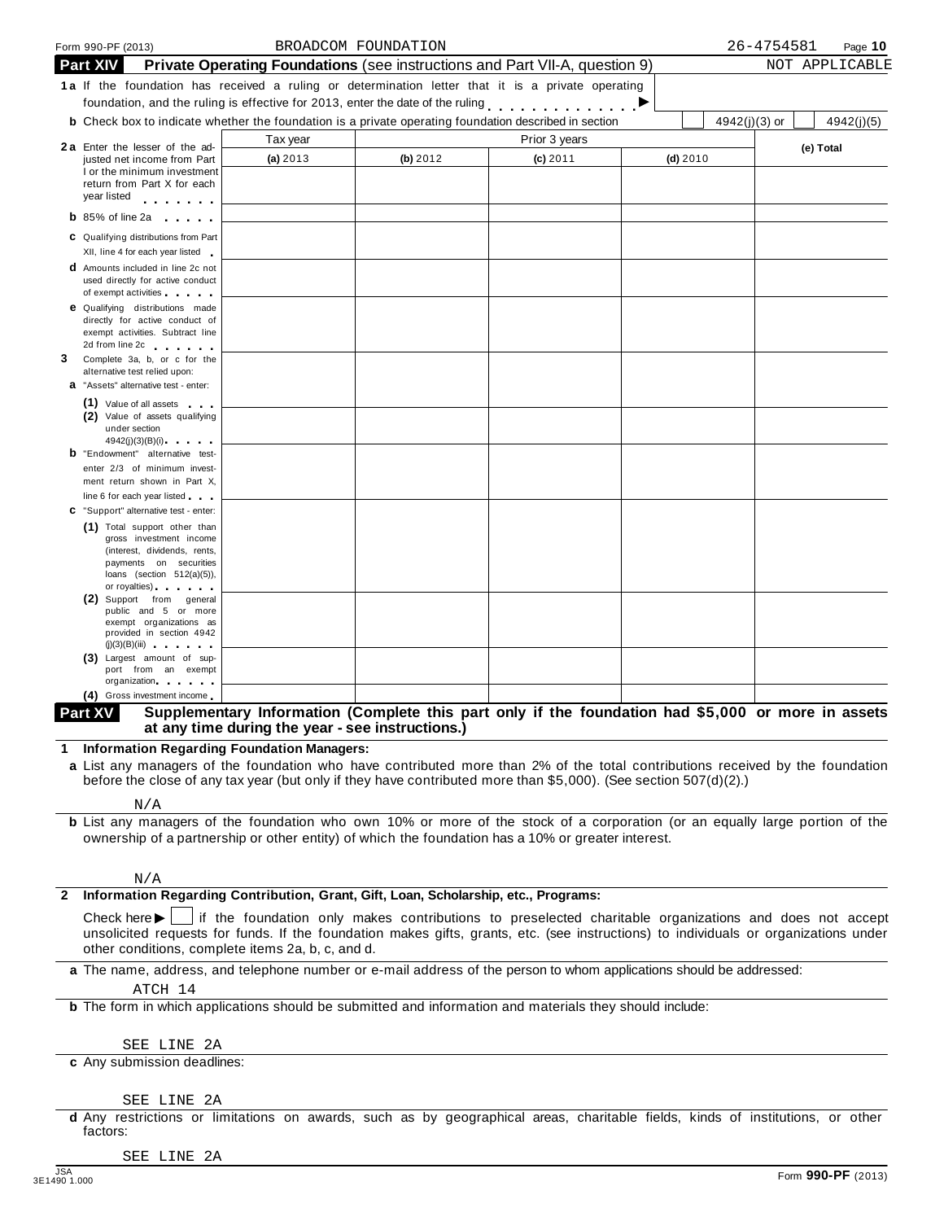Form 990-PF (2013) BROADCOM FOUNDATION 26-4754581

## Part XIV Private Operating Foundations (see instructions and Part VII-A, question 9) NOT APPLICABLE

**1a** If the foundation has received a ruling or determination letter that it is a private operating foundation, and the ruling is effective for 2013, enter the date of the ruling . . . . . . . . . . . . ▶

**b** Check box to indicate whether the foundation is a private operating foundation described in section ☐ 4942(j)(3) or ☐ 4942(j)(5)

| | Tax year (a) 2013 | Prior 3 years (b) 2012 | (c) 2011 | (d) 2010 | (e) Total |
|---|---|---|---|---|---|
| **2a** Enter the lesser of the adjusted net income from Part I or the minimum investment return from Part X for each year listed | | | | | |
| **b** 85% of line 2a | | | | | |
| **c** Qualifying distributions from Part XII, line 4 for each year listed | | | | | |
| **d** Amounts included in line 2c not used directly for active conduct of exempt activities | | | | | |
| **e** Qualifying distributions made directly for active conduct of exempt activities. Subtract line 2d from line 2c | | | | | |
| **3** Complete 3a, b, or c for the alternative test relied upon: | | | | | |
| **a** "Assets" alternative test - enter: (1) Value of all assets | | | | | |
| (2) Value of assets qualifying under section 4942(j)(3)(B)(i) | | | | | |
| **b** "Endowment" alternative test- enter 2/3 of minimum investment return shown in Part X, line 6 for each year listed | | | | | |
| **c** "Support" alternative test - enter: (1) Total support other than gross investment income (interest, dividends, rents, payments on securities loans (section 512(a)(5)), or royalties) | | | | | |
| (2) Support from general public and 5 or more exempt organizations as provided in section 4942 (j)(3)(B)(iii) | | | | | |
| (3) Largest amount of support from an exempt organization | | | | | |
| (4) Gross investment income | | | | | |

## Part XV Supplementary Information (Complete this part only if the foundation had $5,000 or more in assets at any time during the year - see instructions.)

**1 Information Regarding Foundation Managers:**

**a** List any managers of the foundation who have contributed more than 2% of the total contributions received by the foundation before the close of any tax year (but only if they have contributed more than $5,000). (See section 507(d)(2).)

N/A

**b** List any managers of the foundation who own 10% or more of the stock of a corporation (or an equally large portion of the ownership of a partnership or other entity) of which the foundation has a 10% or greater interest.

N/A

**2 Information Regarding Contribution, Grant, Gift, Loan, Scholarship, etc., Programs:**

Check here ▶ ☐ if the foundation only makes contributions to preselected charitable organizations and does not accept unsolicited requests for funds. If the foundation makes gifts, grants, etc. (see instructions) to individuals or organizations under other conditions, complete items 2a, b, c, and d.

**a** The name, address, and telephone number or e-mail address of the person to whom applications should be addressed:

ATCH 14

**b** The form in which applications should be submitted and information and materials they should include:

SEE LINE 2A

**c** Any submission deadlines:

SEE LINE 2A

**d** Any restrictions or limitations on awards, such as by geographical areas, charitable fields, kinds of institutions, or other factors:

SEE LINE 2A

JSA 3E1490 1.000 Form **990-PF** (2013)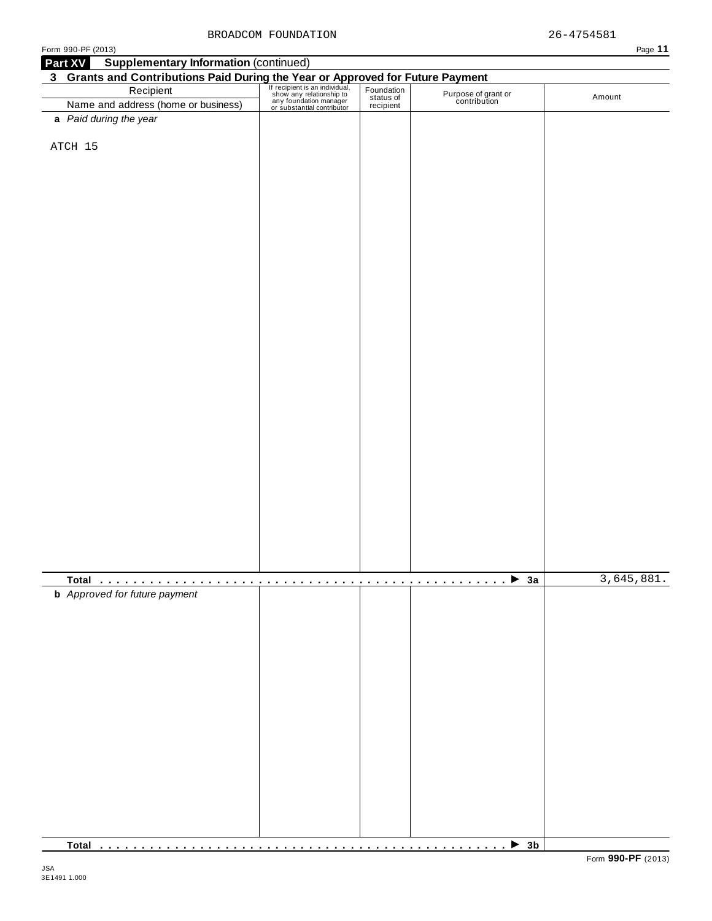BROADCOM FOUNDATION 26-4754581

Form 990-PF (2013)

**Part XV Supplementary Information** (continued)

## 3 Grants and Contributions Paid During the Year or Approved for Future Payment

| Recipient<br>Name and address (home or business) | If recipient is an individual, show any relationship to any foundation manager or substantial contributor | Foundation status of recipient | Purpose of grant or contribution | Amount |
|---|---|---|---|---|
| ***a*** *Paid during the year* | | | | |
| ATCH 15 | | | | |
| **Total** . . . . . . . . . . . . . . . . . . . . . . . . . . . . . . . . . . . . . . . . . . . . . . ▶ **3a** | | | | 3,645,881. |
| ***b*** *Approved for future payment* | | | | |
| **Total** . . . . . . . . . . . . . . . . . . . . . . . . . . . . . . . . . . . . . . . . . . . . . . ▶ **3b** | | | | |

JSA
3E1491 1.000

Form **990-PF** (2013)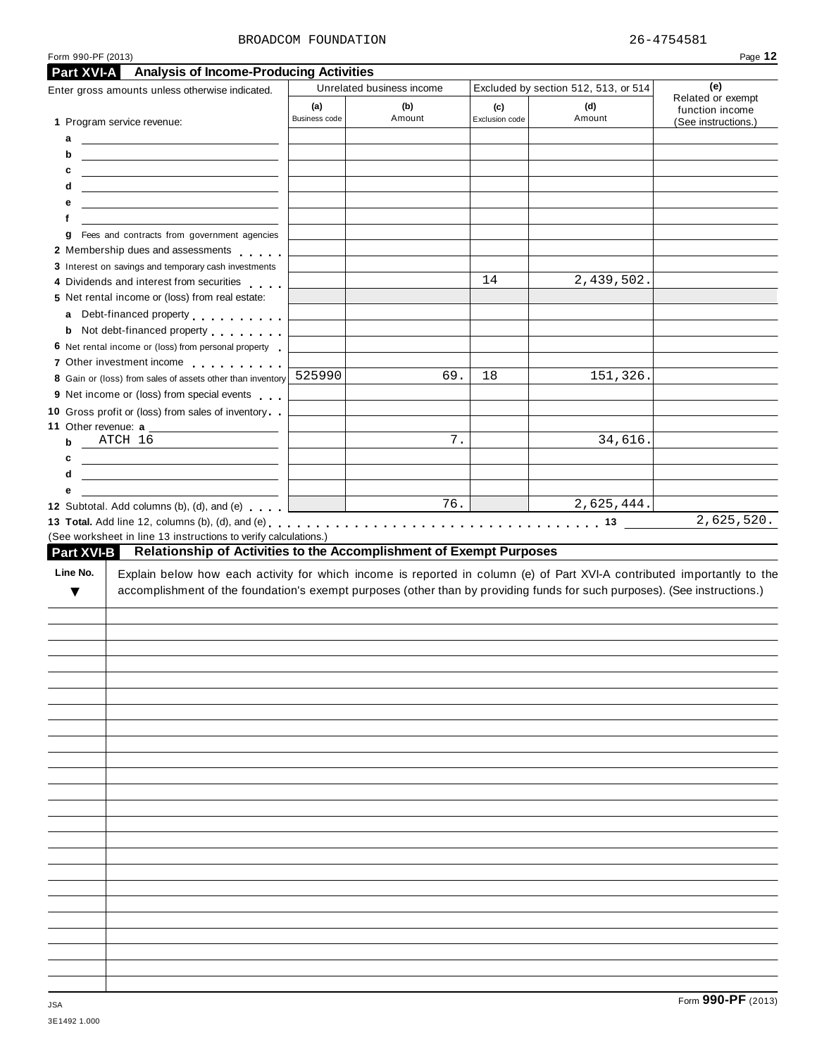BROADCOM FOUNDATION 26-4754581

Form 990-PF (2013)

## Part XVI-A Analysis of Income-Producing Activities

| Enter gross amounts unless otherwise indicated. | Unrelated business income | | Excluded by section 512, 513, or 514 | | (e) Related or exempt function income (See instructions.) |
|---|---|---|---|---|---|
| | (a) Business code | (b) Amount | (c) Exclusion code | (d) Amount | |
| 1 Program service revenue: | | | | | |
| a | | | | | |
| b | | | | | |
| c | | | | | |
| d | | | | | |
| e | | | | | |
| f | | | | | |
| g Fees and contracts from government agencies | | | | | |
| 2 Membership dues and assessments | | | | | |
| 3 Interest on savings and temporary cash investments | | | | | |
| 4 Dividends and interest from securities | | | 14 | 2,439,502. | |
| 5 Net rental income or (loss) from real estate: | | | | | |
| a Debt-financed property | | | | | |
| b Not debt-financed property | | | | | |
| 6 Net rental income or (loss) from personal property | | | | | |
| 7 Other investment income | | | | | |
| 8 Gain or (loss) from sales of assets other than inventory | 525990 | 69. | 18 | 151,326. | |
| 9 Net income or (loss) from special events | | | | | |
| 10 Gross profit or (loss) from sales of inventory | | | | | |
| 11 Other revenue: a | | | | | |
| b ATCH 16 | | 7. | | 34,616. | |
| c | | | | | |
| d | | | | | |
| e | | | | | |
| 12 Subtotal. Add columns (b), (d), and (e) | | 76. | | 2,625,444. | |

**13 Total.** Add line 12, columns (b), (d), and (e) . . . . . 13 2,625,520.

(See worksheet in line 13 instructions to verify calculations.)

## Part XVI-B Relationship of Activities to the Accomplishment of Exempt Purposes

| Line No. ▼ | Explain below how each activity for which income is reported in column (e) of Part XVI-A contributed importantly to the accomplishment of the foundation's exempt purposes (other than by providing funds for such purposes). (See instructions.) |
|---|---|
| | |

Form **990-PF** (2013)

JSA
3E1492 1.000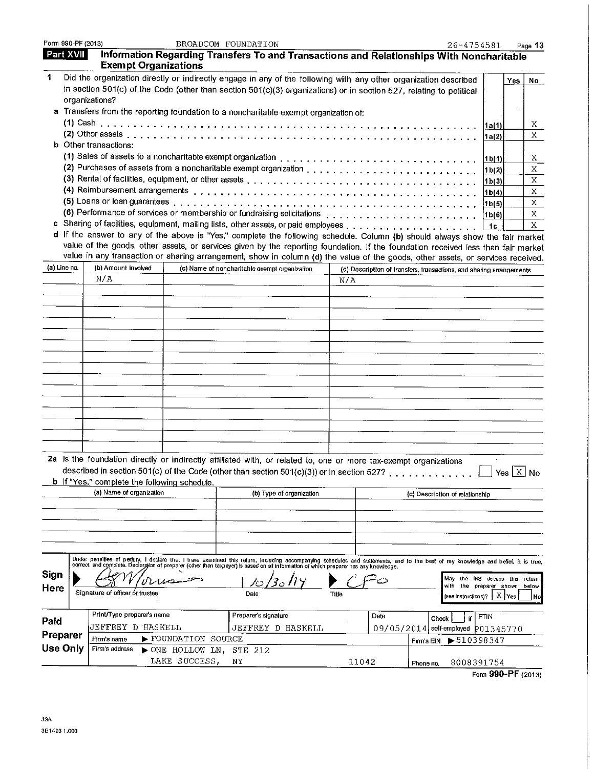Form 990-PF (2013) BROADCOM FOUNDATION 26-4754581

## Part XVII Information Regarding Transfers To and Transactions and Relationships With Noncharitable Exempt Organizations

**1** Did the organization directly or indirectly engage in any of the following with any other organization described in section 501(c) of the Code (other than section 501(c)(3) organizations) or in section 527, relating to political organizations?

| | | | Yes | No |
|---|---|---|---|---|
| **a** | Transfers from the reporting foundation to a noncharitable exempt organization of: | | | |
| | (1) Cash | 1a(1) | | X |
| | (2) Other assets | 1a(2) | | X |
| **b** | Other transactions: | | | |
| | (1) Sales of assets to a noncharitable exempt organization | 1b(1) | | X |
| | (2) Purchases of assets from a noncharitable exempt organization | 1b(2) | | X |
| | (3) Rental of facilities, equipment, or other assets | 1b(3) | | X |
| | (4) Reimbursement arrangements | 1b(4) | | X |
| | (5) Loans or loan guarantees | 1b(5) | | X |
| | (6) Performance of services or membership or fundraising solicitations | 1b(6) | | X |
| **c** | Sharing of facilities, equipment, mailing lists, other assets, or paid employees | 1c | | X |

**d** If the answer to any of the above is "Yes," complete the following schedule. Column **(b)** should always show the fair market value of the goods, other assets, or services given by the reporting foundation. If the foundation received less than fair market value in any transaction or sharing arrangement, show in column **(d)** the value of the goods, other assets, or services received.

| (a) Line no. | (b) Amount involved | (c) Name of noncharitable exempt organization | (d) Description of transfers, transactions, and sharing arrangements |
|---|---|---|---|
| | N/A | | N/A |

**2a** Is the foundation directly or indirectly affiliated with, or related to, one or more tax-exempt organizations described in section 501(c) of the Code (other than section 501(c)(3)) or in section 527? ☐ Yes ☒ No

**b** If "Yes," complete the following schedule.

| (a) Name of organization | (b) Type of organization | (c) Description of relationship |
|---|---|---|
| | | |

**Sign Here**

Under penalties of perjury, I declare that I have examined this return, including accompanying schedules and statements, and to the best of my knowledge and belief, it is true, correct, and complete. Declaration of preparer (other than taxpayer) is based on all information of which preparer has any knowledge.

Signature of officer or trustee: [signature] Date: 10/30/14 Title: CFO

May the IRS discuss this return with the preparer shown below (see instructions)? ☒ Yes ☐ No

**Paid Preparer Use Only**

| Print/Type preparer's name | Preparer's signature | Date | Check ☐ if self-employed | PTIN |
|---|---|---|---|---|
| JEFFREY D HASKELL | JEFFREY D HASKELL | 09/05/2014 | | P01345770 |

Firm's name ▶ FOUNDATION SOURCE Firm's EIN ▶ 510398347

Firm's address ▶ ONE HOLLOW LN, STE 212 LAKE SUCCESS, NY 11042 Phone no. 8008391754

Form **990-PF** (2013)

JSA
3E1493 1.000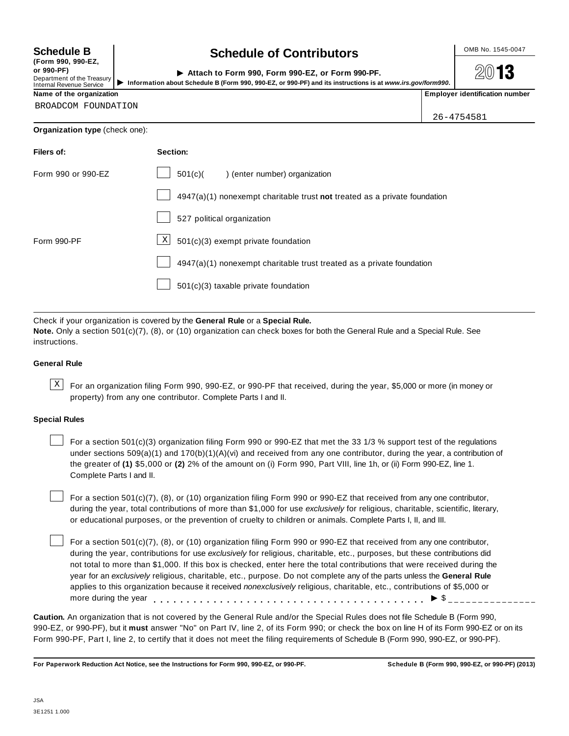**Schedule B** (Form 990, 990-EZ, or 990-PF)
Department of the Treasury
Internal Revenue Service

# Schedule of Contributors

► Attach to Form 990, Form 990-EZ, or Form 990-PF.

► Information about Schedule B (Form 990, 990-EZ, or 990-PF) and its instructions is at *www.irs.gov/form990*.

OMB No. 1545-0047

**2013**

| Name of the organization | Employer identification number |
|---|---|
| BROADCOM FOUNDATION | 26-4754581 |

**Organization type** (check one):

| Filers of: | Section: |
|---|---|
| Form 990 or 990-EZ | ☐ 501(c)( ) (enter number) organization |
| | ☐ 4947(a)(1) nonexempt charitable trust **not** treated as a private foundation |
| | ☐ 527 political organization |
| Form 990-PF | ☒ 501(c)(3) exempt private foundation |
| | ☐ 4947(a)(1) nonexempt charitable trust treated as a private foundation |
| | ☐ 501(c)(3) taxable private foundation |

Check if your organization is covered by the **General Rule** or a **Special Rule.**

**Note.** Only a section 501(c)(7), (8), or (10) organization can check boxes for both the General Rule and a Special Rule. See instructions.

**General Rule**

☒ For an organization filing Form 990, 990-EZ, or 990-PF that received, during the year, $5,000 or more (in money or property) from any one contributor. Complete Parts I and II.

**Special Rules**

☐ For a section 501(c)(3) organization filing Form 990 or 990-EZ that met the 33 1/3 % support test of the regulations under sections 509(a)(1) and 170(b)(1)(A)(vi) and received from any one contributor, during the year, a contribution of the greater of **(1)** $5,000 or **(2)** 2% of the amount on (i) Form 990, Part VIII, line 1h, or (ii) Form 990-EZ, line 1. Complete Parts I and II.

☐ For a section 501(c)(7), (8), or (10) organization filing Form 990 or 990-EZ that received from any one contributor, during the year, total contributions of more than $1,000 for use *exclusively* for religious, charitable, scientific, literary, or educational purposes, or the prevention of cruelty to children or animals. Complete Parts I, II, and III.

☐ For a section 501(c)(7), (8), or (10) organization filing Form 990 or 990-EZ that received from any one contributor, during the year, contributions for use *exclusively* for religious, charitable, etc., purposes, but these contributions did not total to more than $1,000. If this box is checked, enter here the total contributions that were received during the year for an *exclusively* religious, charitable, etc., purpose. Do not complete any of the parts unless the **General Rule** applies to this organization because it received *nonexclusively* religious, charitable, etc., contributions of $5,000 or more during the year . . . . . . . . . . . . . . . . . . . . . . . . . . . . . . . . . . . . . . . ► $ _______________

**Caution.** An organization that is not covered by the General Rule and/or the Special Rules does not file Schedule B (Form 990, 990-EZ, or 990-PF), but it **must** answer "No" on Part IV, line 2, of its Form 990; or check the box on line H of its Form 990-EZ or on its Form 990-PF, Part I, line 2, to certify that it does not meet the filing requirements of Schedule B (Form 990, 990-EZ, or 990-PF).

**For Paperwork Reduction Act Notice, see the Instructions for Form 990, 990-EZ, or 990-PF.** **Schedule B (Form 990, 990-EZ, or 990-PF) (2013)**

JSA
3E1251 1.000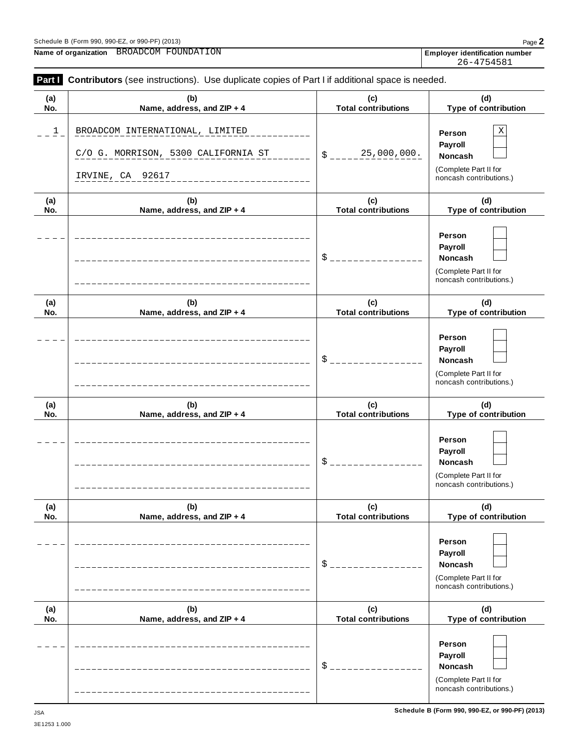Schedule B (Form 990, 990-EZ, or 990-PF) (2013)

**Name of organization** BROADCOM FOUNDATION

**Employer identification number** 26-4754581

**Part I** **Contributors** (see instructions). Use duplicate copies of Part I if additional space is needed.

| (a) No. | (b) Name, address, and ZIP + 4 | (c) Total contributions | (d) Type of contribution |
|---|---|---|---|
| 1 | BROADCOM INTERNATIONAL, LIMITED<br>C/O G. MORRISON, 5300 CALIFORNIA ST<br>IRVINE, CA 92617 | $ 25,000,000. | Person X<br>Payroll<br>Noncash<br>(Complete Part II for noncash contributions.) |
| | | $ | Person<br>Payroll<br>Noncash<br>(Complete Part II for noncash contributions.) |
| | | $ | Person<br>Payroll<br>Noncash<br>(Complete Part II for noncash contributions.) |
| | | $ | Person<br>Payroll<br>Noncash<br>(Complete Part II for noncash contributions.) |
| | | $ | Person<br>Payroll<br>Noncash<br>(Complete Part II for noncash contributions.) |
| | | $ | Person<br>Payroll<br>Noncash<br>(Complete Part II for noncash contributions.) |

JSA 3E1253 1.000

Schedule B (Form 990, 990-EZ, or 990-PF) (2013)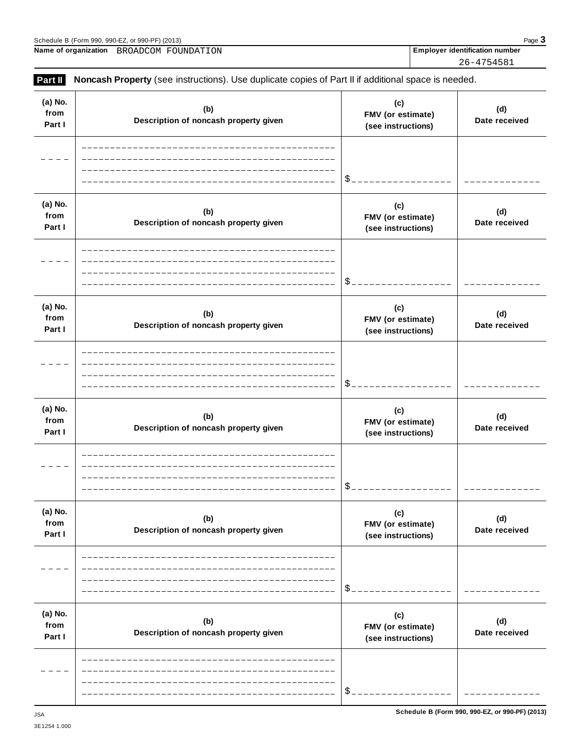**Name of organization** BROADCOM FOUNDATION

**Employer identification number** 26-4754581

**Part II** **Noncash Property** (see instructions). Use duplicate copies of Part II if additional space is needed.

| (a) No. from Part I | (b) Description of noncash property given | (c) FMV (or estimate) (see instructions) | (d) Date received |
|---|---|---|---|
| | | $ | |

| (a) No. from Part I | (b) Description of noncash property given | (c) FMV (or estimate) (see instructions) | (d) Date received |
|---|---|---|---|
| | | $ | |

| (a) No. from Part I | (b) Description of noncash property given | (c) FMV (or estimate) (see instructions) | (d) Date received |
|---|---|---|---|
| | | $ | |

| (a) No. from Part I | (b) Description of noncash property given | (c) FMV (or estimate) (see instructions) | (d) Date received |
|---|---|---|---|
| | | $ | |

| (a) No. from Part I | (b) Description of noncash property given | (c) FMV (or estimate) (see instructions) | (d) Date received |
|---|---|---|---|
| | | $ | |

| (a) No. from Part I | (b) Description of noncash property given | (c) FMV (or estimate) (see instructions) | (d) Date received |
|---|---|---|---|
| | | $ | |

JSA
3E1254 1.000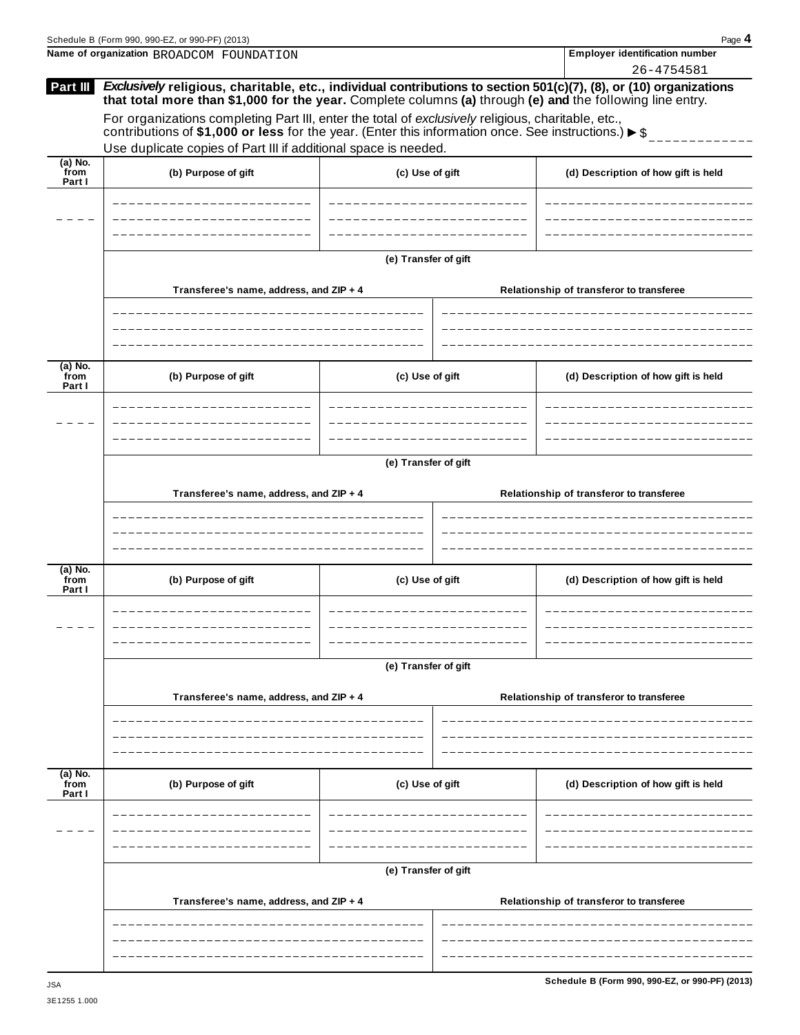Schedule B (Form 990, 990-EZ, or 990-PF) (2013) Page **4**

**Name of organization** BROADCOM FOUNDATION

**Employer identification number** 26-4754581

**Part III** ***Exclusively*** **religious, charitable, etc., individual contributions to section 501(c)(7), (8), or (10) organizations that total more than $1,000 for the year.** Complete columns **(a)** through **(e) and** the following line entry.

For organizations completing Part III, enter the total of *exclusively* religious, charitable, etc., contributions of **$1,000 or less** for the year. (Enter this information once. See instructions.) ▶ $

Use duplicate copies of Part III if additional space is needed.

| (a) No. from Part I | (b) Purpose of gift | (c) Use of gift | (d) Description of how gift is held |
|---|---|---|---|
| | | | |

**(e) Transfer of gift**

| Transferee's name, address, and ZIP + 4 | Relationship of transferor to transferee |
|---|---|
| | |

| (a) No. from Part I | (b) Purpose of gift | (c) Use of gift | (d) Description of how gift is held |
|---|---|---|---|
| | | | |

**(e) Transfer of gift**

| Transferee's name, address, and ZIP + 4 | Relationship of transferor to transferee |
|---|---|
| | |

| (a) No. from Part I | (b) Purpose of gift | (c) Use of gift | (d) Description of how gift is held |
|---|---|---|---|
| | | | |

**(e) Transfer of gift**

| Transferee's name, address, and ZIP + 4 | Relationship of transferor to transferee |
|---|---|
| | |

| (a) No. from Part I | (b) Purpose of gift | (c) Use of gift | (d) Description of how gift is held |
|---|---|---|---|
| | | | |

**(e) Transfer of gift**

| Transferee's name, address, and ZIP + 4 | Relationship of transferor to transferee |
|---|---|
| | |

JSA
3E1255 1.000

**Schedule B (Form 990, 990-EZ, or 990-PF) (2013)**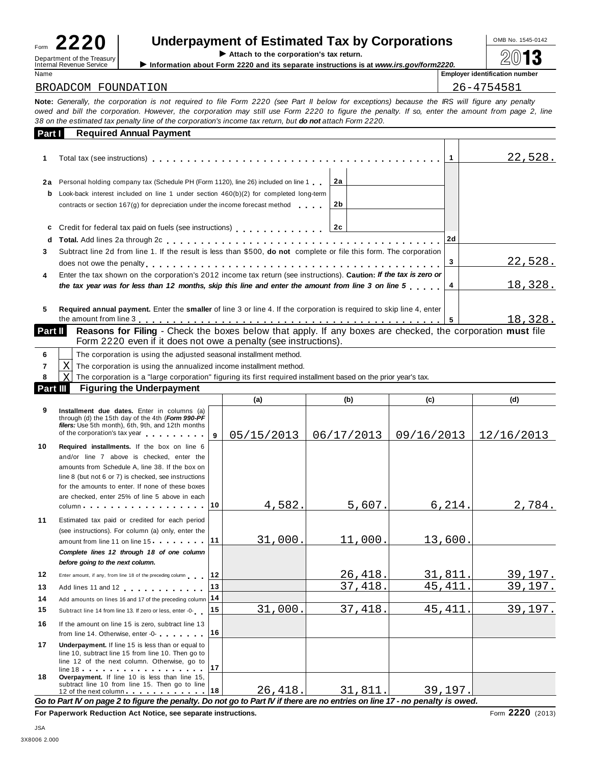Form **2220** Department of the Treasury Internal Revenue Service

# Underpayment of Estimated Tax by Corporations

▶ Attach to the corporation's tax return.

▶ Information about Form 2220 and its separate instructions is at *www.irs.gov/form2220.*

OMB No. 1545-0142

2013

| Name | Employer identification number |
|---|---|
| BROADCOM FOUNDATION | 26-4754581 |

**Note:** *Generally, the corporation is not required to file Form 2220 (see Part II below for exceptions) because the IRS will figure any penalty owed and bill the corporation. However, the corporation may still use Form 2220 to figure the penalty. If so, enter the amount from page 2, line 38 on the estimated tax penalty line of the corporation's income tax return, but **do not** attach Form 2220.*

## Part I Required Annual Payment

| | | | | | |
|---|---|---|---|---|---|
| 1 | Total tax (see instructions) | | | 1 | 22,528. |
| 2a | Personal holding company tax (Schedule PH (Form 1120), line 26) included on line 1 | 2a | | | |
| b | Look-back interest included on line 1 under section 460(b)(2) for completed long-term contracts or section 167(g) for depreciation under the income forecast method | 2b | | | |
| c | Credit for federal tax paid on fuels (see instructions) | 2c | | | |
| d | **Total.** Add lines 2a through 2c | | | 2d | |
| 3 | Subtract line 2d from line 1. If the result is less than $500, **do not** complete or file this form. The corporation does not owe the penalty | | | 3 | 22,528. |
| 4 | Enter the tax shown on the corporation's 2012 income tax return (see instructions). **Caution:** ***If the tax is zero or the tax year was for less than 12 months, skip this line and enter the amount from line 3 on line 5*** | | | 4 | 18,328. |
| 5 | **Required annual payment.** Enter the **smaller** of line 3 or line 4. If the corporation is required to skip line 4, enter the amount from line 3 | | | 5 | 18,328. |

## Part II Reasons for Filing - Check the boxes below that apply. If any boxes are checked, the corporation must file Form 2220 even if it does not owe a penalty (see instructions).

| | | |
|---|---|---|
| 6 | | The corporation is using the adjusted seasonal installment method. |
| 7 | X | The corporation is using the annualized income installment method. |
| 8 | X | The corporation is a "large corporation" figuring its first required installment based on the prior year's tax. |

## Part III Figuring the Underpayment

| | | | (a) | (b) | (c) | (d) |
|---|---|---|---|---|---|---|
| 9 | **Installment due dates.** Enter in columns (a) through (d) the 15th day of the 4th (***Form 990-PF filers:*** Use 5th month), 6th, 9th, and 12th months of the corporation's tax year | 9 | 05/15/2013 | 06/17/2013 | 09/16/2013 | 12/16/2013 |
| 10 | **Required installments.** If the box on line 6 and/or line 7 above is checked, enter the amounts from Schedule A, line 38. If the box on line 8 (but not 6 or 7) is checked, see instructions for the amounts to enter. If none of these boxes are checked, enter 25% of line 5 above in each column | 10 | 4,582. | 5,607. | 6,214. | 2,784. |
| 11 | Estimated tax paid or credited for each period (see instructions). For column (a) only, enter the amount from line 11 on line 15 | 11 | 31,000. | 11,000. | 13,600. | |
| | ***Complete lines 12 through 18 of one column before going to the next column.*** | | | | | |
| 12 | Enter amount, if any, from line 18 of the preceding column | 12 | | 26,418. | 31,811. | 39,197. |
| 13 | Add lines 11 and 12 | 13 | | 37,418. | 45,411. | 39,197. |
| 14 | Add amounts on lines 16 and 17 of the preceding column | 14 | | | | |
| 15 | Subtract line 14 from line 13. If zero or less, enter -0- | 15 | 31,000. | 37,418. | 45,411. | 39,197. |
| 16 | If the amount on line 15 is zero, subtract line 13 from line 14. Otherwise, enter -0- | 16 | | | | |
| 17 | **Underpayment.** If line 15 is less than or equal to line 10, subtract line 15 from line 10. Then go to line 12 of the next column. Otherwise, go to line 18 | 17 | | | | |
| 18 | **Overpayment.** If line 10 is less than line 15, subtract line 10 from line 15. Then go to line 12 of the next column | 18 | 26,418. | 31,811. | 39,197. | |

***Go to Part IV on page 2 to figure the penalty. Do not go to Part IV if there are no entries on line 17 - no penalty is owed.***

**For Paperwork Reduction Act Notice, see separate instructions.** Form **2220** (2013)

JSA
3X8006 2.000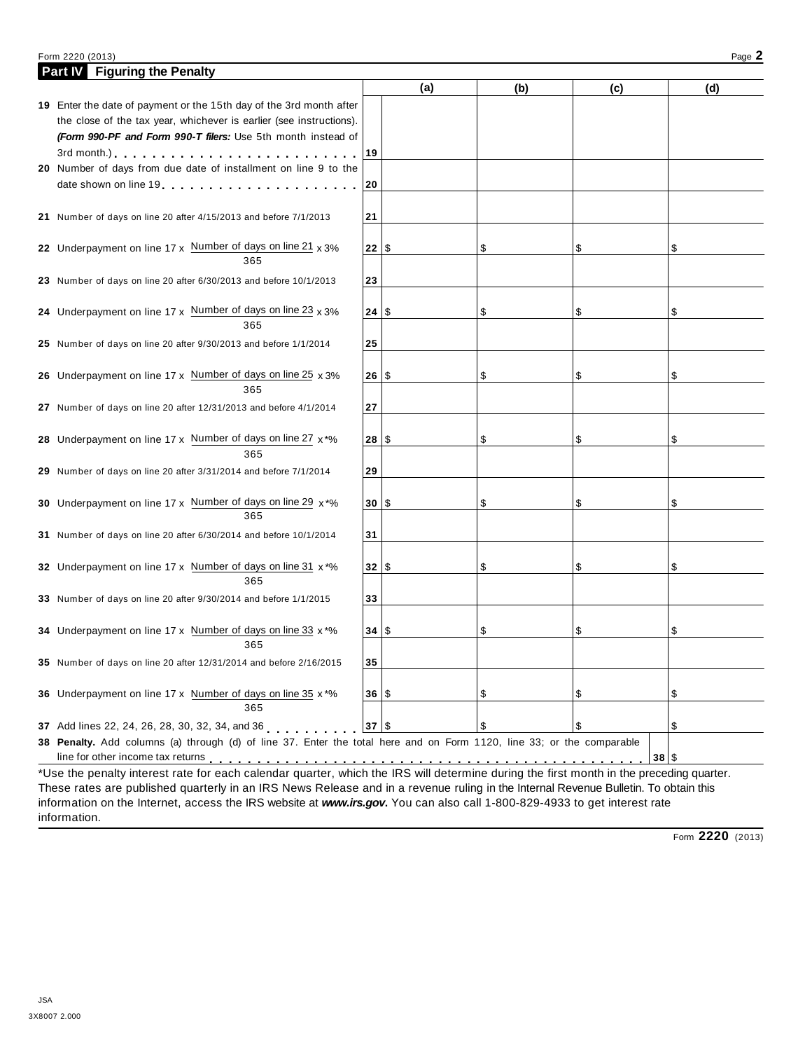Form 2220 (2013) Page **2**

## Part IV Figuring the Penalty

| | | (a) | (b) | (c) | (d) |
|---|---|---|---|---|---|
| **19** Enter the date of payment or the 15th day of the 3rd month after the close of the tax year, whichever is earlier (see instructions). ***(Form 990-PF and Form 990-T filers:*** *Use 5th month instead of 3rd month.)* | **19** | | | | |
| **20** Number of days from due date of installment on line 9 to the date shown on line 19 | **20** | | | | |
| **21** Number of days on line 20 after 4/15/2013 and before 7/1/2013 | **21** | | | | |
| **22** Underpayment on line 17 x $\frac{\text{Number of days on line 21}}{365}$ x 3% | **22** | $ | $ | $ | $ |
| **23** Number of days on line 20 after 6/30/2013 and before 10/1/2013 | **23** | | | | |
| **24** Underpayment on line 17 x $\frac{\text{Number of days on line 23}}{365}$ x 3% | **24** | $ | $ | $ | $ |
| **25** Number of days on line 20 after 9/30/2013 and before 1/1/2014 | **25** | | | | |
| **26** Underpayment on line 17 x $\frac{\text{Number of days on line 25}}{365}$ x 3% | **26** | $ | $ | $ | $ |
| **27** Number of days on line 20 after 12/31/2013 and before 4/1/2014 | **27** | | | | |
| **28** Underpayment on line 17 x $\frac{\text{Number of days on line 27}}{365}$ x *% | **28** | $ | $ | $ | $ |
| **29** Number of days on line 20 after 3/31/2014 and before 7/1/2014 | **29** | | | | |
| **30** Underpayment on line 17 x $\frac{\text{Number of days on line 29}}{365}$ x *% | **30** | $ | $ | $ | $ |
| **31** Number of days on line 20 after 6/30/2014 and before 10/1/2014 | **31** | | | | |
| **32** Underpayment on line 17 x $\frac{\text{Number of days on line 31}}{365}$ x *% | **32** | $ | $ | $ | $ |
| **33** Number of days on line 20 after 9/30/2014 and before 1/1/2015 | **33** | | | | |
| **34** Underpayment on line 17 x $\frac{\text{Number of days on line 33}}{365}$ x *% | **34** | $ | $ | $ | $ |
| **35** Number of days on line 20 after 12/31/2014 and before 2/16/2015 | **35** | | | | |
| **36** Underpayment on line 17 x $\frac{\text{Number of days on line 35}}{365}$ x *% | **36** | $ | $ | $ | $ |
| **37** Add lines 22, 24, 26, 28, 30, 32, 34, and 36 | **37** | $ | $ | $ | $ |

**38 Penalty.** Add columns (a) through (d) of line 37. Enter the total here and on Form 1120, line 33; or the comparable line for other income tax returns . . . **38** $

*Use the penalty interest rate for each calendar quarter, which the IRS will determine during the first month in the preceding quarter. These rates are published quarterly in an IRS News Release and in a revenue ruling in the Internal Revenue Bulletin. To obtain this information on the Internet, access the IRS website at ***www.irs.gov***. You can also call 1-800-829-4933 to get interest rate information.

Form **2220** (2013)

JSA
3X8007 2.000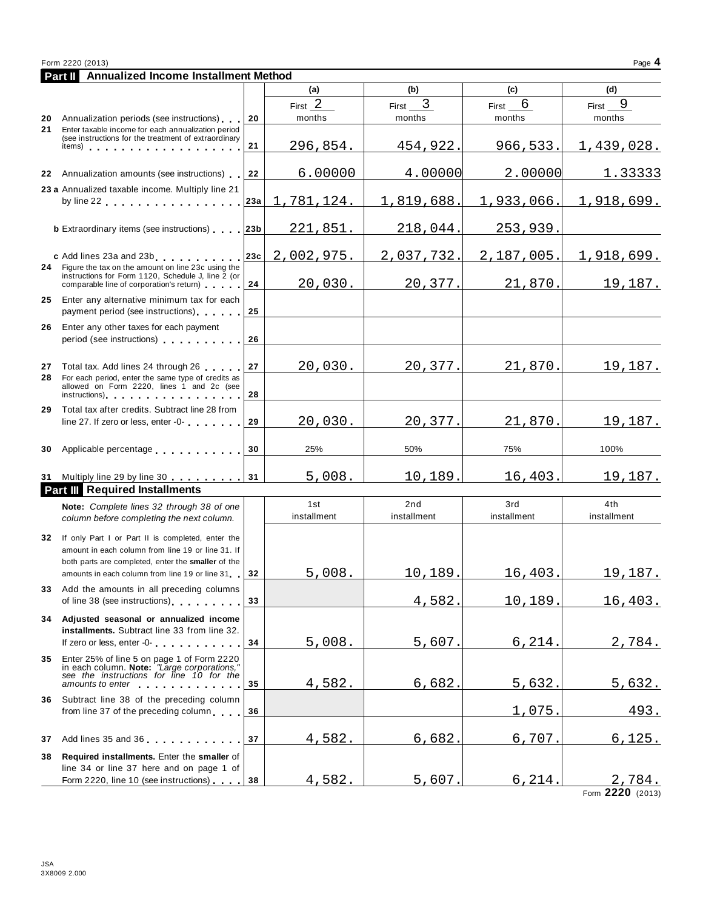Form 2220 (2013)

## Part II Annualized Income Installment Method

| | | | (a) | (b) | (c) | (d) |
|---|---|---|---|---|---|---|
| 20 | Annualization periods (see instructions) | 20 | First 2 months | First 3 months | First 6 months | First 9 months |
| 21 | Enter taxable income for each annualization period (see instructions for the treatment of extraordinary items) | 21 | 296,854. | 454,922. | 966,533. | 1,439,028. |
| 22 | Annualization amounts (see instructions) | 22 | 6.00000 | 4.00000 | 2.00000 | 1.33333 |
| 23 a | Annualized taxable income. Multiply line 21 by line 22 | 23a | 1,781,124. | 1,819,688. | 1,933,066. | 1,918,699. |
| b | Extraordinary items (see instructions) | 23b | 221,851. | 218,044. | 253,939. | |
| c | Add lines 23a and 23b | 23c | 2,002,975. | 2,037,732. | 2,187,005. | 1,918,699. |
| 24 | Figure the tax on the amount on line 23c using the instructions for Form 1120, Schedule J, line 2 (or comparable line of corporation's return) | 24 | 20,030. | 20,377. | 21,870. | 19,187. |
| 25 | Enter any alternative minimum tax for each payment period (see instructions) | 25 | | | | |
| 26 | Enter any other taxes for each payment period (see instructions) | 26 | | | | |
| 27 | Total tax. Add lines 24 through 26 | 27 | 20,030. | 20,377. | 21,870. | 19,187. |
| 28 | For each period, enter the same type of credits as allowed on Form 2220, lines 1 and 2c (see instructions) | 28 | | | | |
| 29 | Total tax after credits. Subtract line 28 from line 27. If zero or less, enter -0- | 29 | 20,030. | 20,377. | 21,870. | 19,187. |
| 30 | Applicable percentage | 30 | 25% | 50% | 75% | 100% |
| 31 | Multiply line 29 by line 30 | 31 | 5,008. | 10,189. | 16,403. | 19,187. |

## Part III Required Installments

| | *Note: Complete lines 32 through 38 of one column before completing the next column.* | | 1st installment | 2nd installment | 3rd installment | 4th installment |
|---|---|---|---|---|---|---|
| 32 | If only Part I or Part II is completed, enter the amount in each column from line 19 or line 31. If both parts are completed, enter the **smaller** of the amounts in each column from line 19 or line 31 | 32 | 5,008. | 10,189. | 16,403. | 19,187. |
| 33 | Add the amounts in all preceding columns of line 38 (see instructions) | 33 | | 4,582. | 10,189. | 16,403. |
| 34 | **Adjusted seasonal or annualized income installments.** Subtract line 33 from line 32. If zero or less, enter -0- | 34 | 5,008. | 5,607. | 6,214. | 2,784. |
| 35 | Enter 25% of line 5 on page 1 of Form 2220 in each column. **Note:** *"Large corporations," see the instructions for line 10 for the amounts to enter* | 35 | 4,582. | 6,682. | 5,632. | 5,632. |
| 36 | Subtract line 38 of the preceding column from line 37 of the preceding column | 36 | | | 1,075. | 493. |
| 37 | Add lines 35 and 36 | 37 | 4,582. | 6,682. | 6,707. | 6,125. |
| 38 | **Required installments.** Enter the **smaller** of line 34 or line 37 here and on page 1 of Form 2220, line 10 (see instructions) | 38 | 4,582. | 5,607. | 6,214. | 2,784. |

Form **2220** (2013)

JSA
3X8009 2.000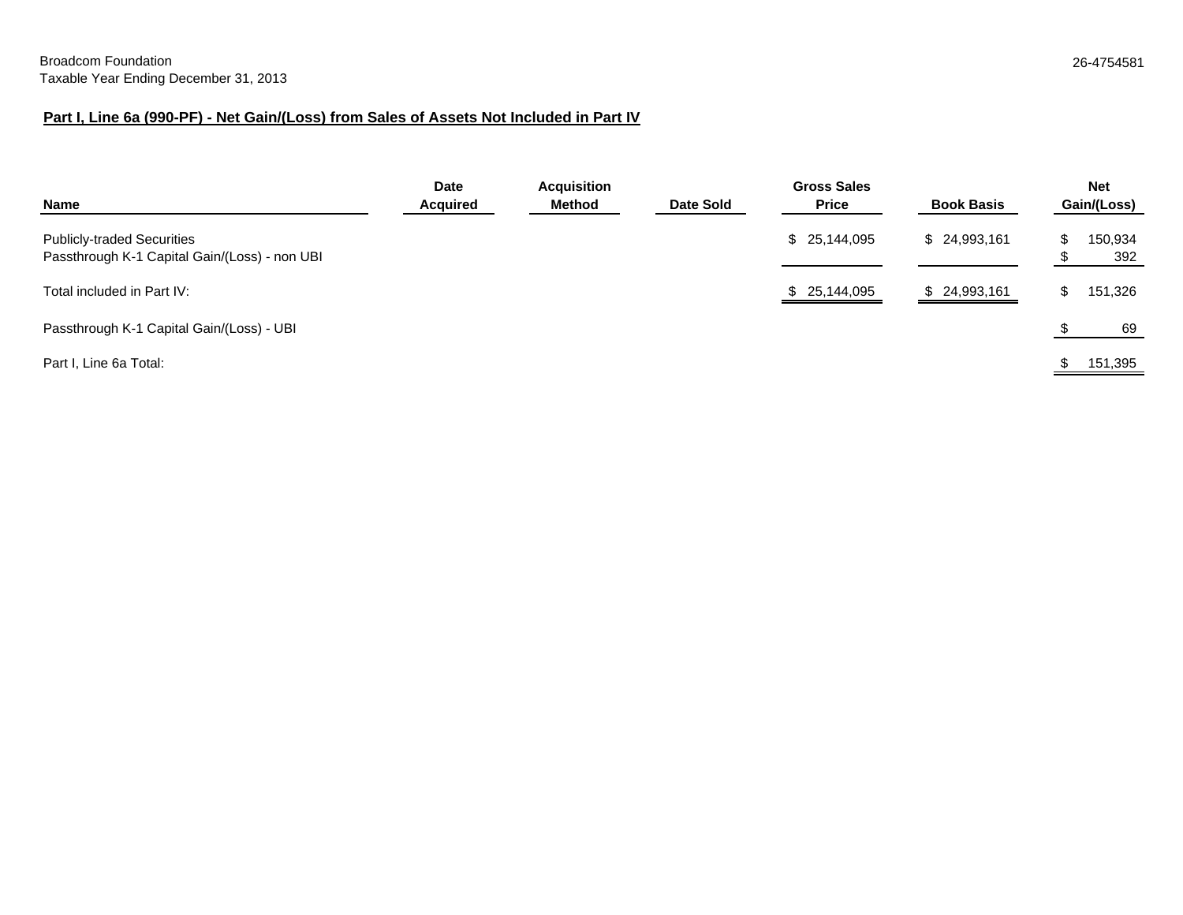Broadcom Foundation
Taxable Year Ending December 31, 2013

26-4754581

**Part I, Line 6a (990-PF) - Net Gain/(Loss) from Sales of Assets Not Included in Part IV**

| Name | Date Acquired | Acquisition Method | Date Sold | Gross Sales Price | Book Basis | Net Gain/(Loss) |
|---|---|---|---|---|---|---|
| Publicly-traded Securities | | | | $ 25,144,095 | $ 24,993,161 | $ 150,934 |
| Passthrough K-1 Capital Gain/(Loss) - non UBI | | | | | | $ 392 |
| Total included in Part IV: | | | | $ 25,144,095 | $ 24,993,161 | $ 151,326 |
| Passthrough K-1 Capital Gain/(Loss) - UBI | | | | | | $ 69 |
| Part I, Line 6a Total: | | | | | | $ 151,395 |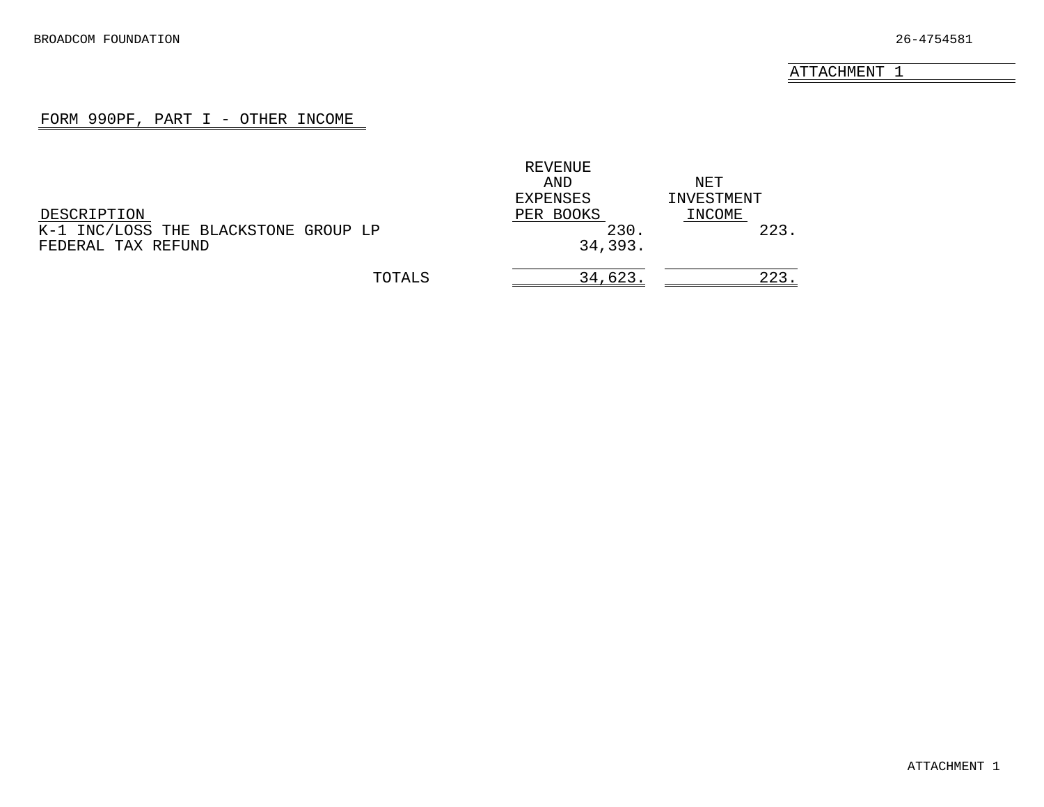BROADCOM FOUNDATION 26-4754581

ATTACHMENT 1

## FORM 990PF, PART I - OTHER INCOME

| DESCRIPTION | REVENUE AND EXPENSES PER BOOKS | NET INVESTMENT INCOME |
|---|---|---|
| K-1 INC/LOSS THE BLACKSTONE GROUP LP | 230. | 223. |
| FEDERAL TAX REFUND | 34,393. | |
| TOTALS | 34,623. | 223. |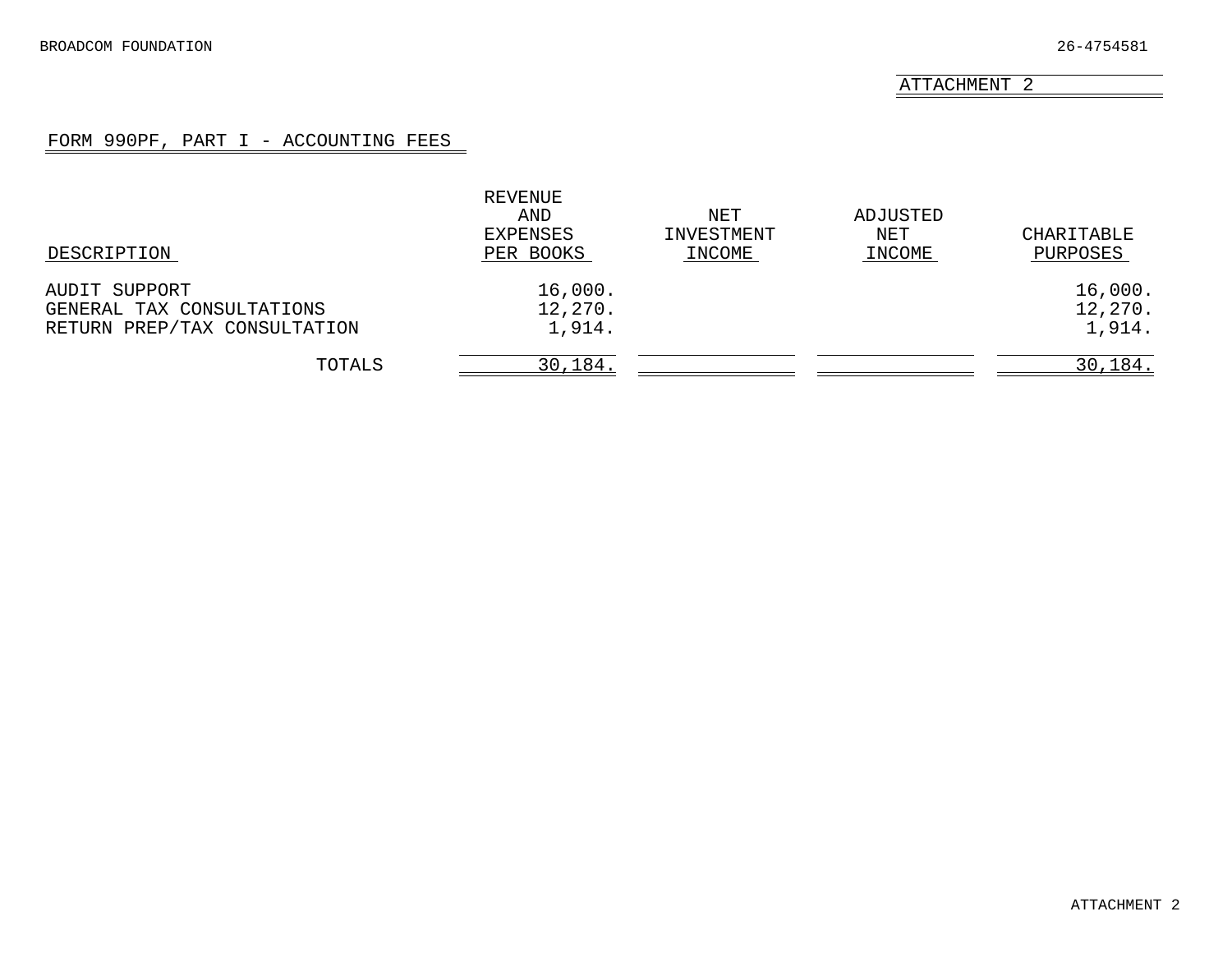BROADCOM FOUNDATION 26-4754581

ATTACHMENT 2

## FORM 990PF, PART I - ACCOUNTING FEES

| DESCRIPTION | REVENUE AND EXPENSES PER BOOKS | NET INVESTMENT INCOME | ADJUSTED NET INCOME | CHARITABLE PURPOSES |
|---|---|---|---|---|
| AUDIT SUPPORT | 16,000. | | | 16,000. |
| GENERAL TAX CONSULTATIONS | 12,270. | | | 12,270. |
| RETURN PREP/TAX CONSULTATION | 1,914. | | | 1,914. |
| TOTALS | 30,184. | | | 30,184. |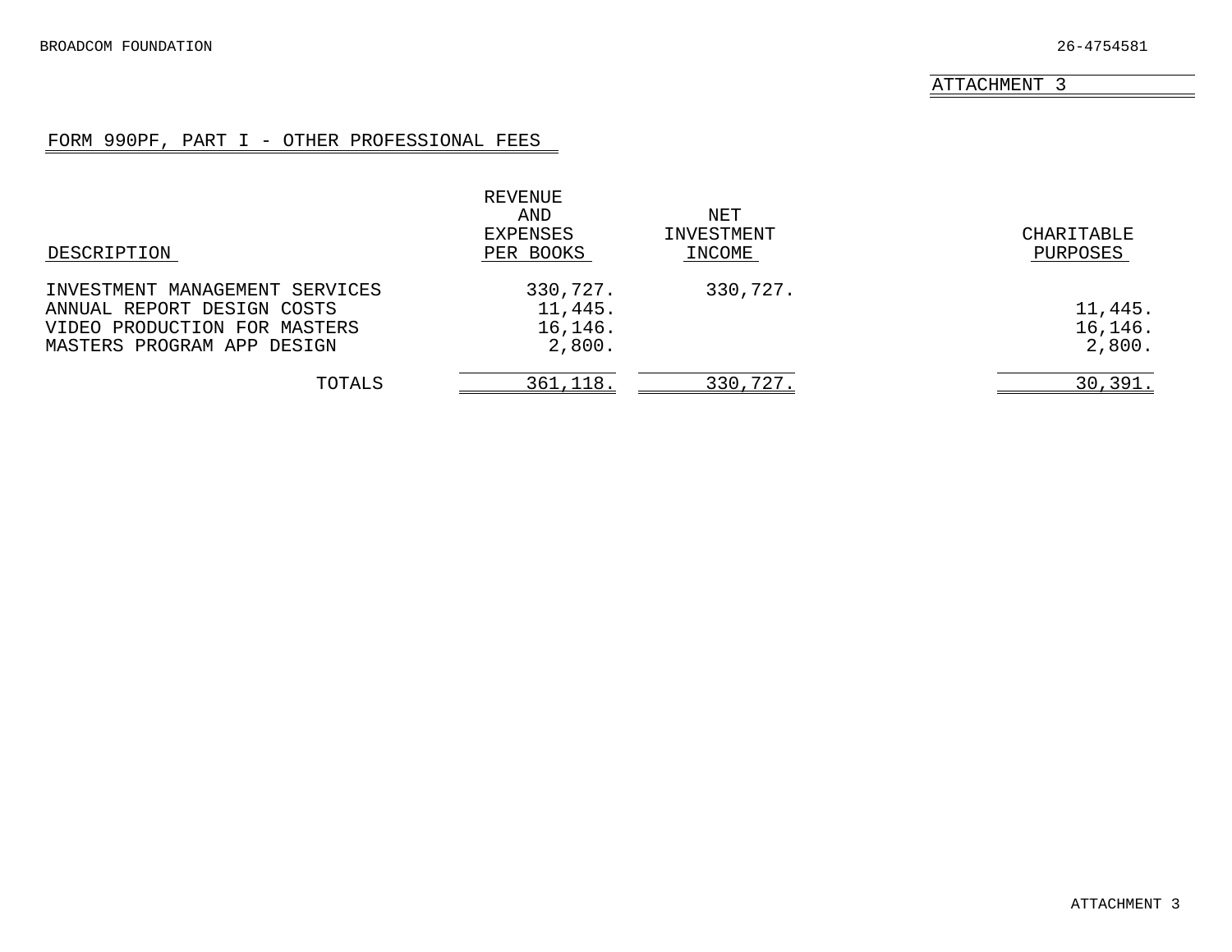BROADCOM FOUNDATION 26-4754581

ATTACHMENT 3

## FORM 990PF, PART I - OTHER PROFESSIONAL FEES

| DESCRIPTION | REVENUE AND EXPENSES PER BOOKS | NET INVESTMENT INCOME | CHARITABLE PURPOSES |
|---|---|---|---|
| INVESTMENT MANAGEMENT SERVICES | 330,727. | 330,727. | |
| ANNUAL REPORT DESIGN COSTS | 11,445. | | 11,445. |
| VIDEO PRODUCTION FOR MASTERS | 16,146. | | 16,146. |
| MASTERS PROGRAM APP DESIGN | 2,800. | | 2,800. |
| TOTALS | 361,118. | 330,727. | 30,391. |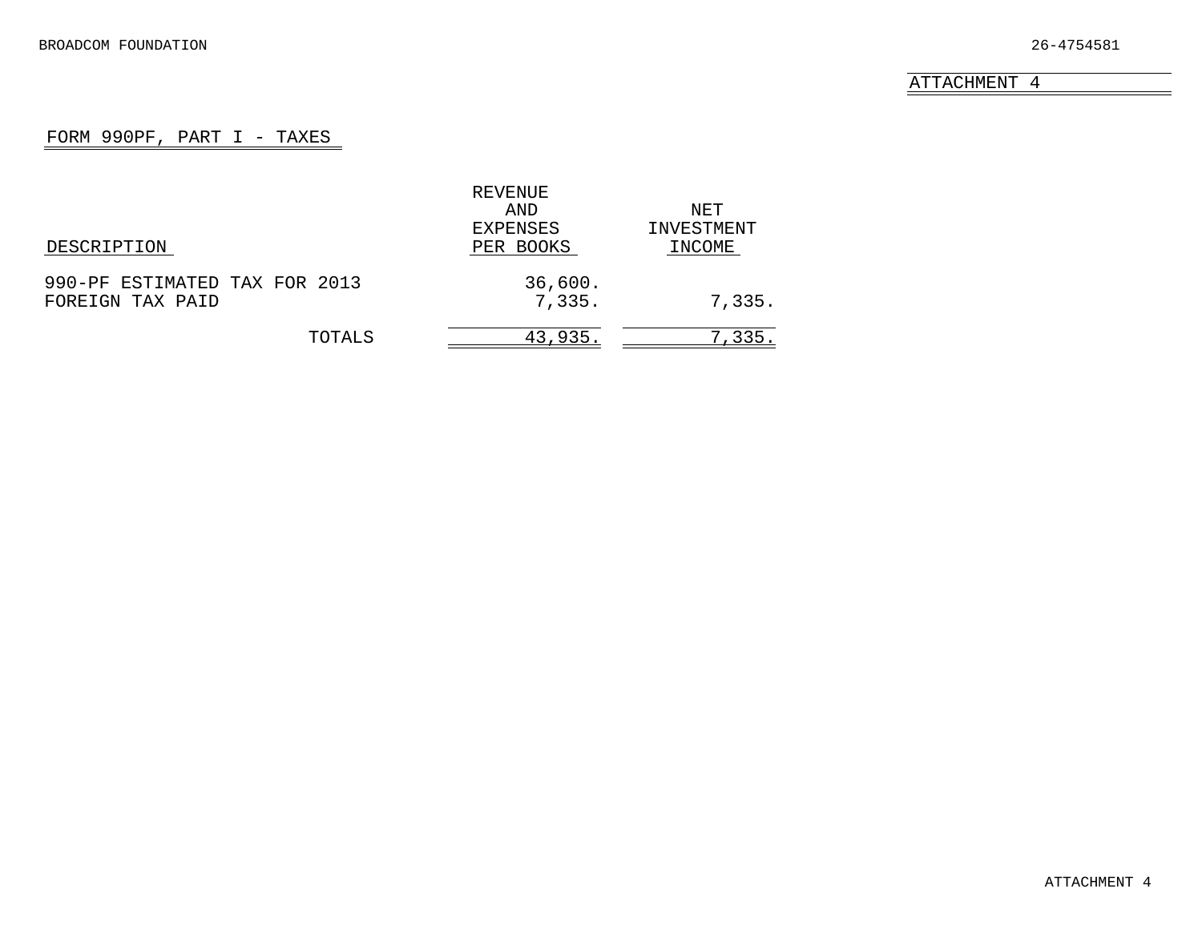BROADCOM FOUNDATION 26-4754581

ATTACHMENT 4

## FORM 990PF, PART I - TAXES

| DESCRIPTION | REVENUE AND EXPENSES PER BOOKS | NET INVESTMENT INCOME |
|---|---|---|
| 990-PF ESTIMATED TAX FOR 2013 | 36,600. | |
| FOREIGN TAX PAID | 7,335. | 7,335. |
| TOTALS | 43,935. | 7,335. |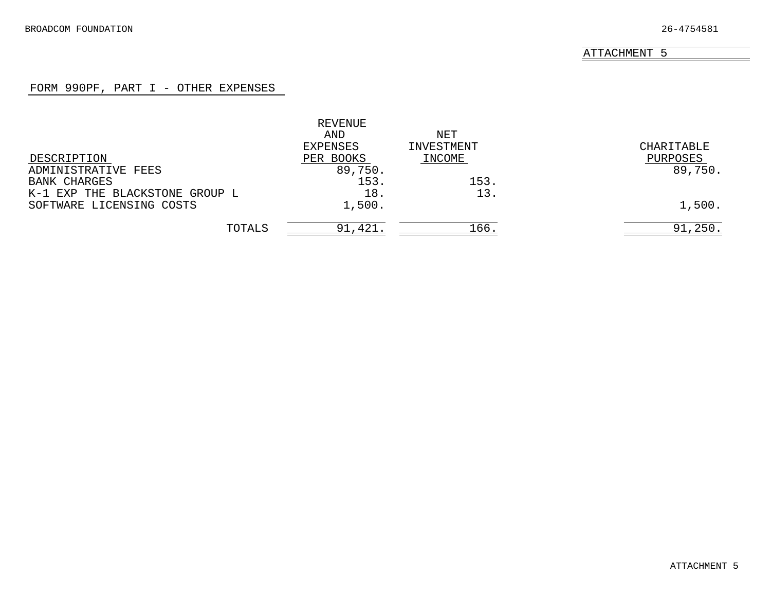BROADCOM FOUNDATION 26-4754581

ATTACHMENT 5

## FORM 990PF, PART I - OTHER EXPENSES

| DESCRIPTION | REVENUE AND EXPENSES PER BOOKS | NET INVESTMENT INCOME | CHARITABLE PURPOSES |
|---|---|---|---|
| ADMINISTRATIVE FEES | 89,750. | | 89,750. |
| BANK CHARGES | 153. | 153. | |
| K-1 EXP THE BLACKSTONE GROUP L | 18. | 13. | |
| SOFTWARE LICENSING COSTS | 1,500. | | 1,500. |
| TOTALS | 91,421. | 166. | 91,250. |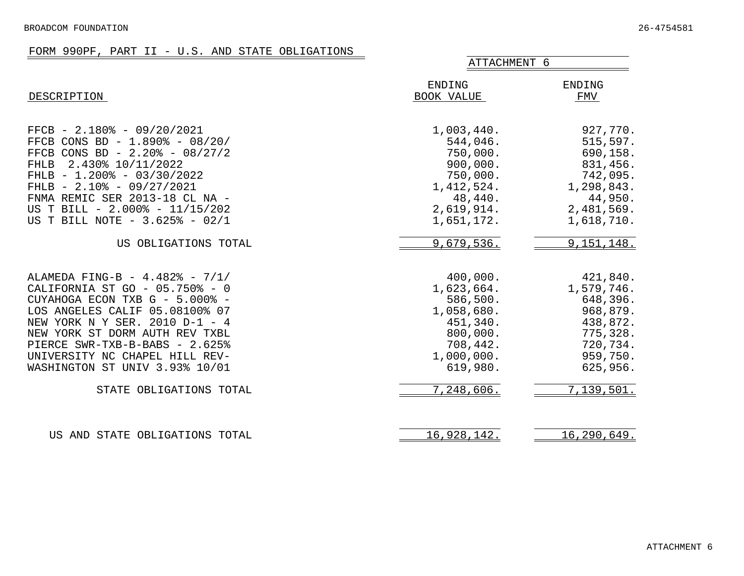BROADCOM FOUNDATION 26-4754581

## FORM 990PF, PART II - U.S. AND STATE OBLIGATIONS

ATTACHMENT 6

| DESCRIPTION | ENDING BOOK VALUE | ENDING FMV |
|---|---|---|
| FFCB - 2.180% - 09/20/2021 | 1,003,440. | 927,770. |
| FFCB CONS BD - 1.890% - 08/20/ | 544,046. | 515,597. |
| FFCB CONS BD - 2.20% - 08/27/2 | 750,000. | 690,158. |
| FHLB 2.430% 10/11/2022 | 900,000. | 831,456. |
| FHLB - 1.200% - 03/30/2022 | 750,000. | 742,095. |
| FHLB - 2.10% - 09/27/2021 | 1,412,524. | 1,298,843. |
| FNMA REMIC SER 2013-18 CL NA - | 48,440. | 44,950. |
| US T BILL - 2.000% - 11/15/202 | 2,619,914. | 2,481,569. |
| US T BILL NOTE - 3.625% - 02/1 | 1,651,172. | 1,618,710. |
| US OBLIGATIONS TOTAL | 9,679,536. | 9,151,148. |
| ALAMEDA FING-B - 4.482% - 7/1/ | 400,000. | 421,840. |
| CALIFORNIA ST GO - 05.750% - 0 | 1,623,664. | 1,579,746. |
| CUYAHOGA ECON TXB G - 5.000% - | 586,500. | 648,396. |
| LOS ANGELES CALIF 05.08100% 07 | 1,058,680. | 968,879. |
| NEW YORK N Y SER. 2010 D-1 - 4 | 451,340. | 438,872. |
| NEW YORK ST DORM AUTH REV TXBL | 800,000. | 775,328. |
| PIERCE SWR-TXB-B-BABS - 2.625% | 708,442. | 720,734. |
| UNIVERSITY NC CHAPEL HILL REV- | 1,000,000. | 959,750. |
| WASHINGTON ST UNIV 3.93% 10/01 | 619,980. | 625,956. |
| STATE OBLIGATIONS TOTAL | 7,248,606. | 7,139,501. |
| US AND STATE OBLIGATIONS TOTAL | 16,928,142. | 16,290,649. |

ATTACHMENT 6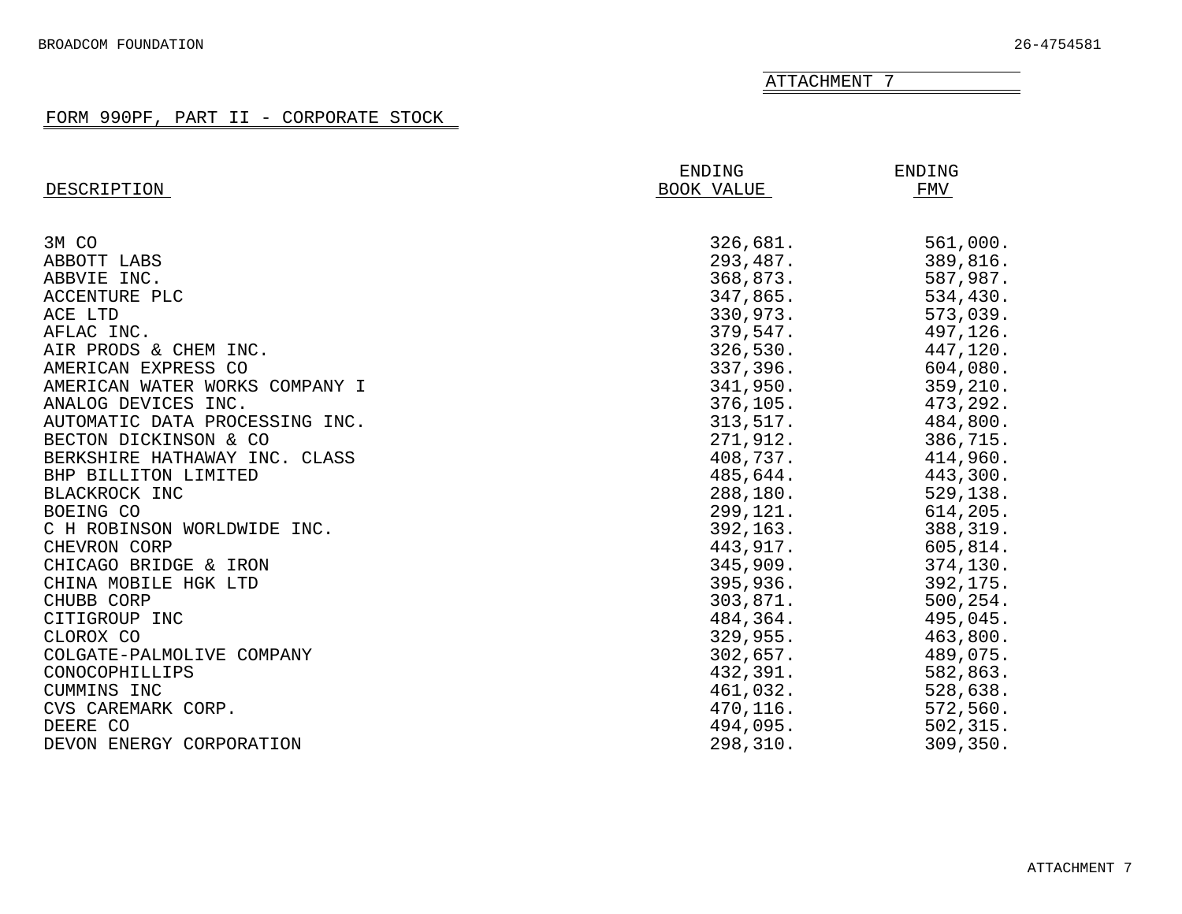BROADCOM FOUNDATION 26-4754581

ATTACHMENT 7

## FORM 990PF, PART II - CORPORATE STOCK

| DESCRIPTION | ENDING BOOK VALUE | ENDING FMV |
|---|---|---|
| 3M CO | 326,681. | 561,000. |
| ABBOTT LABS | 293,487. | 389,816. |
| ABBVIE INC. | 368,873. | 587,987. |
| ACCENTURE PLC | 347,865. | 534,430. |
| ACE LTD | 330,973. | 573,039. |
| AFLAC INC. | 379,547. | 497,126. |
| AIR PRODS & CHEM INC. | 326,530. | 447,120. |
| AMERICAN EXPRESS CO | 337,396. | 604,080. |
| AMERICAN WATER WORKS COMPANY I | 341,950. | 359,210. |
| ANALOG DEVICES INC. | 376,105. | 473,292. |
| AUTOMATIC DATA PROCESSING INC. | 313,517. | 484,800. |
| BECTON DICKINSON & CO | 271,912. | 386,715. |
| BERKSHIRE HATHAWAY INC. CLASS | 408,737. | 414,960. |
| BHP BILLITON LIMITED | 485,644. | 443,300. |
| BLACKROCK INC | 288,180. | 529,138. |
| BOEING CO | 299,121. | 614,205. |
| C H ROBINSON WORLDWIDE INC. | 392,163. | 388,319. |
| CHEVRON CORP | 443,917. | 605,814. |
| CHICAGO BRIDGE & IRON | 345,909. | 374,130. |
| CHINA MOBILE HGK LTD | 395,936. | 392,175. |
| CHUBB CORP | 303,871. | 500,254. |
| CITIGROUP INC | 484,364. | 495,045. |
| CLOROX CO | 329,955. | 463,800. |
| COLGATE-PALMOLIVE COMPANY | 302,657. | 489,075. |
| CONOCOPHILLIPS | 432,391. | 582,863. |
| CUMMINS INC | 461,032. | 528,638. |
| CVS CAREMARK CORP. | 470,116. | 572,560. |
| DEERE CO | 494,095. | 502,315. |
| DEVON ENERGY CORPORATION | 298,310. | 309,350. |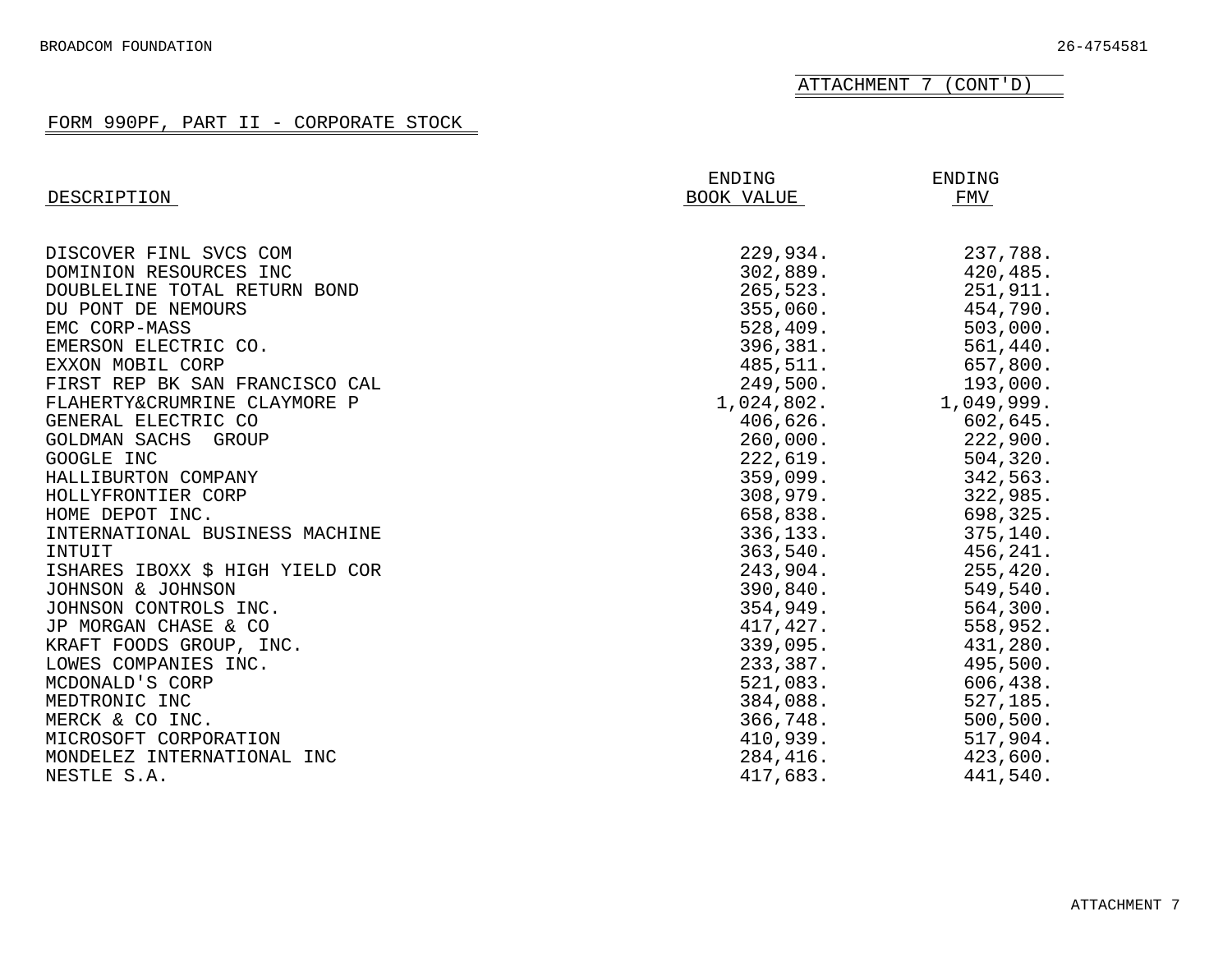BROADCOM FOUNDATION 26-4754581

ATTACHMENT 7 (CONT'D)

FORM 990PF, PART II - CORPORATE STOCK

| DESCRIPTION | ENDING BOOK VALUE | ENDING FMV |
|---|---|---|
| DISCOVER FINL SVCS COM | 229,934. | 237,788. |
| DOMINION RESOURCES INC | 302,889. | 420,485. |
| DOUBLELINE TOTAL RETURN BOND | 265,523. | 251,911. |
| DU PONT DE NEMOURS | 355,060. | 454,790. |
| EMC CORP-MASS | 528,409. | 503,000. |
| EMERSON ELECTRIC CO. | 396,381. | 561,440. |
| EXXON MOBIL CORP | 485,511. | 657,800. |
| FIRST REP BK SAN FRANCISCO CAL | 249,500. | 193,000. |
| FLAHERTY&CRUMRINE CLAYMORE P | 1,024,802. | 1,049,999. |
| GENERAL ELECTRIC CO | 406,626. | 602,645. |
| GOLDMAN SACHS GROUP | 260,000. | 222,900. |
| GOOGLE INC | 222,619. | 504,320. |
| HALLIBURTON COMPANY | 359,099. | 342,563. |
| HOLLYFRONTIER CORP | 308,979. | 322,985. |
| HOME DEPOT INC. | 658,838. | 698,325. |
| INTERNATIONAL BUSINESS MACHINE | 336,133. | 375,140. |
| INTUIT | 363,540. | 456,241. |
| ISHARES IBOXX $ HIGH YIELD COR | 243,904. | 255,420. |
| JOHNSON & JOHNSON | 390,840. | 549,540. |
| JOHNSON CONTROLS INC. | 354,949. | 564,300. |
| JP MORGAN CHASE & CO | 417,427. | 558,952. |
| KRAFT FOODS GROUP, INC. | 339,095. | 431,280. |
| LOWES COMPANIES INC. | 233,387. | 495,500. |
| MCDONALD'S CORP | 521,083. | 606,438. |
| MEDTRONIC INC | 384,088. | 527,185. |
| MERCK & CO INC. | 366,748. | 500,500. |
| MICROSOFT CORPORATION | 410,939. | 517,904. |
| MONDELEZ INTERNATIONAL INC | 284,416. | 423,600. |
| NESTLE S.A. | 417,683. | 441,540. |

ATTACHMENT 7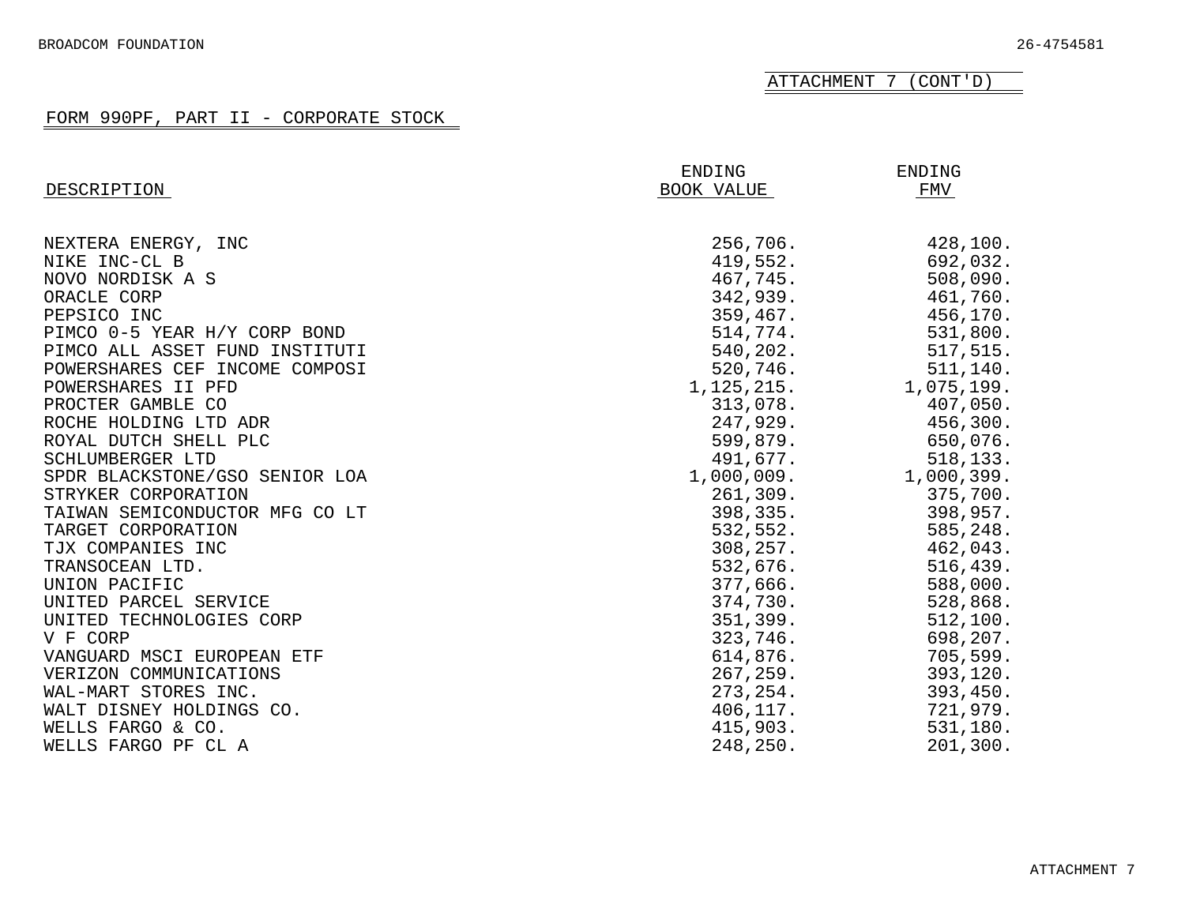BROADCOM FOUNDATION 26-4754581

ATTACHMENT 7 (CONT'D)

FORM 990PF, PART II - CORPORATE STOCK

| DESCRIPTION | ENDING BOOK VALUE | ENDING FMV |
|---|---|---|
| NEXTERA ENERGY, INC | 256,706. | 428,100. |
| NIKE INC-CL B | 419,552. | 692,032. |
| NOVO NORDISK A S | 467,745. | 508,090. |
| ORACLE CORP | 342,939. | 461,760. |
| PEPSICO INC | 359,467. | 456,170. |
| PIMCO 0-5 YEAR H/Y CORP BOND | 514,774. | 531,800. |
| PIMCO ALL ASSET FUND INSTITUTI | 540,202. | 517,515. |
| POWERSHARES CEF INCOME COMPOSI | 520,746. | 511,140. |
| POWERSHARES II PFD | 1,125,215. | 1,075,199. |
| PROCTER GAMBLE CO | 313,078. | 407,050. |
| ROCHE HOLDING LTD ADR | 247,929. | 456,300. |
| ROYAL DUTCH SHELL PLC | 599,879. | 650,076. |
| SCHLUMBERGER LTD | 491,677. | 518,133. |
| SPDR BLACKSTONE/GSO SENIOR LOA | 1,000,009. | 1,000,399. |
| STRYKER CORPORATION | 261,309. | 375,700. |
| TAIWAN SEMICONDUCTOR MFG CO LT | 398,335. | 398,957. |
| TARGET CORPORATION | 532,552. | 585,248. |
| TJX COMPANIES INC | 308,257. | 462,043. |
| TRANSOCEAN LTD. | 532,676. | 516,439. |
| UNION PACIFIC | 377,666. | 588,000. |
| UNITED PARCEL SERVICE | 374,730. | 528,868. |
| UNITED TECHNOLOGIES CORP | 351,399. | 512,100. |
| V F CORP | 323,746. | 698,207. |
| VANGUARD MSCI EUROPEAN ETF | 614,876. | 705,599. |
| VERIZON COMMUNICATIONS | 267,259. | 393,120. |
| WAL-MART STORES INC. | 273,254. | 393,450. |
| WALT DISNEY HOLDINGS CO. | 406,117. | 721,979. |
| WELLS FARGO & CO. | 415,903. | 531,180. |
| WELLS FARGO PF CL A | 248,250. | 201,300. |

ATTACHMENT 7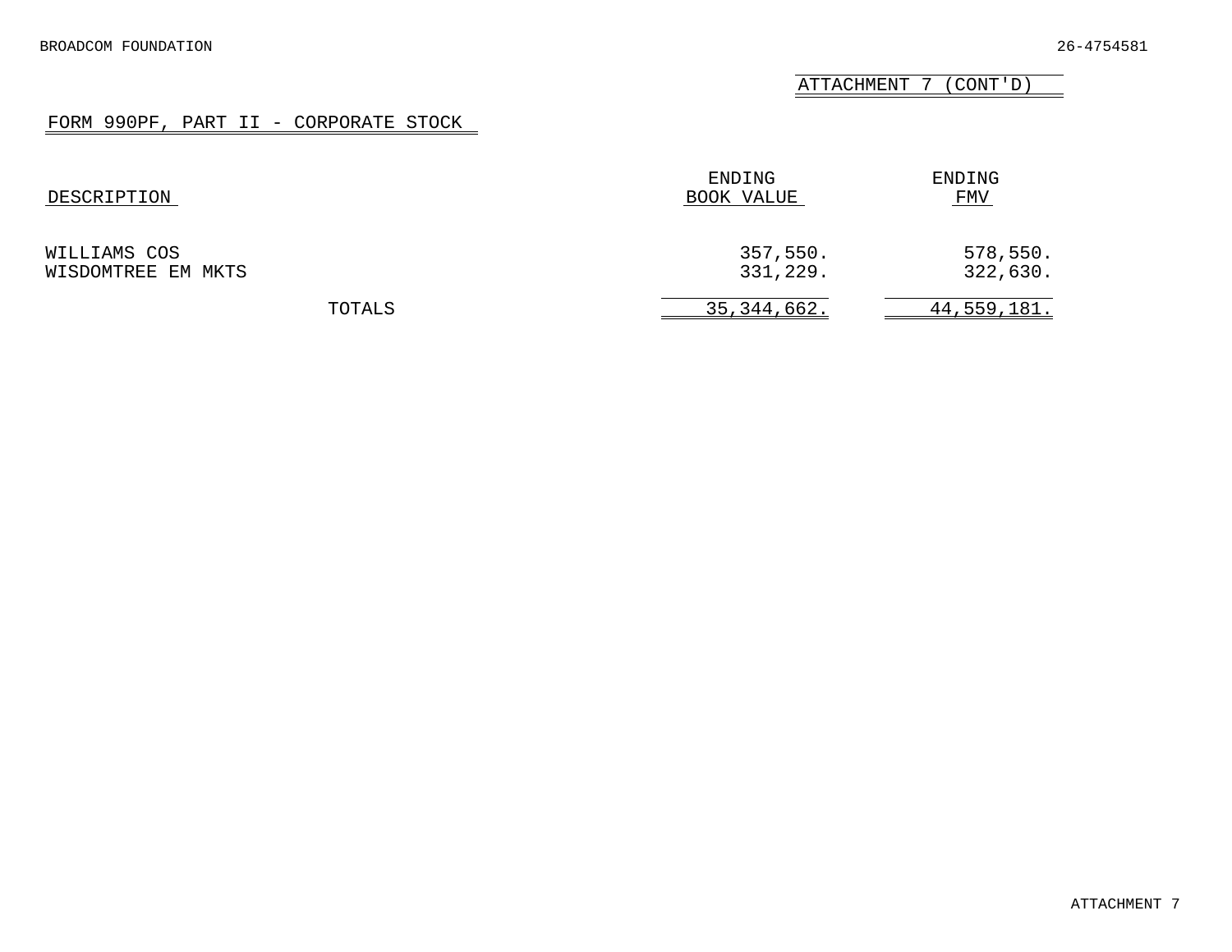ATTACHMENT 7 (CONT'D)

## FORM 990PF, PART II - CORPORATE STOCK

| DESCRIPTION | ENDING BOOK VALUE | ENDING FMV |
|---|---|---|
| WILLIAMS COS | 357,550. | 578,550. |
| WISDOMTREE EM MKTS | 331,229. | 322,630. |
| TOTALS | 35,344,662. | 44,559,181. |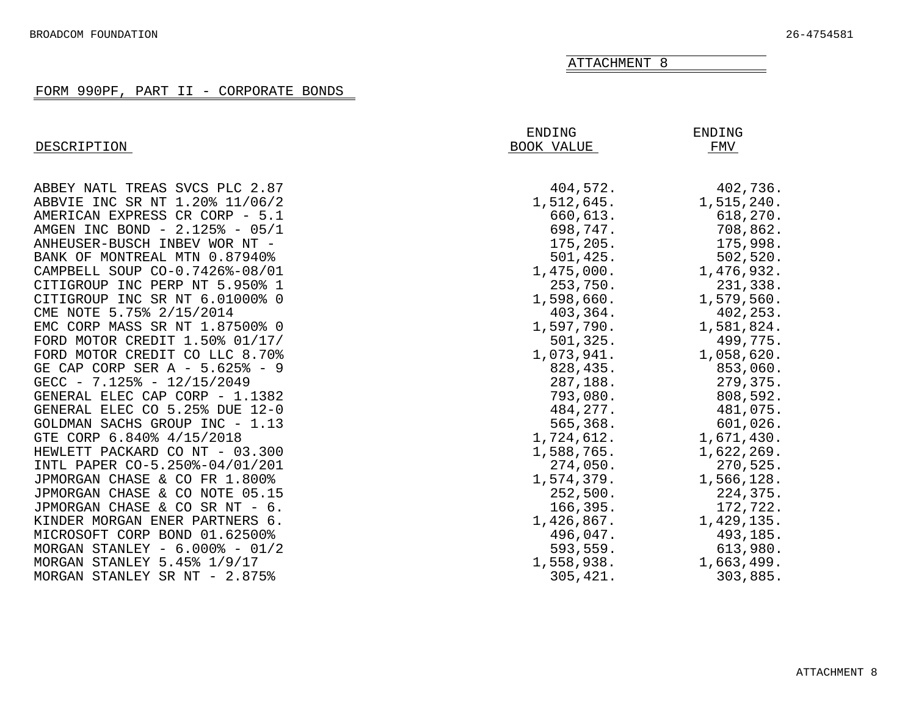BROADCOM FOUNDATION 26-4754581

ATTACHMENT 8

FORM 990PF, PART II - CORPORATE BONDS

| DESCRIPTION | ENDING BOOK VALUE | ENDING FMV |
|---|---|---|
| ABBEY NATL TREAS SVCS PLC 2.87 | 404,572. | 402,736. |
| ABBVIE INC SR NT 1.20% 11/06/2 | 1,512,645. | 1,515,240. |
| AMERICAN EXPRESS CR CORP - 5.1 | 660,613. | 618,270. |
| AMGEN INC BOND - 2.125% - 05/1 | 698,747. | 708,862. |
| ANHEUSER-BUSCH INBEV WOR NT - | 175,205. | 175,998. |
| BANK OF MONTREAL MTN 0.87940% | 501,425. | 502,520. |
| CAMPBELL SOUP CO-0.7426%-08/01 | 1,475,000. | 1,476,932. |
| CITIGROUP INC PERP NT 5.950% 1 | 253,750. | 231,338. |
| CITIGROUP INC SR NT 6.01000% 0 | 1,598,660. | 1,579,560. |
| CME NOTE 5.75% 2/15/2014 | 403,364. | 402,253. |
| EMC CORP MASS SR NT 1.87500% 0 | 1,597,790. | 1,581,824. |
| FORD MOTOR CREDIT 1.50% 01/17/ | 501,325. | 499,775. |
| FORD MOTOR CREDIT CO LLC 8.70% | 1,073,941. | 1,058,620. |
| GE CAP CORP SER A - 5.625% - 9 | 828,435. | 853,060. |
| GECC - 7.125% - 12/15/2049 | 287,188. | 279,375. |
| GENERAL ELEC CAP CORP - 1.1382 | 793,080. | 808,592. |
| GENERAL ELEC CO 5.25% DUE 12-0 | 484,277. | 481,075. |
| GOLDMAN SACHS GROUP INC - 1.13 | 565,368. | 601,026. |
| GTE CORP 6.840% 4/15/2018 | 1,724,612. | 1,671,430. |
| HEWLETT PACKARD CO NT - 03.300 | 1,588,765. | 1,622,269. |
| INTL PAPER CO-5.250%-04/01/201 | 274,050. | 270,525. |
| JPMORGAN CHASE & CO FR 1.800% | 1,574,379. | 1,566,128. |
| JPMORGAN CHASE & CO NOTE 05.15 | 252,500. | 224,375. |
| JPMORGAN CHASE & CO SR NT - 6. | 166,395. | 172,722. |
| KINDER MORGAN ENER PARTNERS 6. | 1,426,867. | 1,429,135. |
| MICROSOFT CORP BOND 01.62500% | 496,047. | 493,185. |
| MORGAN STANLEY - 6.000% - 01/2 | 593,559. | 613,980. |
| MORGAN STANLEY 5.45% 1/9/17 | 1,558,938. | 1,663,499. |
| MORGAN STANLEY SR NT - 2.875% | 305,421. | 303,885. |

ATTACHMENT 8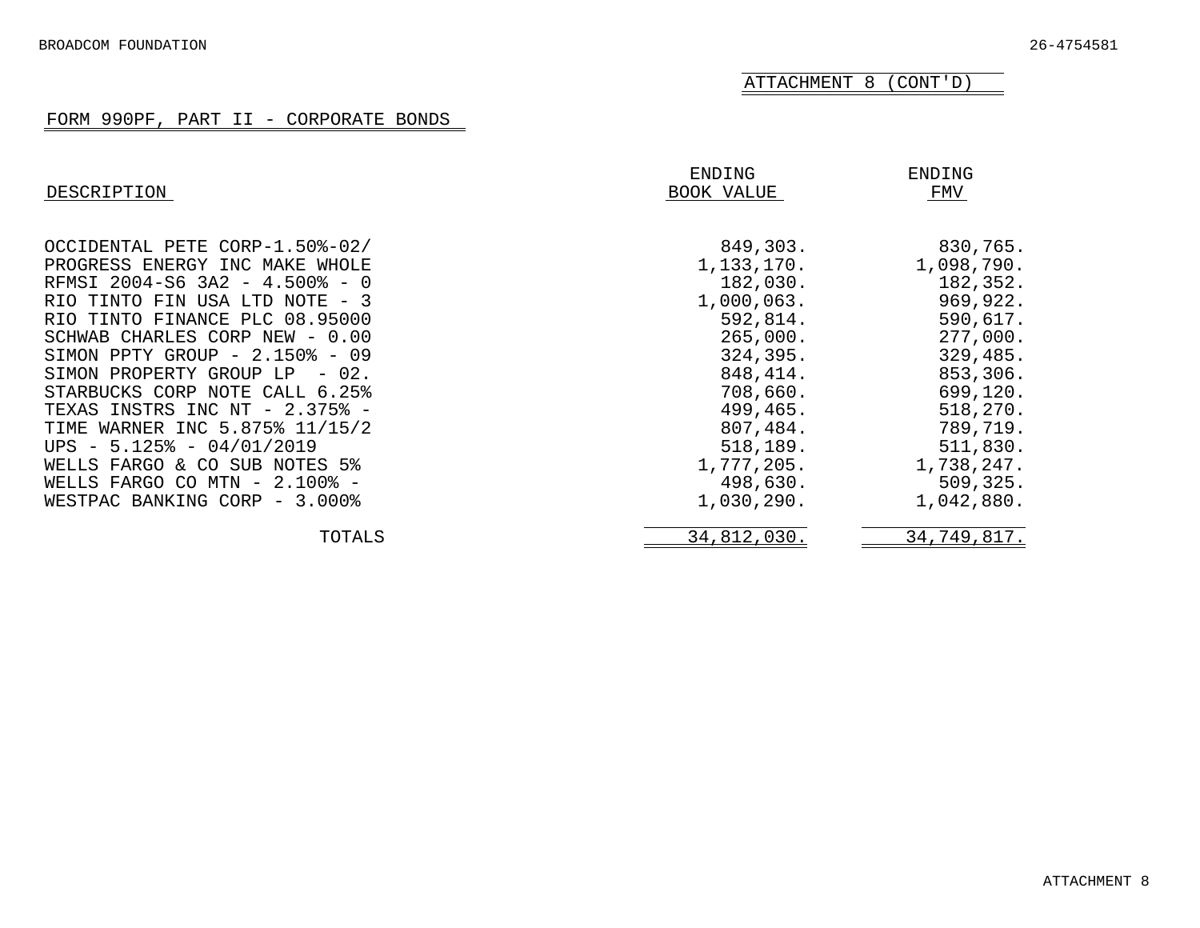BROADCOM FOUNDATION 26-4754581

ATTACHMENT 8 (CONT'D)

FORM 990PF, PART II - CORPORATE BONDS

| DESCRIPTION | ENDING BOOK VALUE | ENDING FMV |
|---|---|---|
| OCCIDENTAL PETE CORP-1.50%-02/ | 849,303. | 830,765. |
| PROGRESS ENERGY INC MAKE WHOLE | 1,133,170. | 1,098,790. |
| RFMSI 2004-S6 3A2 - 4.500% - 0 | 182,030. | 182,352. |
| RIO TINTO FIN USA LTD NOTE - 3 | 1,000,063. | 969,922. |
| RIO TINTO FINANCE PLC 08.95000 | 592,814. | 590,617. |
| SCHWAB CHARLES CORP NEW - 0.00 | 265,000. | 277,000. |
| SIMON PPTY GROUP - 2.150% - 09 | 324,395. | 329,485. |
| SIMON PROPERTY GROUP LP - 02. | 848,414. | 853,306. |
| STARBUCKS CORP NOTE CALL 6.25% | 708,660. | 699,120. |
| TEXAS INSTRS INC NT - 2.375% - | 499,465. | 518,270. |
| TIME WARNER INC 5.875% 11/15/2 | 807,484. | 789,719. |
| UPS - 5.125% - 04/01/2019 | 518,189. | 511,830. |
| WELLS FARGO & CO SUB NOTES 5% | 1,777,205. | 1,738,247. |
| WELLS FARGO CO MTN - 2.100% - | 498,630. | 509,325. |
| WESTPAC BANKING CORP - 3.000% | 1,030,290. | 1,042,880. |
| TOTALS | 34,812,030. | 34,749,817. |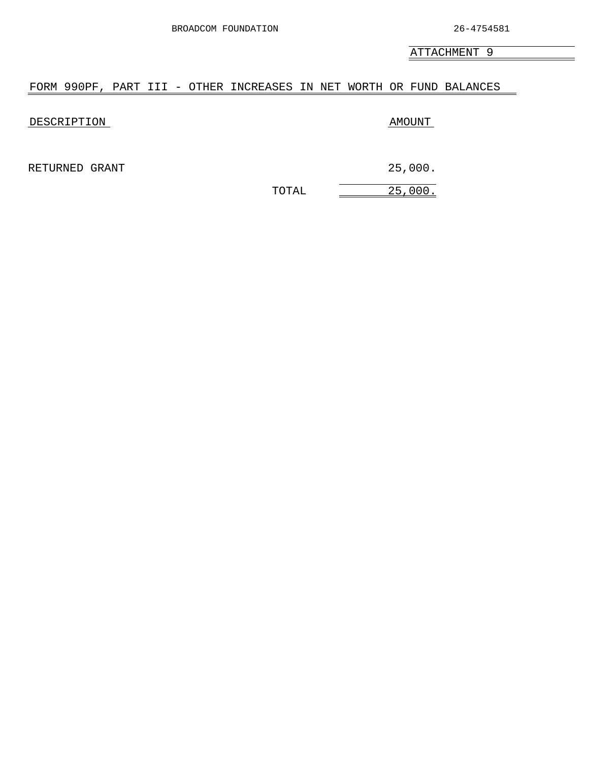BROADCOM FOUNDATION 26-4754581

ATTACHMENT 9

## FORM 990PF, PART III - OTHER INCREASES IN NET WORTH OR FUND BALANCES

| DESCRIPTION | AMOUNT |
| --- | --- |
| RETURNED GRANT | 25,000. |
| TOTAL | 25,000. |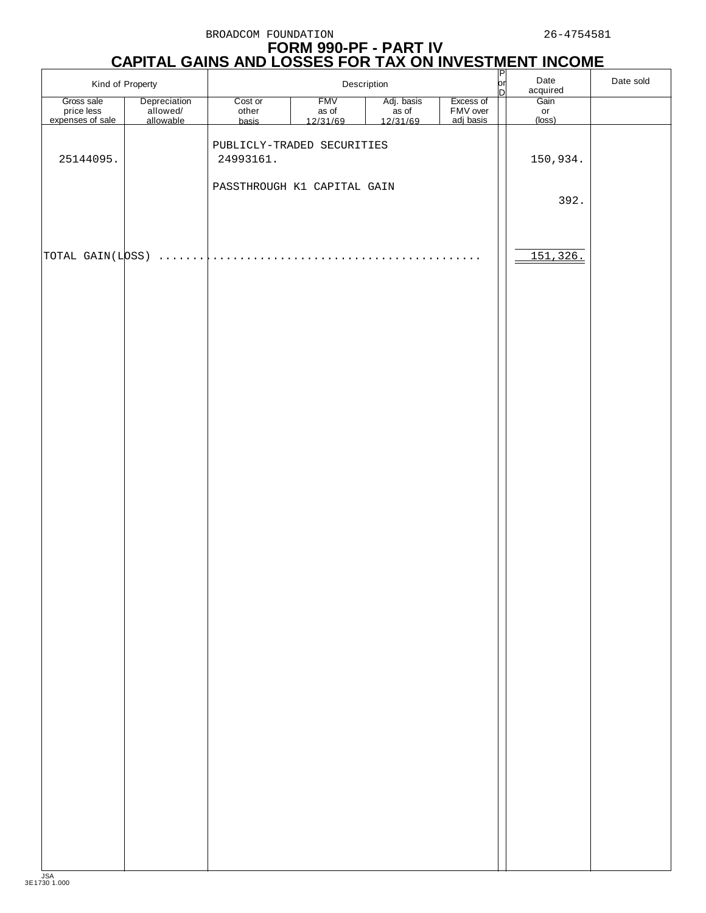BROADCOM FOUNDATION 26-4754581

# FORM 990-PF - PART IV
# CAPITAL GAINS AND LOSSES FOR TAX ON INVESTMENT INCOME

| Kind of Property | | Description | | | | P or D | Date acquired | Date sold |
|---|---|---|---|---|---|---|---|---|
| Gross sale price less expenses of sale | Depreciation allowed/ allowable | Cost or other basis | FMV as of 12/31/69 | Adj. basis as of 12/31/69 | Excess of FMV over adj basis | | Gain or (loss) | |
| | | PUBLICLY-TRADED SECURITIES | | | | | | |
| 25144095. | | 24993161. | | | | | 150,934. | |
| | | PASSTHROUGH K1 CAPITAL GAIN | | | | | | |
| | | | | | | | 392. | |
| TOTAL GAIN(LOSS) | | | | | | | 151,326. | |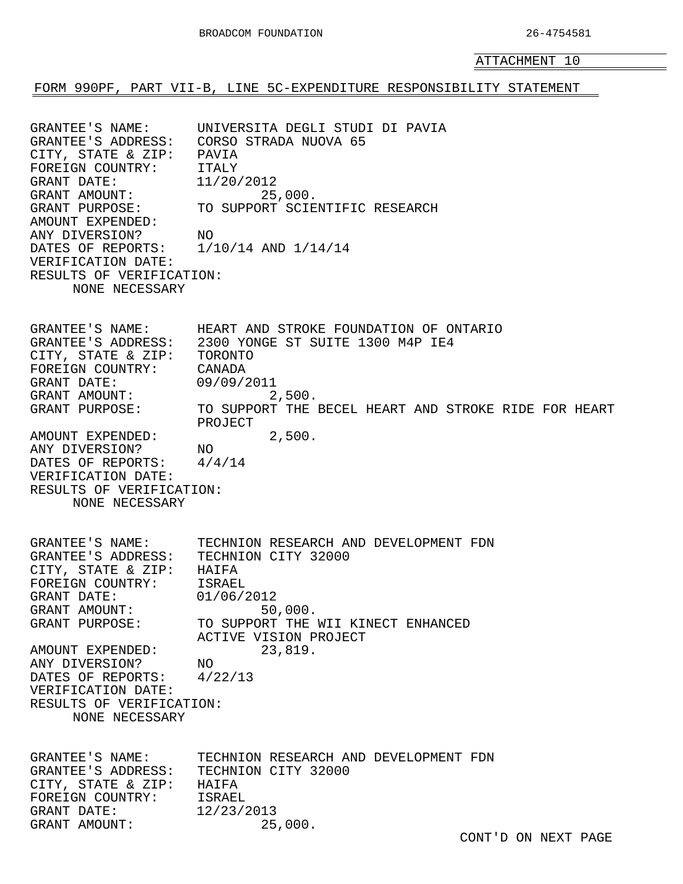ATTACHMENT 10

FORM 990PF, PART VII-B, LINE 5C-EXPENDITURE RESPONSIBILITY STATEMENT

GRANTEE'S NAME: UNIVERSITA DEGLI STUDI DI PAVIA
GRANTEE'S ADDRESS: CORSO STRADA NUOVA 65
CITY, STATE & ZIP: PAVIA
FOREIGN COUNTRY: ITALY
GRANT DATE: 11/20/2012
GRANT AMOUNT: 25,000.
GRANT PURPOSE: TO SUPPORT SCIENTIFIC RESEARCH
AMOUNT EXPENDED:
ANY DIVERSION? NO
DATES OF REPORTS: 1/10/14 AND 1/14/14
VERIFICATION DATE:
RESULTS OF VERIFICATION:
NONE NECESSARY

GRANTEE'S NAME: HEART AND STROKE FOUNDATION OF ONTARIO
GRANTEE'S ADDRESS: 2300 YONGE ST SUITE 1300 M4P IE4
CITY, STATE & ZIP: TORONTO
FOREIGN COUNTRY: CANADA
GRANT DATE: 09/09/2011
GRANT AMOUNT: 2,500.
GRANT PURPOSE: TO SUPPORT THE BECEL HEART AND STROKE RIDE FOR HEART PROJECT
AMOUNT EXPENDED: 2,500.
ANY DIVERSION? NO
DATES OF REPORTS: 4/4/14
VERIFICATION DATE:
RESULTS OF VERIFICATION:
NONE NECESSARY

GRANTEE'S NAME: TECHNION RESEARCH AND DEVELOPMENT FDN
GRANTEE'S ADDRESS: TECHNION CITY 32000
CITY, STATE & ZIP: HAIFA
FOREIGN COUNTRY: ISRAEL
GRANT DATE: 01/06/2012
GRANT AMOUNT: 50,000.
GRANT PURPOSE: TO SUPPORT THE WII KINECT ENHANCED ACTIVE VISION PROJECT
AMOUNT EXPENDED: 23,819.
ANY DIVERSION? NO
DATES OF REPORTS: 4/22/13
VERIFICATION DATE:
RESULTS OF VERIFICATION:
NONE NECESSARY

GRANTEE'S NAME: TECHNION RESEARCH AND DEVELOPMENT FDN
GRANTEE'S ADDRESS: TECHNION CITY 32000
CITY, STATE & ZIP: HAIFA
FOREIGN COUNTRY: ISRAEL
GRANT DATE: 12/23/2013
GRANT AMOUNT: 25,000.

CONT'D ON NEXT PAGE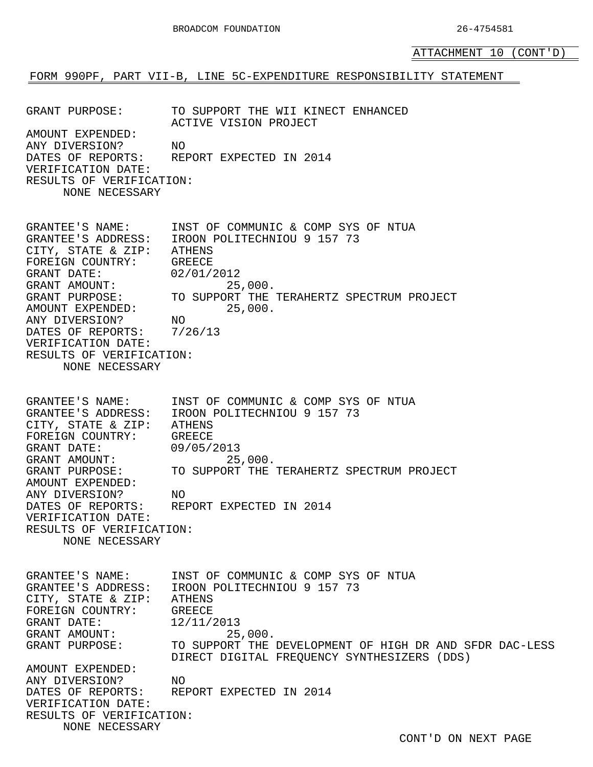ATTACHMENT 10 (CONT'D)

FORM 990PF, PART VII-B, LINE 5C-EXPENDITURE RESPONSIBILITY STATEMENT

GRANT PURPOSE: TO SUPPORT THE WII KINECT ENHANCED ACTIVE VISION PROJECT
AMOUNT EXPENDED:
ANY DIVERSION? NO
DATES OF REPORTS: REPORT EXPECTED IN 2014
VERIFICATION DATE:
RESULTS OF VERIFICATION:
NONE NECESSARY

GRANTEE'S NAME: INST OF COMMUNIC & COMP SYS OF NTUA
GRANTEE'S ADDRESS: IROON POLITECHNIOU 9 157 73
CITY, STATE & ZIP: ATHENS
FOREIGN COUNTRY: GREECE
GRANT DATE: 02/01/2012
GRANT AMOUNT: 25,000.
GRANT PURPOSE: TO SUPPORT THE TERAHERTZ SPECTRUM PROJECT
AMOUNT EXPENDED: 25,000.
ANY DIVERSION? NO
DATES OF REPORTS: 7/26/13
VERIFICATION DATE:
RESULTS OF VERIFICATION:
NONE NECESSARY

GRANTEE'S NAME: INST OF COMMUNIC & COMP SYS OF NTUA
GRANTEE'S ADDRESS: IROON POLITECHNIOU 9 157 73
CITY, STATE & ZIP: ATHENS
FOREIGN COUNTRY: GREECE
GRANT DATE: 09/05/2013
GRANT AMOUNT: 25,000.
GRANT PURPOSE: TO SUPPORT THE TERAHERTZ SPECTRUM PROJECT
AMOUNT EXPENDED:
ANY DIVERSION? NO
DATES OF REPORTS: REPORT EXPECTED IN 2014
VERIFICATION DATE:
RESULTS OF VERIFICATION:
NONE NECESSARY

GRANTEE'S NAME: INST OF COMMUNIC & COMP SYS OF NTUA
GRANTEE'S ADDRESS: IROON POLITECHNIOU 9 157 73
CITY, STATE & ZIP: ATHENS
FOREIGN COUNTRY: GREECE
GRANT DATE: 12/11/2013
GRANT AMOUNT: 25,000.
GRANT PURPOSE: TO SUPPORT THE DEVELOPMENT OF HIGH DR AND SFDR DAC-LESS DIRECT DIGITAL FREQUENCY SYNTHESIZERS (DDS)
AMOUNT EXPENDED:
ANY DIVERSION? NO
DATES OF REPORTS: REPORT EXPECTED IN 2014
VERIFICATION DATE:
RESULTS OF VERIFICATION:
NONE NECESSARY

CONT'D ON NEXT PAGE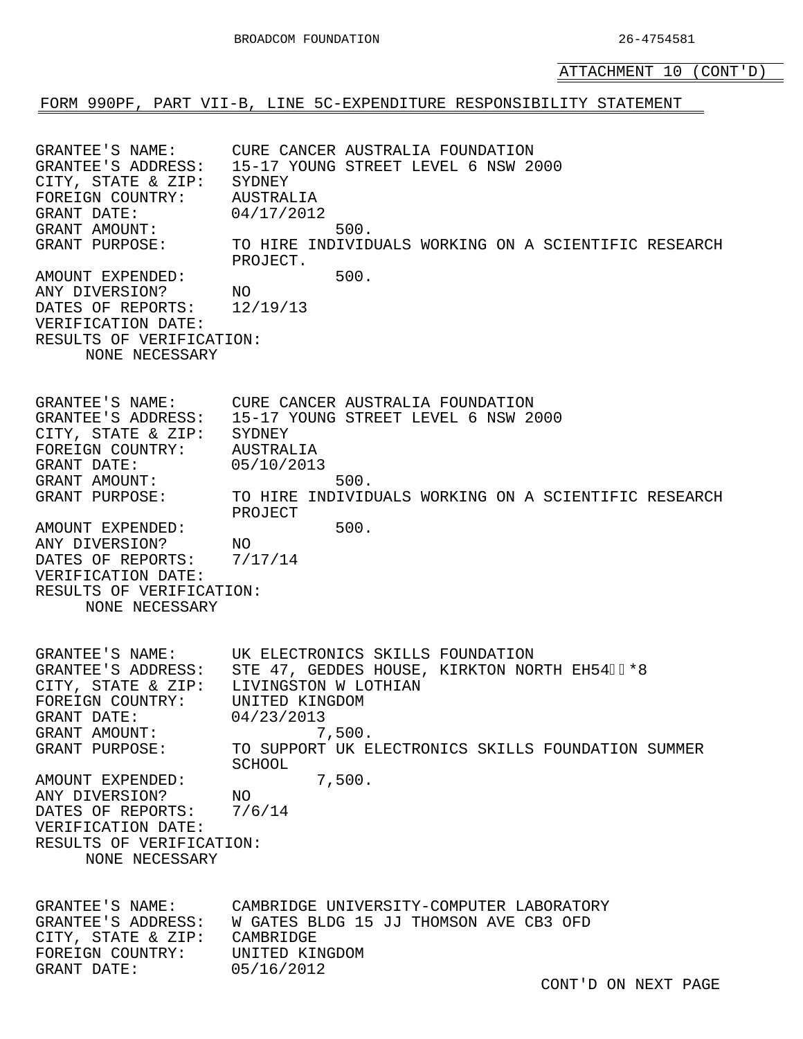ATTACHMENT 10 (CONT'D)

FORM 990PF, PART VII-B, LINE 5C-EXPENDITURE RESPONSIBILITY STATEMENT

GRANTEE'S NAME: CURE CANCER AUSTRALIA FOUNDATION
GRANTEE'S ADDRESS: 15-17 YOUNG STREET LEVEL 6 NSW 2000
CITY, STATE & ZIP: SYDNEY
FOREIGN COUNTRY: AUSTRALIA
GRANT DATE: 04/17/2012
GRANT AMOUNT: 500.
GRANT PURPOSE: TO HIRE INDIVIDUALS WORKING ON A SCIENTIFIC RESEARCH PROJECT.
AMOUNT EXPENDED: 500.
ANY DIVERSION? NO
DATES OF REPORTS: 12/19/13
VERIFICATION DATE:
RESULTS OF VERIFICATION:
NONE NECESSARY

GRANTEE'S NAME: CURE CANCER AUSTRALIA FOUNDATION
GRANTEE'S ADDRESS: 15-17 YOUNG STREET LEVEL 6 NSW 2000
CITY, STATE & ZIP: SYDNEY
FOREIGN COUNTRY: AUSTRALIA
GRANT DATE: 05/10/2013
GRANT AMOUNT: 500.
GRANT PURPOSE: TO HIRE INDIVIDUALS WORKING ON A SCIENTIFIC RESEARCH PROJECT
AMOUNT EXPENDED: 500.
ANY DIVERSION? NO
DATES OF REPORTS: 7/17/14
VERIFICATION DATE:
RESULTS OF VERIFICATION:
NONE NECESSARY

GRANTEE'S NAME: UK ELECTRONICS SKILLS FOUNDATION
GRANTEE'S ADDRESS: STE 47, GEDDES HOUSE, KIRKTON NORTH EH54 *8
CITY, STATE & ZIP: LIVINGSTON W LOTHIAN
FOREIGN COUNTRY: UNITED KINGDOM
GRANT DATE: 04/23/2013
GRANT AMOUNT: 7,500.
GRANT PURPOSE: TO SUPPORT UK ELECTRONICS SKILLS FOUNDATION SUMMER SCHOOL
AMOUNT EXPENDED: 7,500.
ANY DIVERSION? NO
DATES OF REPORTS: 7/6/14
VERIFICATION DATE:
RESULTS OF VERIFICATION:
NONE NECESSARY

GRANTEE'S NAME: CAMBRIDGE UNIVERSITY-COMPUTER LABORATORY
GRANTEE'S ADDRESS: W GATES BLDG 15 JJ THOMSON AVE CB3 OFD
CITY, STATE & ZIP: CAMBRIDGE
FOREIGN COUNTRY: UNITED KINGDOM
GRANT DATE: 05/16/2012

CONT'D ON NEXT PAGE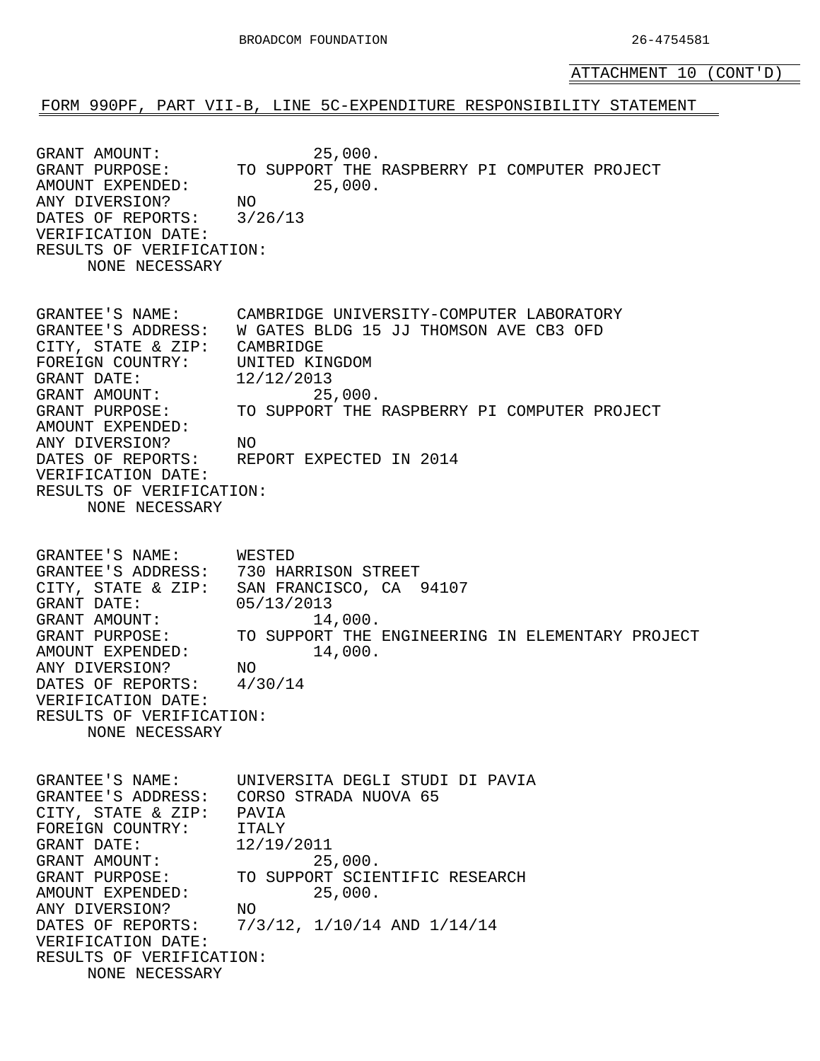ATTACHMENT 10 (CONT'D)

FORM 990PF, PART VII-B, LINE 5C-EXPENDITURE RESPONSIBILITY STATEMENT

GRANT AMOUNT: 25,000.
GRANT PURPOSE: TO SUPPORT THE RASPBERRY PI COMPUTER PROJECT
AMOUNT EXPENDED: 25,000.
ANY DIVERSION? NO
DATES OF REPORTS: 3/26/13
VERIFICATION DATE:
RESULTS OF VERIFICATION:
NONE NECESSARY

GRANTEE'S NAME: CAMBRIDGE UNIVERSITY-COMPUTER LABORATORY
GRANTEE'S ADDRESS: W GATES BLDG 15 JJ THOMSON AVE CB3 OFD
CITY, STATE & ZIP: CAMBRIDGE
FOREIGN COUNTRY: UNITED KINGDOM
GRANT DATE: 12/12/2013
GRANT AMOUNT: 25,000.
GRANT PURPOSE: TO SUPPORT THE RASPBERRY PI COMPUTER PROJECT
AMOUNT EXPENDED:
ANY DIVERSION? NO
DATES OF REPORTS: REPORT EXPECTED IN 2014
VERIFICATION DATE:
RESULTS OF VERIFICATION:
NONE NECESSARY

GRANTEE'S NAME: WESTED
GRANTEE'S ADDRESS: 730 HARRISON STREET
CITY, STATE & ZIP: SAN FRANCISCO, CA 94107
GRANT DATE: 05/13/2013
GRANT AMOUNT: 14,000.
GRANT PURPOSE: TO SUPPORT THE ENGINEERING IN ELEMENTARY PROJECT
AMOUNT EXPENDED: 14,000.
ANY DIVERSION? NO
DATES OF REPORTS: 4/30/14
VERIFICATION DATE:
RESULTS OF VERIFICATION:
NONE NECESSARY

GRANTEE'S NAME: UNIVERSITA DEGLI STUDI DI PAVIA
GRANTEE'S ADDRESS: CORSO STRADA NUOVA 65
CITY, STATE & ZIP: PAVIA
FOREIGN COUNTRY: ITALY
GRANT DATE: 12/19/2011
GRANT AMOUNT: 25,000.
GRANT PURPOSE: TO SUPPORT SCIENTIFIC RESEARCH
AMOUNT EXPENDED: 25,000.
ANY DIVERSION? NO
DATES OF REPORTS: 7/3/12, 1/10/14 AND 1/14/14
VERIFICATION DATE:
RESULTS OF VERIFICATION:
NONE NECESSARY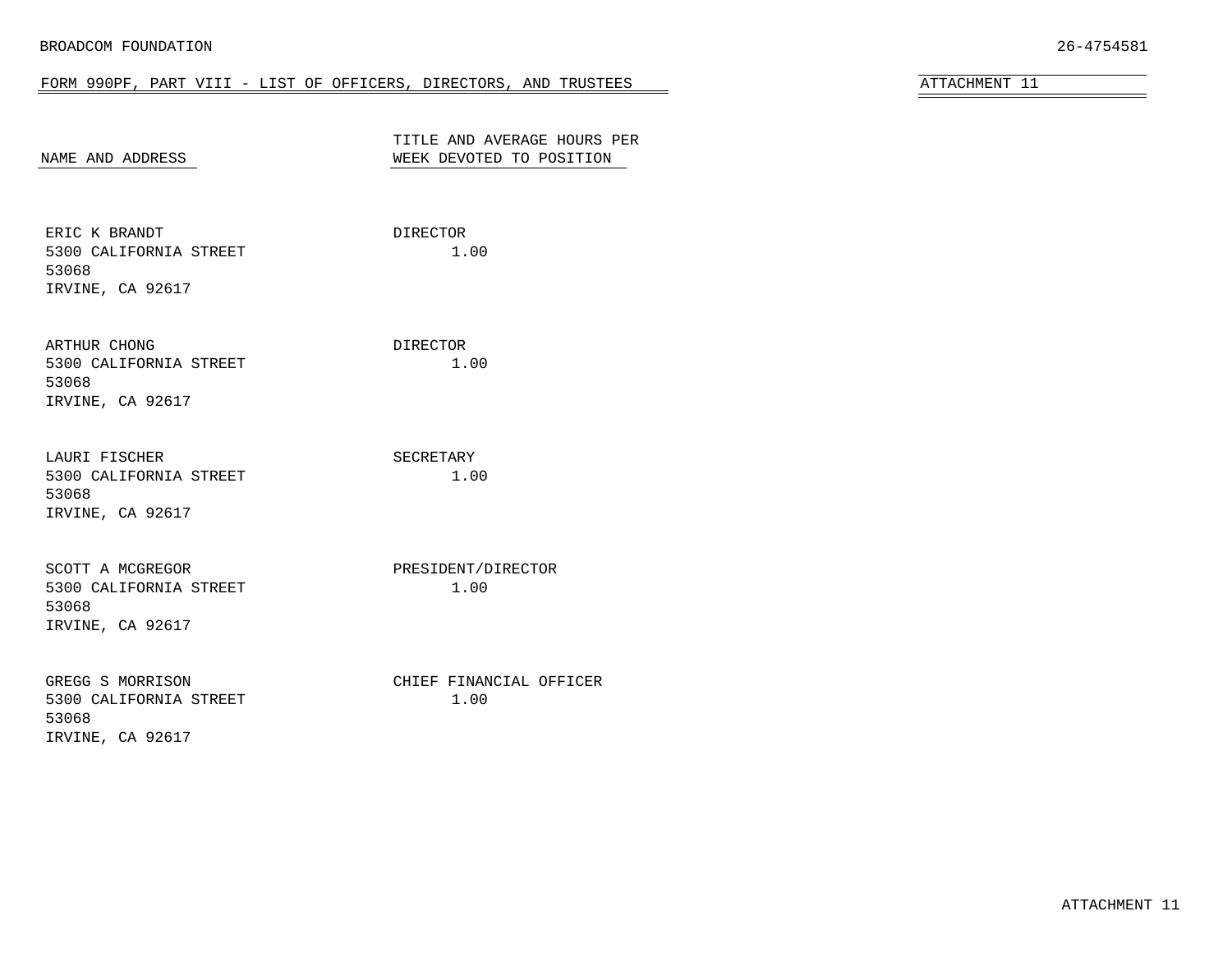BROADCOM FOUNDATION 26-4754581

## FORM 990PF, PART VIII - LIST OF OFFICERS, DIRECTORS, AND TRUSTEES

ATTACHMENT 11

| NAME AND ADDRESS | TITLE AND AVERAGE HOURS PER WEEK DEVOTED TO POSITION |
|---|---|
| ERIC K BRANDT<br>5300 CALIFORNIA STREET<br>53068<br>IRVINE, CA 92617 | DIRECTOR<br>1.00 |
| ARTHUR CHONG<br>5300 CALIFORNIA STREET<br>53068<br>IRVINE, CA 92617 | DIRECTOR<br>1.00 |
| LAURI FISCHER<br>5300 CALIFORNIA STREET<br>53068<br>IRVINE, CA 92617 | SECRETARY<br>1.00 |
| SCOTT A MCGREGOR<br>5300 CALIFORNIA STREET<br>53068<br>IRVINE, CA 92617 | PRESIDENT/DIRECTOR<br>1.00 |
| GREGG S MORRISON<br>5300 CALIFORNIA STREET<br>53068<br>IRVINE, CA 92617 | CHIEF FINANCIAL OFFICER<br>1.00 |

ATTACHMENT 11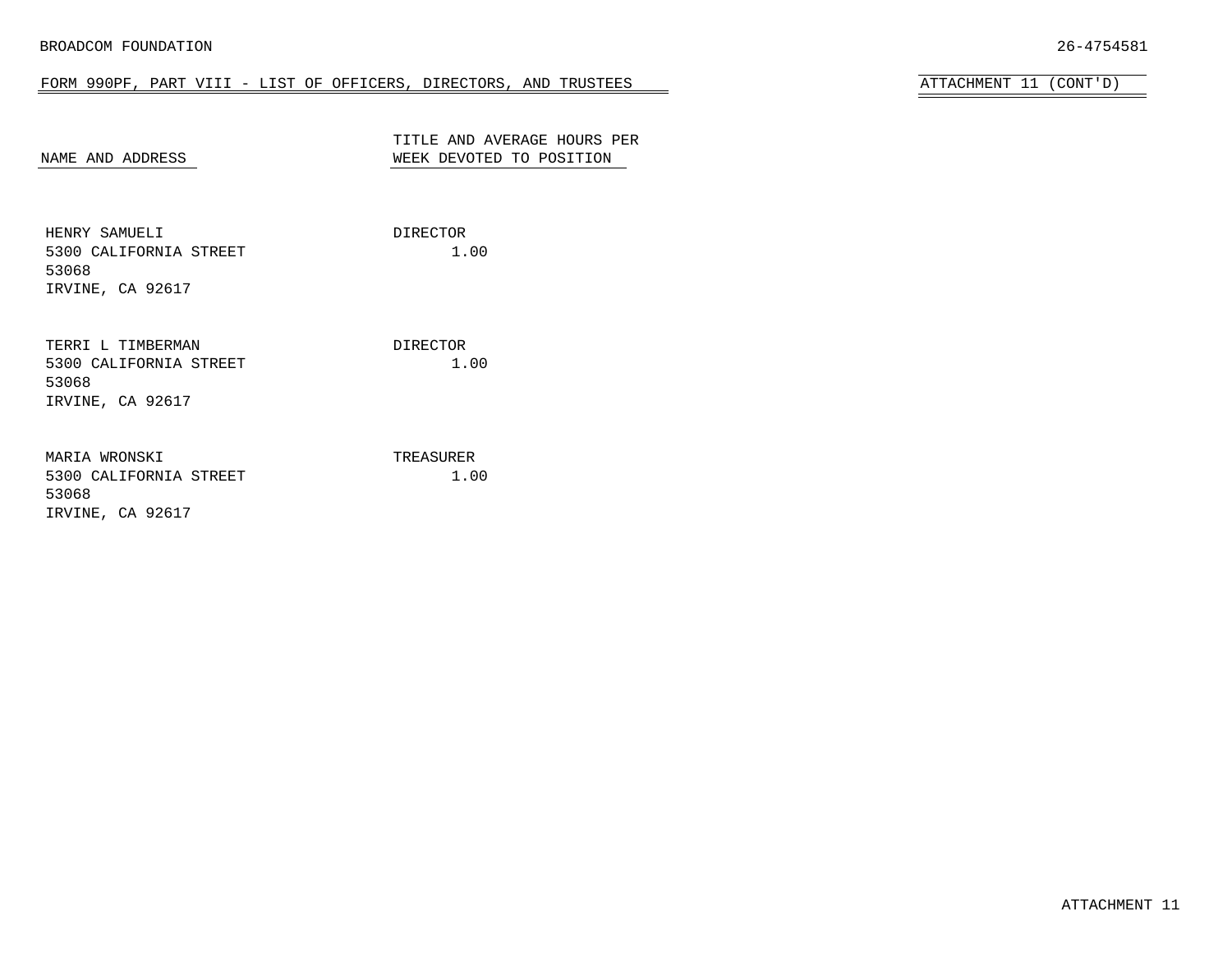BROADCOM FOUNDATION 26-4754581

FORM 990PF, PART VIII - LIST OF OFFICERS, DIRECTORS, AND TRUSTEES

ATTACHMENT 11 (CONT'D)

| NAME AND ADDRESS | TITLE AND AVERAGE HOURS PER WEEK DEVOTED TO POSITION |
|---|---|
| HENRY SAMUELI<br>5300 CALIFORNIA STREET<br>53068<br>IRVINE, CA 92617 | DIRECTOR<br>1.00 |
| TERRI L TIMBERMAN<br>5300 CALIFORNIA STREET<br>53068<br>IRVINE, CA 92617 | DIRECTOR<br>1.00 |
| MARIA WRONSKI<br>5300 CALIFORNIA STREET<br>53068<br>IRVINE, CA 92617 | TREASURER<br>1.00 |

ATTACHMENT 11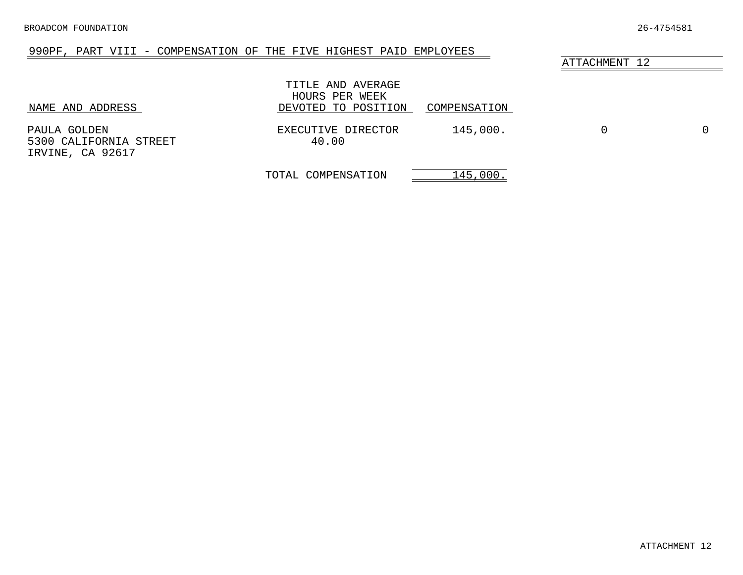BROADCOM FOUNDATION 26-4754581

## 990PF, PART VIII - COMPENSATION OF THE FIVE HIGHEST PAID EMPLOYEES

ATTACHMENT 12

| NAME AND ADDRESS | TITLE AND AVERAGE HOURS PER WEEK DEVOTED TO POSITION | COMPENSATION | | |
|---|---|---|---|---|
| PAULA GOLDEN<br>5300 CALIFORNIA STREET<br>IRVINE, CA 92617 | EXECUTIVE DIRECTOR<br>40.00 | 145,000. | 0 | 0 |
| | TOTAL COMPENSATION | 145,000. | | |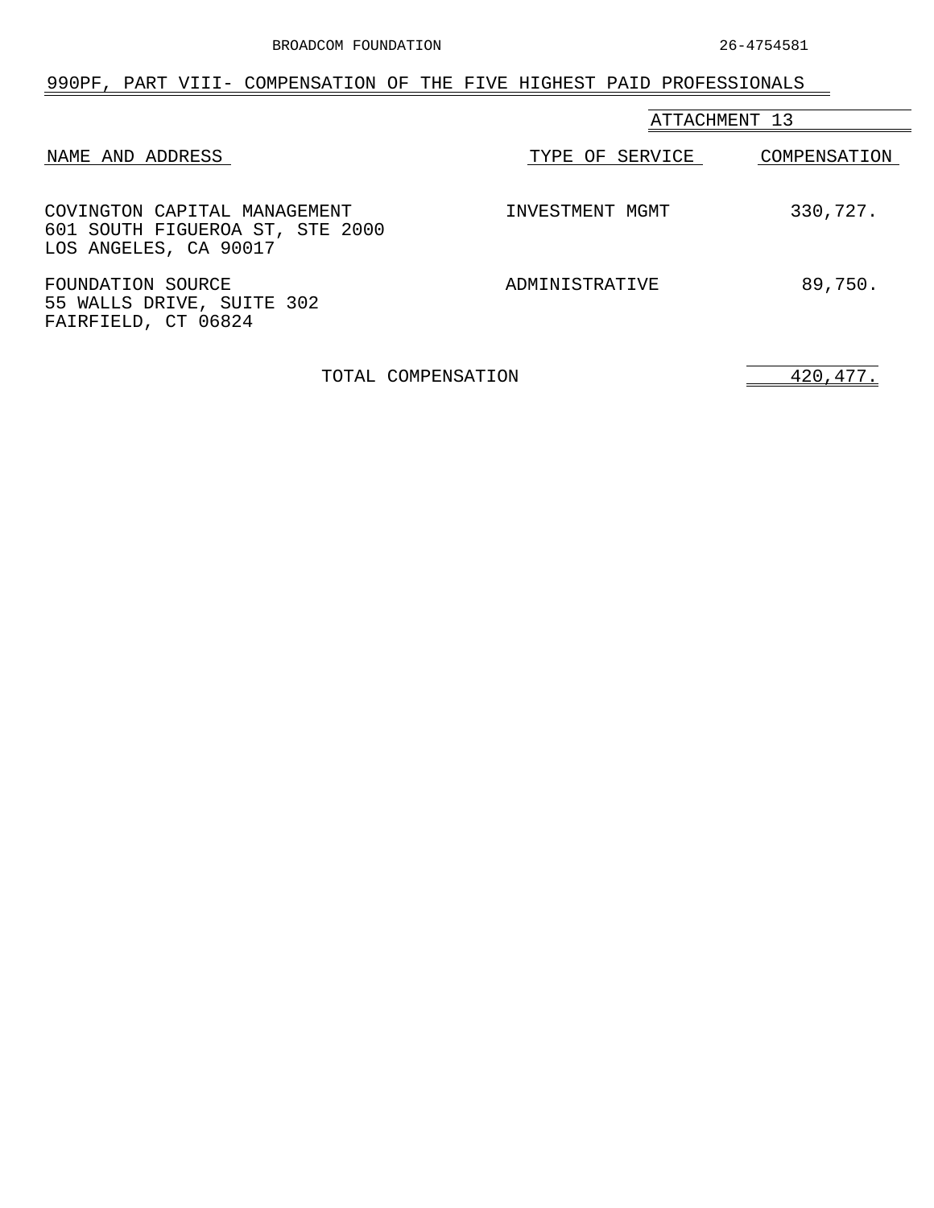BROADCOM FOUNDATION 26-4754581

## 990PF, PART VIII- COMPENSATION OF THE FIVE HIGHEST PAID PROFESSIONALS

ATTACHMENT 13

| NAME AND ADDRESS | TYPE OF SERVICE | COMPENSATION |
|---|---|---|
| COVINGTON CAPITAL MANAGEMENT<br>601 SOUTH FIGUEROA ST, STE 2000<br>LOS ANGELES, CA 90017 | INVESTMENT MGMT | 330,727. |
| FOUNDATION SOURCE<br>55 WALLS DRIVE, SUITE 302<br>FAIRFIELD, CT 06824 | ADMINISTRATIVE | 89,750. |
| TOTAL COMPENSATION | | 420,477. |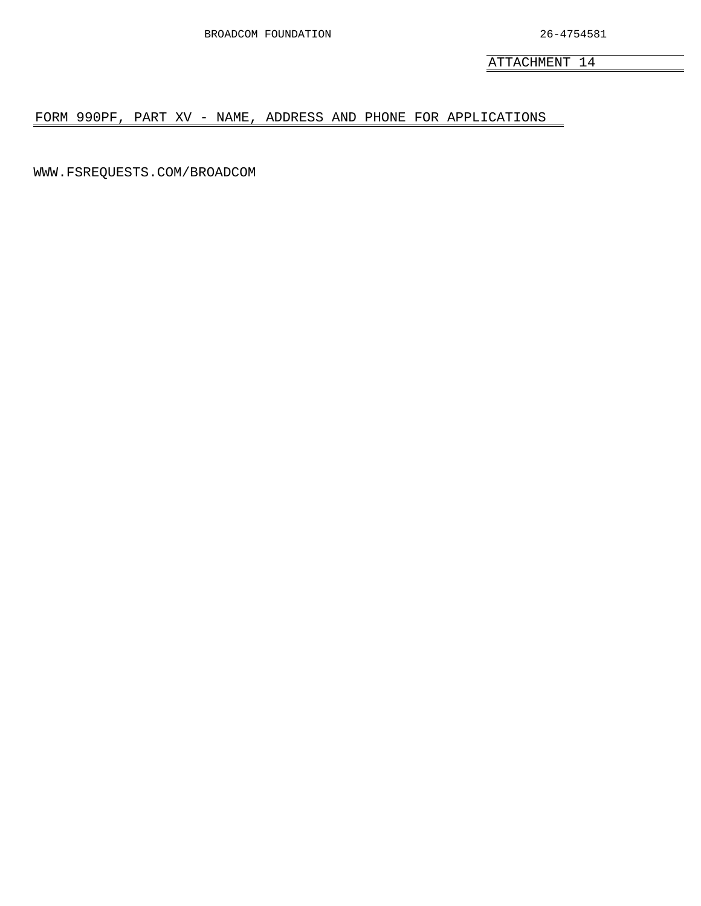BROADCOM FOUNDATION 26-4754581

ATTACHMENT 14

## FORM 990PF, PART XV - NAME, ADDRESS AND PHONE FOR APPLICATIONS

WWW.FSREQUESTS.COM/BROADCOM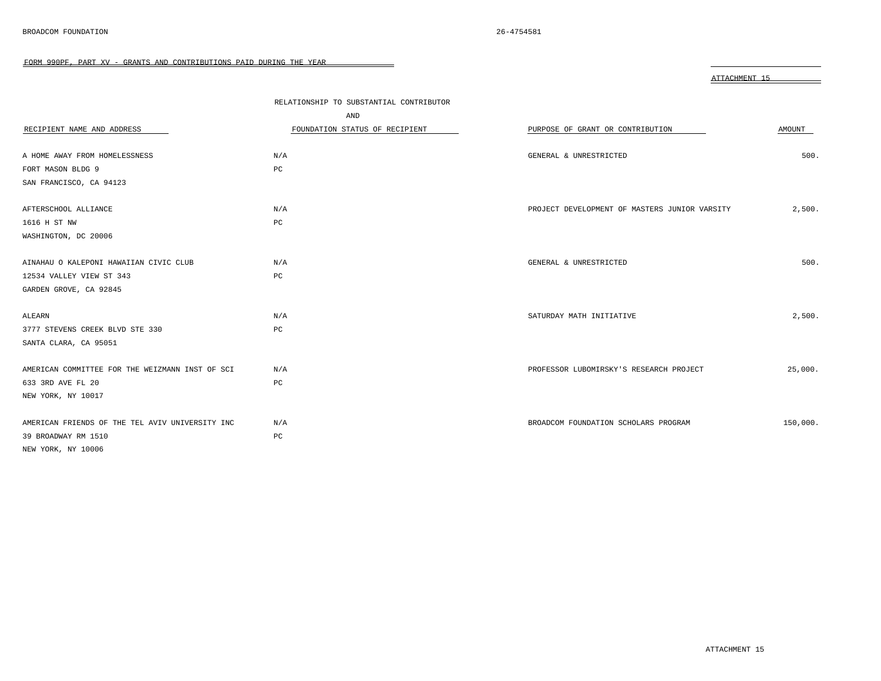FORM 990PF, PART XV - GRANTS AND CONTRIBUTIONS PAID DURING THE YEAR

ATTACHMENT 15

| RECIPIENT NAME AND ADDRESS | RELATIONSHIP TO SUBSTANTIAL CONTRIBUTOR AND FOUNDATION STATUS OF RECIPIENT | PURPOSE OF GRANT OR CONTRIBUTION | AMOUNT |
|---|---|---|---|
| A HOME AWAY FROM HOMELESSNESS<br>FORT MASON BLDG 9<br>SAN FRANCISCO, CA 94123 | N/A<br>PC | GENERAL & UNRESTRICTED | 500. |
| AFTERSCHOOL ALLIANCE<br>1616 H ST NW<br>WASHINGTON, DC 20006 | N/A<br>PC | PROJECT DEVELOPMENT OF MASTERS JUNIOR VARSITY | 2,500. |
| AINAHAU O KALEPONI HAWAIIAN CIVIC CLUB<br>12534 VALLEY VIEW ST 343<br>GARDEN GROVE, CA 92845 | N/A<br>PC | GENERAL & UNRESTRICTED | 500. |
| ALEARN<br>3777 STEVENS CREEK BLVD STE 330<br>SANTA CLARA, CA 95051 | N/A<br>PC | SATURDAY MATH INITIATIVE | 2,500. |
| AMERICAN COMMITTEE FOR THE WEIZMANN INST OF SCI<br>633 3RD AVE FL 20<br>NEW YORK, NY 10017 | N/A<br>PC | PROFESSOR LUBOMIRSKY'S RESEARCH PROJECT | 25,000. |
| AMERICAN FRIENDS OF THE TEL AVIV UNIVERSITY INC<br>39 BROADWAY RM 1510<br>NEW YORK, NY 10006 | N/A<br>PC | BROADCOM FOUNDATION SCHOLARS PROGRAM | 150,000. |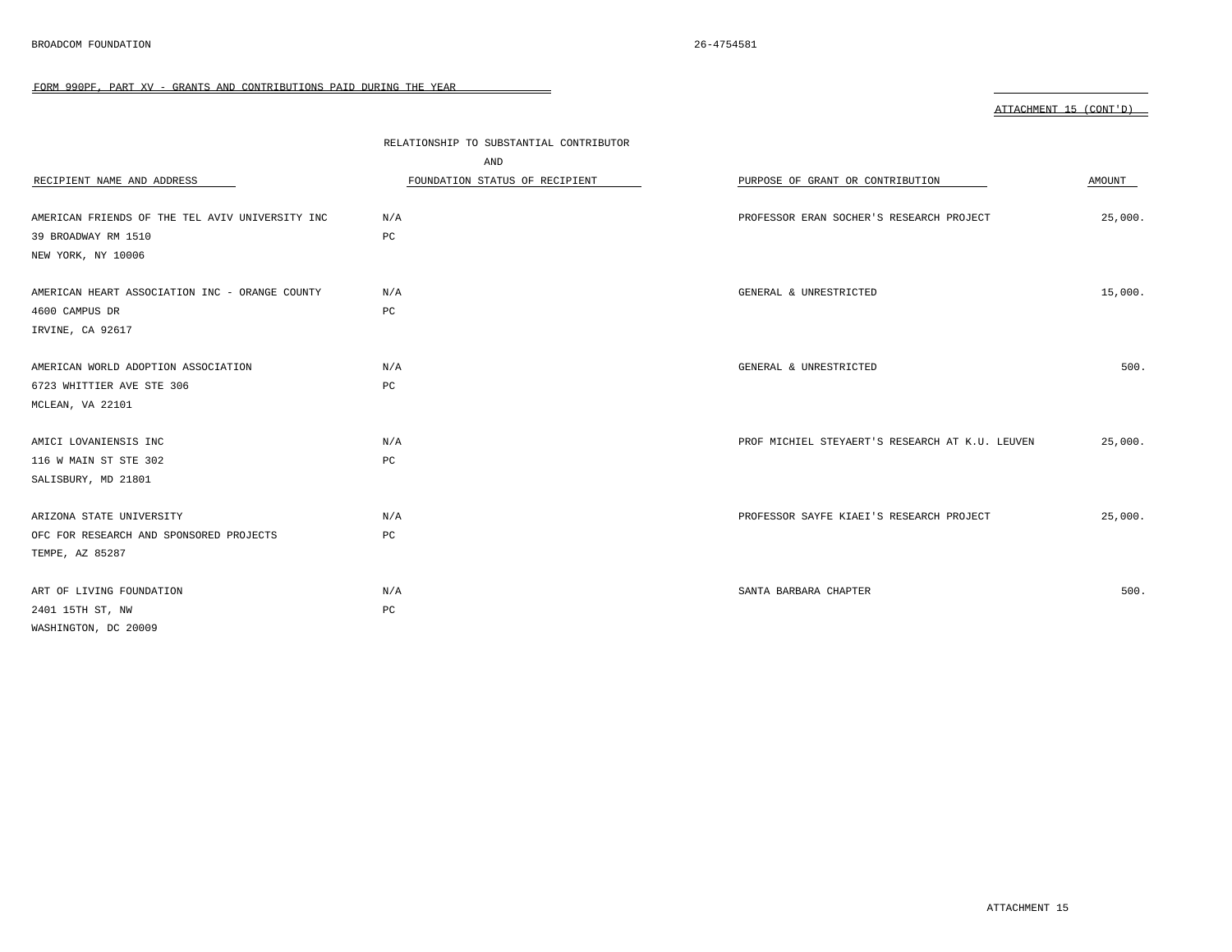BROADCOM FOUNDATION 26-4754581

FORM 990PF, PART XV - GRANTS AND CONTRIBUTIONS PAID DURING THE YEAR

ATTACHMENT 15 (CONT'D)

| RECIPIENT NAME AND ADDRESS | RELATIONSHIP TO SUBSTANTIAL CONTRIBUTOR AND FOUNDATION STATUS OF RECIPIENT | PURPOSE OF GRANT OR CONTRIBUTION | AMOUNT |
|---|---|---|---|
| AMERICAN FRIENDS OF THE TEL AVIV UNIVERSITY INC<br>39 BROADWAY RM 1510<br>NEW YORK, NY 10006 | N/A<br>PC | PROFESSOR ERAN SOCHER'S RESEARCH PROJECT | 25,000. |
| AMERICAN HEART ASSOCIATION INC - ORANGE COUNTY<br>4600 CAMPUS DR<br>IRVINE, CA 92617 | N/A<br>PC | GENERAL & UNRESTRICTED | 15,000. |
| AMERICAN WORLD ADOPTION ASSOCIATION<br>6723 WHITTIER AVE STE 306<br>MCLEAN, VA 22101 | N/A<br>PC | GENERAL & UNRESTRICTED | 500. |
| AMICI LOVANIENSIS INC<br>116 W MAIN ST STE 302<br>SALISBURY, MD 21801 | N/A<br>PC | PROF MICHIEL STEYAERT'S RESEARCH AT K.U. LEUVEN | 25,000. |
| ARIZONA STATE UNIVERSITY<br>OFC FOR RESEARCH AND SPONSORED PROJECTS<br>TEMPE, AZ 85287 | N/A<br>PC | PROFESSOR SAYFE KIAEI'S RESEARCH PROJECT | 25,000. |
| ART OF LIVING FOUNDATION<br>2401 15TH ST, NW<br>WASHINGTON, DC 20009 | N/A<br>PC | SANTA BARBARA CHAPTER | 500. |

ATTACHMENT 15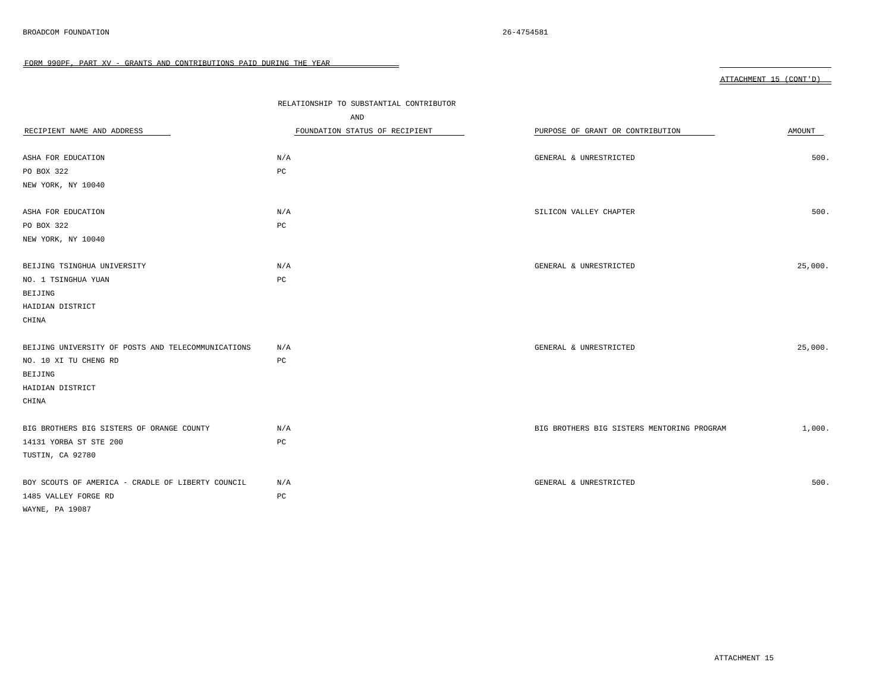BROADCOM FOUNDATION 26-4754581

FORM 990PF, PART XV - GRANTS AND CONTRIBUTIONS PAID DURING THE YEAR

ATTACHMENT 15 (CONT'D)

| RECIPIENT NAME AND ADDRESS | RELATIONSHIP TO SUBSTANTIAL CONTRIBUTOR AND FOUNDATION STATUS OF RECIPIENT | PURPOSE OF GRANT OR CONTRIBUTION | AMOUNT |
|---|---|---|---|
| ASHA FOR EDUCATION<br>PO BOX 322<br>NEW YORK, NY 10040 | N/A<br>PC | GENERAL & UNRESTRICTED | 500. |
| ASHA FOR EDUCATION<br>PO BOX 322<br>NEW YORK, NY 10040 | N/A<br>PC | SILICON VALLEY CHAPTER | 500. |
| BEIJING TSINGHUA UNIVERSITY<br>NO. 1 TSINGHUA YUAN<br>BEIJING<br>HAIDIAN DISTRICT<br>CHINA | N/A<br>PC | GENERAL & UNRESTRICTED | 25,000. |
| BEIJING UNIVERSITY OF POSTS AND TELECOMMUNICATIONS<br>NO. 10 XI TU CHENG RD<br>BEIJING<br>HAIDIAN DISTRICT<br>CHINA | N/A<br>PC | GENERAL & UNRESTRICTED | 25,000. |
| BIG BROTHERS BIG SISTERS OF ORANGE COUNTY<br>14131 YORBA ST STE 200<br>TUSTIN, CA 92780 | N/A<br>PC | BIG BROTHERS BIG SISTERS MENTORING PROGRAM | 1,000. |
| BOY SCOUTS OF AMERICA - CRADLE OF LIBERTY COUNCIL<br>1485 VALLEY FORGE RD<br>WAYNE, PA 19087 | N/A<br>PC | GENERAL & UNRESTRICTED | 500. |

ATTACHMENT 15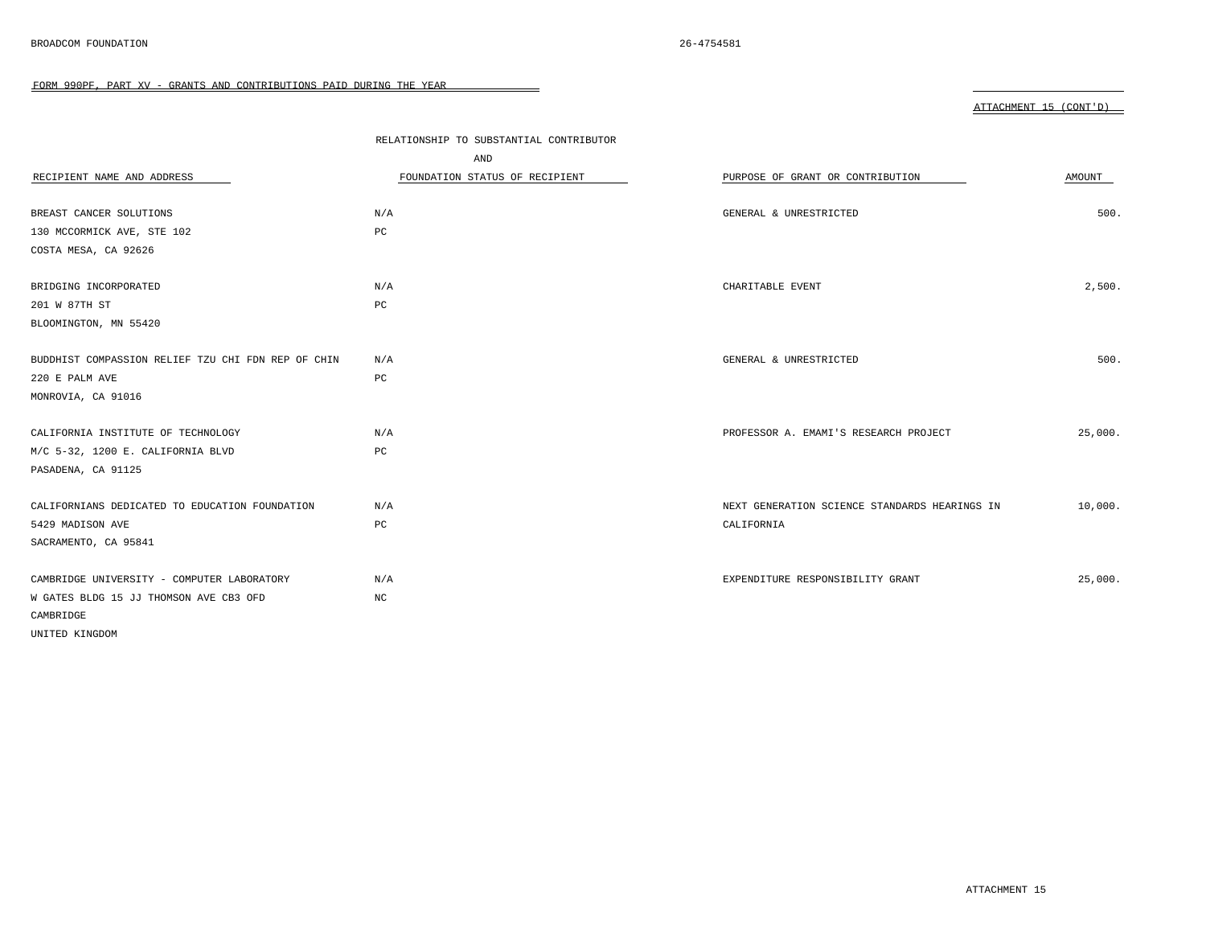BROADCOM FOUNDATION 26-4754581

FORM 990PF, PART XV - GRANTS AND CONTRIBUTIONS PAID DURING THE YEAR

ATTACHMENT 15 (CONT'D)

| RECIPIENT NAME AND ADDRESS | RELATIONSHIP TO SUBSTANTIAL CONTRIBUTOR AND FOUNDATION STATUS OF RECIPIENT | PURPOSE OF GRANT OR CONTRIBUTION | AMOUNT |
|---|---|---|---|
| BREAST CANCER SOLUTIONS<br>130 MCCORMICK AVE, STE 102<br>COSTA MESA, CA 92626 | N/A<br>PC | GENERAL & UNRESTRICTED | 500. |
| BRIDGING INCORPORATED<br>201 W 87TH ST<br>BLOOMINGTON, MN 55420 | N/A<br>PC | CHARITABLE EVENT | 2,500. |
| BUDDHIST COMPASSION RELIEF TZU CHI FDN REP OF CHIN<br>220 E PALM AVE<br>MONROVIA, CA 91016 | N/A<br>PC | GENERAL & UNRESTRICTED | 500. |
| CALIFORNIA INSTITUTE OF TECHNOLOGY<br>M/C 5-32, 1200 E. CALIFORNIA BLVD<br>PASADENA, CA 91125 | N/A<br>PC | PROFESSOR A. EMAMI'S RESEARCH PROJECT | 25,000. |
| CALIFORNIANS DEDICATED TO EDUCATION FOUNDATION<br>5429 MADISON AVE<br>SACRAMENTO, CA 95841 | N/A<br>PC | NEXT GENERATION SCIENCE STANDARDS HEARINGS IN CALIFORNIA | 10,000. |
| CAMBRIDGE UNIVERSITY - COMPUTER LABORATORY<br>W GATES BLDG 15 JJ THOMSON AVE CB3 OFD<br>CAMBRIDGE<br>UNITED KINGDOM | N/A<br>NC | EXPENDITURE RESPONSIBILITY GRANT | 25,000. |

ATTACHMENT 15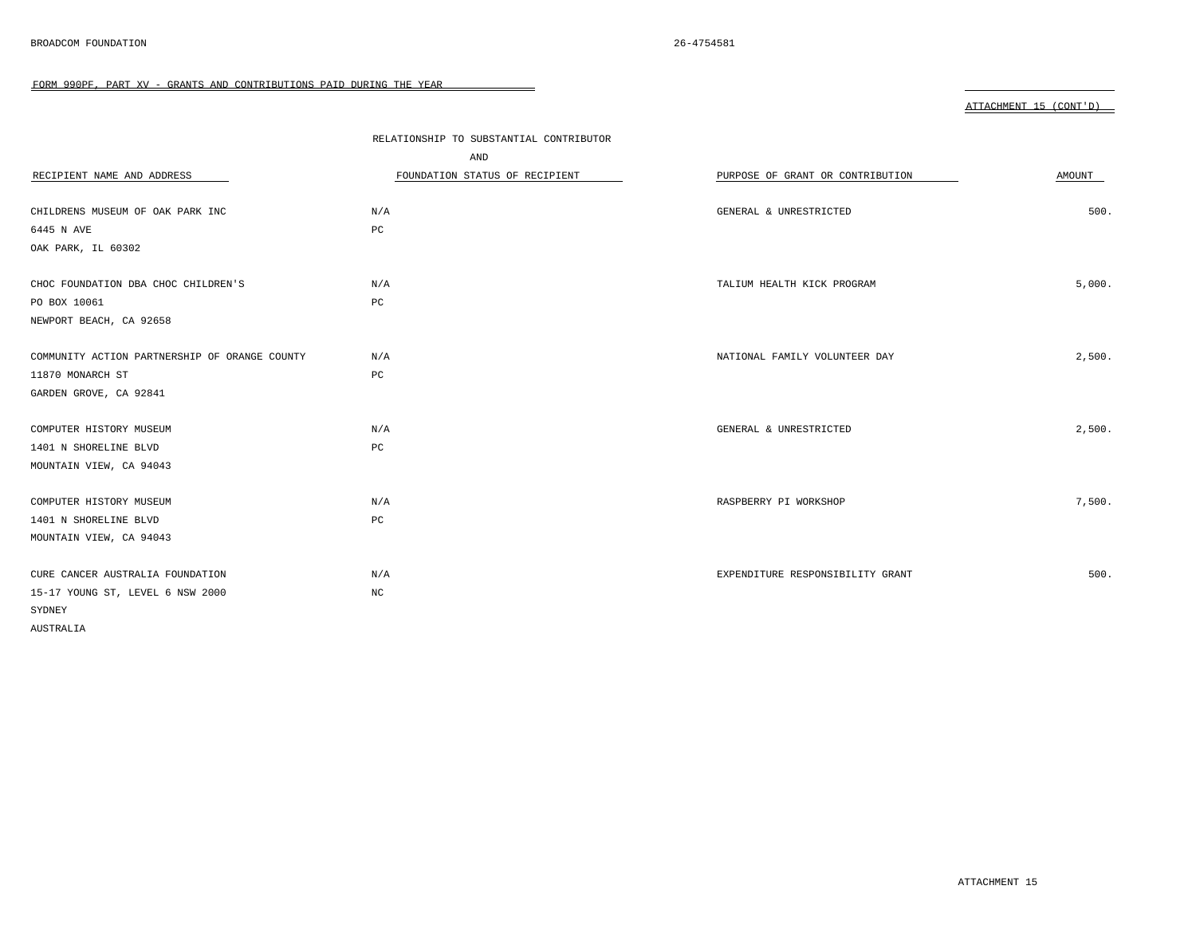BROADCOM FOUNDATION 26-4754581

FORM 990PF, PART XV - GRANTS AND CONTRIBUTIONS PAID DURING THE YEAR

ATTACHMENT 15 (CONT'D)

| RECIPIENT NAME AND ADDRESS | RELATIONSHIP TO SUBSTANTIAL CONTRIBUTOR AND FOUNDATION STATUS OF RECIPIENT | PURPOSE OF GRANT OR CONTRIBUTION | AMOUNT |
|---|---|---|---|
| CHILDRENS MUSEUM OF OAK PARK INC<br>6445 N AVE<br>OAK PARK, IL 60302 | N/A<br>PC | GENERAL & UNRESTRICTED | 500. |
| CHOC FOUNDATION DBA CHOC CHILDREN'S<br>PO BOX 10061<br>NEWPORT BEACH, CA 92658 | N/A<br>PC | TALIUM HEALTH KICK PROGRAM | 5,000. |
| COMMUNITY ACTION PARTNERSHIP OF ORANGE COUNTY<br>11870 MONARCH ST<br>GARDEN GROVE, CA 92841 | N/A<br>PC | NATIONAL FAMILY VOLUNTEER DAY | 2,500. |
| COMPUTER HISTORY MUSEUM<br>1401 N SHORELINE BLVD<br>MOUNTAIN VIEW, CA 94043 | N/A<br>PC | GENERAL & UNRESTRICTED | 2,500. |
| COMPUTER HISTORY MUSEUM<br>1401 N SHORELINE BLVD<br>MOUNTAIN VIEW, CA 94043 | N/A<br>PC | RASPBERRY PI WORKSHOP | 7,500. |
| CURE CANCER AUSTRALIA FOUNDATION<br>15-17 YOUNG ST, LEVEL 6 NSW 2000<br>SYDNEY<br>AUSTRALIA | N/A<br>NC | EXPENDITURE RESPONSIBILITY GRANT | 500. |

ATTACHMENT 15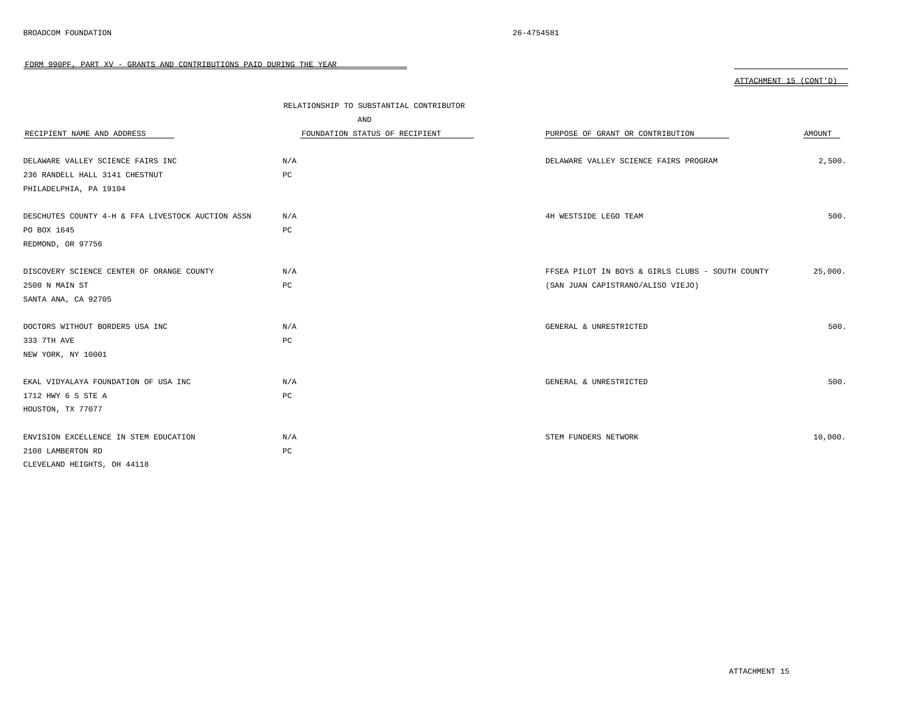FORM 990PF, PART XV - GRANTS AND CONTRIBUTIONS PAID DURING THE YEAR

ATTACHMENT 15 (CONT'D)

| RECIPIENT NAME AND ADDRESS | RELATIONSHIP TO SUBSTANTIAL CONTRIBUTOR AND FOUNDATION STATUS OF RECIPIENT | PURPOSE OF GRANT OR CONTRIBUTION | AMOUNT |
|---|---|---|---|
| DELAWARE VALLEY SCIENCE FAIRS INC<br>236 RANDELL HALL 3141 CHESTNUT<br>PHILADELPHIA, PA 19104 | N/A<br>PC | DELAWARE VALLEY SCIENCE FAIRS PROGRAM | 2,500. |
| DESCHUTES COUNTY 4-H & FFA LIVESTOCK AUCTION ASSN<br>PO BOX 1645<br>REDMOND, OR 97756 | N/A<br>PC | 4H WESTSIDE LEGO TEAM | 500. |
| DISCOVERY SCIENCE CENTER OF ORANGE COUNTY<br>2500 N MAIN ST<br>SANTA ANA, CA 92705 | N/A<br>PC | FFSEA PILOT IN BOYS & GIRLS CLUBS - SOUTH COUNTY (SAN JUAN CAPISTRANO/ALISO VIEJO) | 25,000. |
| DOCTORS WITHOUT BORDERS USA INC<br>333 7TH AVE<br>NEW YORK, NY 10001 | N/A<br>PC | GENERAL & UNRESTRICTED | 500. |
| EKAL VIDYALAYA FOUNDATION OF USA INC<br>1712 HWY 6 S STE A<br>HOUSTON, TX 77077 | N/A<br>PC | GENERAL & UNRESTRICTED | 500. |
| ENVISION EXCELLENCE IN STEM EDUCATION<br>2108 LAMBERTON RD<br>CLEVELAND HEIGHTS, OH 44118 | N/A<br>PC | STEM FUNDERS NETWORK | 10,000. |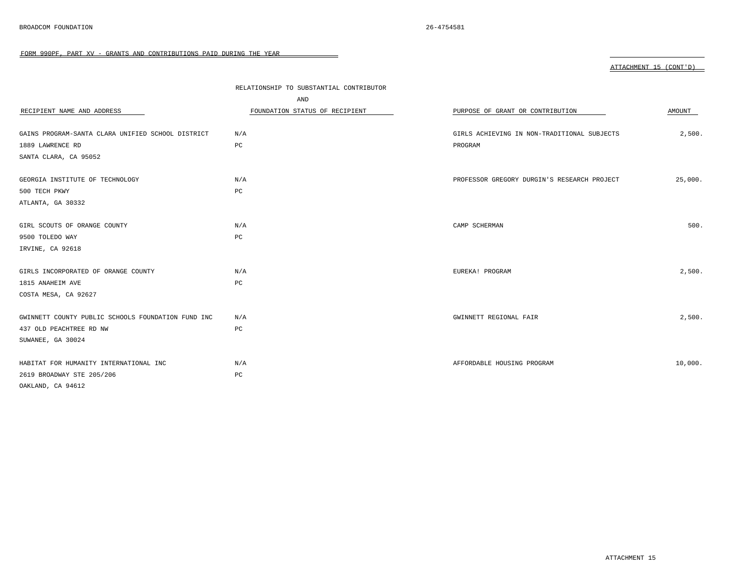BROADCOM FOUNDATION 26-4754581

FORM 990PF, PART XV - GRANTS AND CONTRIBUTIONS PAID DURING THE YEAR

ATTACHMENT 15 (CONT'D)

| RECIPIENT NAME AND ADDRESS | RELATIONSHIP TO SUBSTANTIAL CONTRIBUTOR AND FOUNDATION STATUS OF RECIPIENT | PURPOSE OF GRANT OR CONTRIBUTION | AMOUNT |
|---|---|---|---|
| GAINS PROGRAM-SANTA CLARA UNIFIED SCHOOL DISTRICT<br>1889 LAWRENCE RD<br>SANTA CLARA, CA 95052 | N/A<br>PC | GIRLS ACHIEVING IN NON-TRADITIONAL SUBJECTS PROGRAM | 2,500. |
| GEORGIA INSTITUTE OF TECHNOLOGY<br>500 TECH PKWY<br>ATLANTA, GA 30332 | N/A<br>PC | PROFESSOR GREGORY DURGIN'S RESEARCH PROJECT | 25,000. |
| GIRL SCOUTS OF ORANGE COUNTY<br>9500 TOLEDO WAY<br>IRVINE, CA 92618 | N/A<br>PC | CAMP SCHERMAN | 500. |
| GIRLS INCORPORATED OF ORANGE COUNTY<br>1815 ANAHEIM AVE<br>COSTA MESA, CA 92627 | N/A<br>PC | EUREKA! PROGRAM | 2,500. |
| GWINNETT COUNTY PUBLIC SCHOOLS FOUNDATION FUND INC<br>437 OLD PEACHTREE RD NW<br>SUWANEE, GA 30024 | N/A<br>PC | GWINNETT REGIONAL FAIR | 2,500. |
| HABITAT FOR HUMANITY INTERNATIONAL INC<br>2619 BROADWAY STE 205/206<br>OAKLAND, CA 94612 | N/A<br>PC | AFFORDABLE HOUSING PROGRAM | 10,000. |

ATTACHMENT 15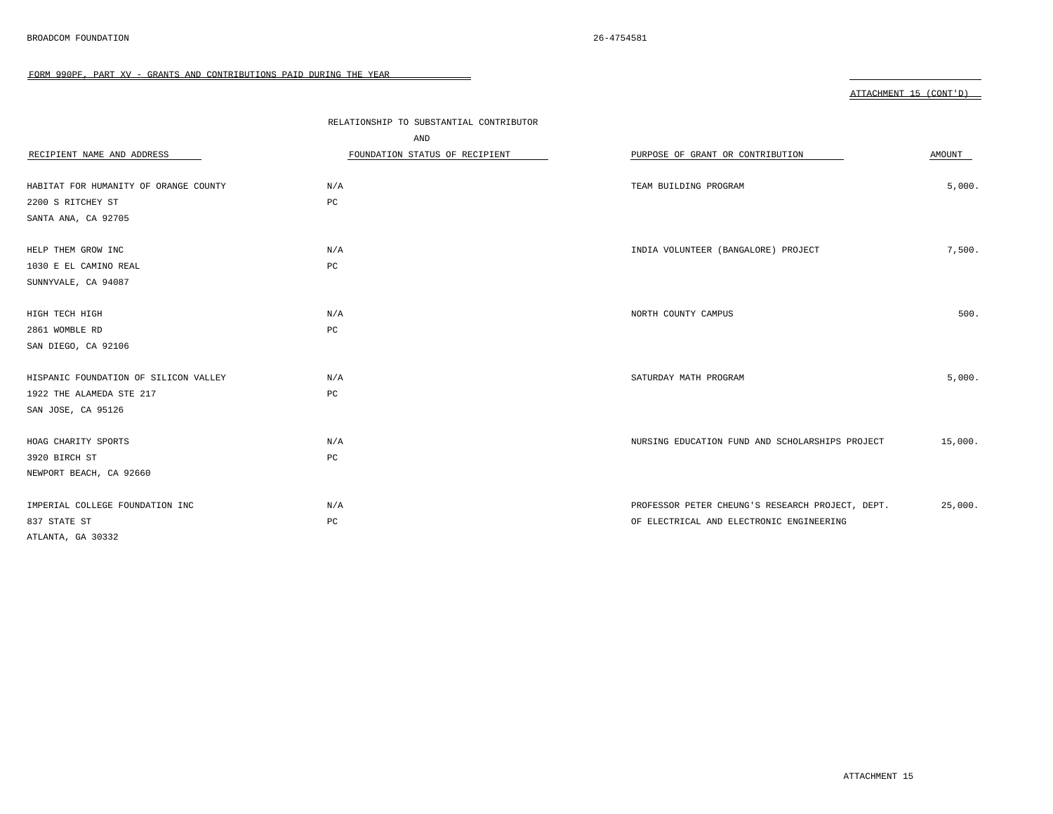BROADCOM FOUNDATION 26-4754581

FORM 990PF, PART XV - GRANTS AND CONTRIBUTIONS PAID DURING THE YEAR

ATTACHMENT 15 (CONT'D)

| RECIPIENT NAME AND ADDRESS | RELATIONSHIP TO SUBSTANTIAL CONTRIBUTOR AND FOUNDATION STATUS OF RECIPIENT | PURPOSE OF GRANT OR CONTRIBUTION | AMOUNT |
|---|---|---|---|
| HABITAT FOR HUMANITY OF ORANGE COUNTY<br>2200 S RITCHEY ST<br>SANTA ANA, CA 92705 | N/A<br>PC | TEAM BUILDING PROGRAM | 5,000. |
| HELP THEM GROW INC<br>1030 E EL CAMINO REAL<br>SUNNYVALE, CA 94087 | N/A<br>PC | INDIA VOLUNTEER (BANGALORE) PROJECT | 7,500. |
| HIGH TECH HIGH<br>2861 WOMBLE RD<br>SAN DIEGO, CA 92106 | N/A<br>PC | NORTH COUNTY CAMPUS | 500. |
| HISPANIC FOUNDATION OF SILICON VALLEY<br>1922 THE ALAMEDA STE 217<br>SAN JOSE, CA 95126 | N/A<br>PC | SATURDAY MATH PROGRAM | 5,000. |
| HOAG CHARITY SPORTS<br>3920 BIRCH ST<br>NEWPORT BEACH, CA 92660 | N/A<br>PC | NURSING EDUCATION FUND AND SCHOLARSHIPS PROJECT | 15,000. |
| IMPERIAL COLLEGE FOUNDATION INC<br>837 STATE ST<br>ATLANTA, GA 30332 | N/A<br>PC | PROFESSOR PETER CHEUNG'S RESEARCH PROJECT, DEPT. OF ELECTRICAL AND ELECTRONIC ENGINEERING | 25,000. |

ATTACHMENT 15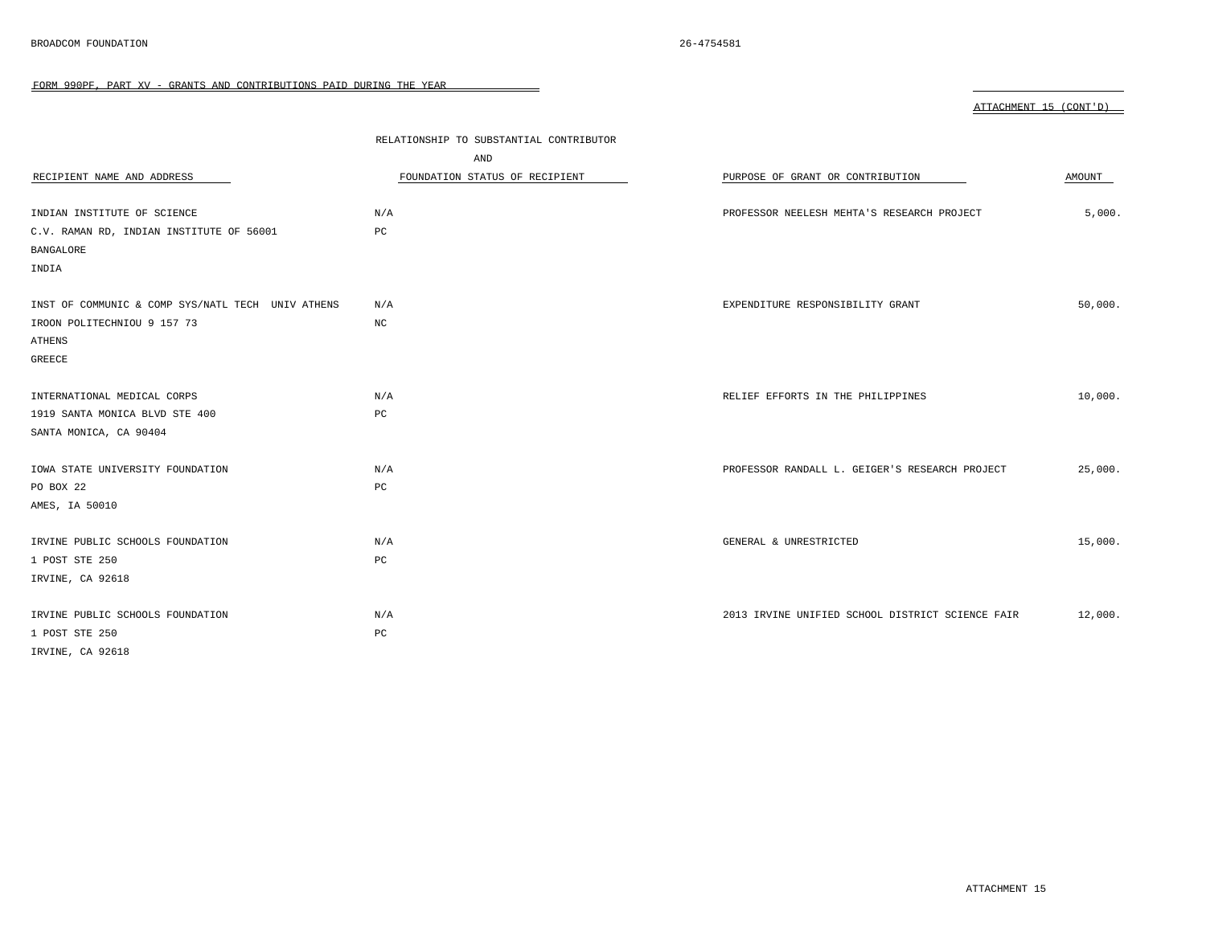FORM 990PF, PART XV - GRANTS AND CONTRIBUTIONS PAID DURING THE YEAR

ATTACHMENT 15 (CONT'D)

| RECIPIENT NAME AND ADDRESS | RELATIONSHIP TO SUBSTANTIAL CONTRIBUTOR AND FOUNDATION STATUS OF RECIPIENT | PURPOSE OF GRANT OR CONTRIBUTION | AMOUNT |
|---|---|---|---|
| INDIAN INSTITUTE OF SCIENCE<br>C.V. RAMAN RD, INDIAN INSTITUTE OF 56001<br>BANGALORE<br>INDIA | N/A<br>PC | PROFESSOR NEELESH MEHTA'S RESEARCH PROJECT | 5,000. |
| INST OF COMMUNIC & COMP SYS/NATL TECH UNIV ATHENS<br>IROON POLITECHNIOU 9 157 73<br>ATHENS<br>GREECE | N/A<br>NC | EXPENDITURE RESPONSIBILITY GRANT | 50,000. |
| INTERNATIONAL MEDICAL CORPS<br>1919 SANTA MONICA BLVD STE 400<br>SANTA MONICA, CA 90404 | N/A<br>PC | RELIEF EFFORTS IN THE PHILIPPINES | 10,000. |
| IOWA STATE UNIVERSITY FOUNDATION<br>PO BOX 22<br>AMES, IA 50010 | N/A<br>PC | PROFESSOR RANDALL L. GEIGER'S RESEARCH PROJECT | 25,000. |
| IRVINE PUBLIC SCHOOLS FOUNDATION<br>1 POST STE 250<br>IRVINE, CA 92618 | N/A<br>PC | GENERAL & UNRESTRICTED | 15,000. |
| IRVINE PUBLIC SCHOOLS FOUNDATION<br>1 POST STE 250<br>IRVINE, CA 92618 | N/A<br>PC | 2013 IRVINE UNIFIED SCHOOL DISTRICT SCIENCE FAIR | 12,000. |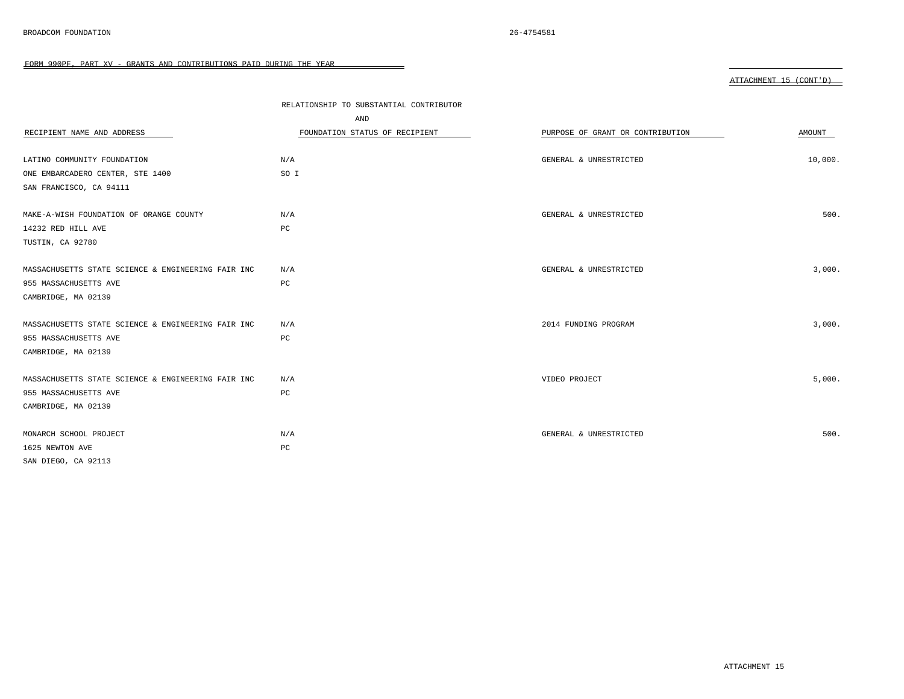BROADCOM FOUNDATION 26-4754581

FORM 990PF, PART XV - GRANTS AND CONTRIBUTIONS PAID DURING THE YEAR

ATTACHMENT 15 (CONT'D)

| RECIPIENT NAME AND ADDRESS | RELATIONSHIP TO SUBSTANTIAL CONTRIBUTOR AND FOUNDATION STATUS OF RECIPIENT | PURPOSE OF GRANT OR CONTRIBUTION | AMOUNT |
|---|---|---|---|
| LATINO COMMUNITY FOUNDATION<br>ONE EMBARCADERO CENTER, STE 1400<br>SAN FRANCISCO, CA 94111 | N/A<br>SO I | GENERAL & UNRESTRICTED | 10,000. |
| MAKE-A-WISH FOUNDATION OF ORANGE COUNTY<br>14232 RED HILL AVE<br>TUSTIN, CA 92780 | N/A<br>PC | GENERAL & UNRESTRICTED | 500. |
| MASSACHUSETTS STATE SCIENCE & ENGINEERING FAIR INC<br>955 MASSACHUSETTS AVE<br>CAMBRIDGE, MA 02139 | N/A<br>PC | GENERAL & UNRESTRICTED | 3,000. |
| MASSACHUSETTS STATE SCIENCE & ENGINEERING FAIR INC<br>955 MASSACHUSETTS AVE<br>CAMBRIDGE, MA 02139 | N/A<br>PC | 2014 FUNDING PROGRAM | 3,000. |
| MASSACHUSETTS STATE SCIENCE & ENGINEERING FAIR INC<br>955 MASSACHUSETTS AVE<br>CAMBRIDGE, MA 02139 | N/A<br>PC | VIDEO PROJECT | 5,000. |
| MONARCH SCHOOL PROJECT<br>1625 NEWTON AVE<br>SAN DIEGO, CA 92113 | N/A<br>PC | GENERAL & UNRESTRICTED | 500. |

ATTACHMENT 15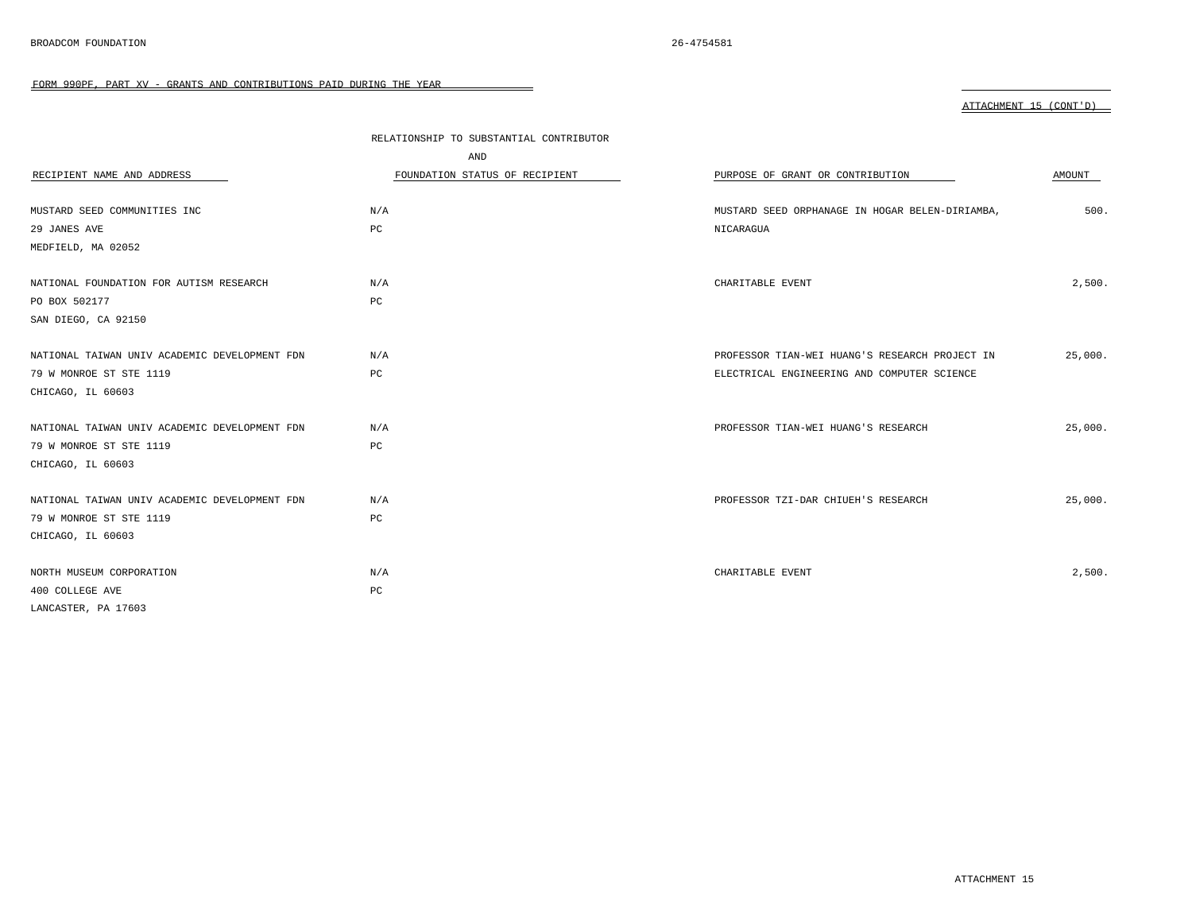BROADCOM FOUNDATION 26-4754581

FORM 990PF, PART XV - GRANTS AND CONTRIBUTIONS PAID DURING THE YEAR

ATTACHMENT 15 (CONT'D)

| RECIPIENT NAME AND ADDRESS | RELATIONSHIP TO SUBSTANTIAL CONTRIBUTOR AND FOUNDATION STATUS OF RECIPIENT | PURPOSE OF GRANT OR CONTRIBUTION | AMOUNT |
|---|---|---|---|
| MUSTARD SEED COMMUNITIES INC<br>29 JANES AVE<br>MEDFIELD, MA 02052 | N/A<br>PC | MUSTARD SEED ORPHANAGE IN HOGAR BELEN-DIRIAMBA, NICARAGUA | 500. |
| NATIONAL FOUNDATION FOR AUTISM RESEARCH<br>PO BOX 502177<br>SAN DIEGO, CA 92150 | N/A<br>PC | CHARITABLE EVENT | 2,500. |
| NATIONAL TAIWAN UNIV ACADEMIC DEVELOPMENT FDN<br>79 W MONROE ST STE 1119<br>CHICAGO, IL 60603 | N/A<br>PC | PROFESSOR TIAN-WEI HUANG'S RESEARCH PROJECT IN ELECTRICAL ENGINEERING AND COMPUTER SCIENCE | 25,000. |
| NATIONAL TAIWAN UNIV ACADEMIC DEVELOPMENT FDN<br>79 W MONROE ST STE 1119<br>CHICAGO, IL 60603 | N/A<br>PC | PROFESSOR TIAN-WEI HUANG'S RESEARCH | 25,000. |
| NATIONAL TAIWAN UNIV ACADEMIC DEVELOPMENT FDN<br>79 W MONROE ST STE 1119<br>CHICAGO, IL 60603 | N/A<br>PC | PROFESSOR TZI-DAR CHIUEH'S RESEARCH | 25,000. |
| NORTH MUSEUM CORPORATION<br>400 COLLEGE AVE<br>LANCASTER, PA 17603 | N/A<br>PC | CHARITABLE EVENT | 2,500. |

ATTACHMENT 15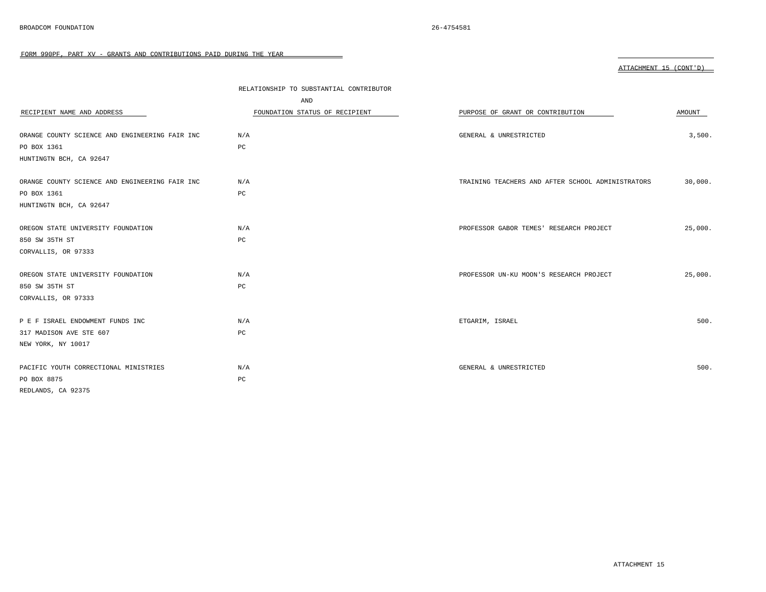BROADCOM FOUNDATION 26-4754581

FORM 990PF, PART XV - GRANTS AND CONTRIBUTIONS PAID DURING THE YEAR

ATTACHMENT 15 (CONT'D)

| RECIPIENT NAME AND ADDRESS | RELATIONSHIP TO SUBSTANTIAL CONTRIBUTOR AND FOUNDATION STATUS OF RECIPIENT | PURPOSE OF GRANT OR CONTRIBUTION | AMOUNT |
|---|---|---|---|
| ORANGE COUNTY SCIENCE AND ENGINEERING FAIR INC<br>PO BOX 1361<br>HUNTINGTN BCH, CA 92647 | N/A<br>PC | GENERAL & UNRESTRICTED | 3,500. |
| ORANGE COUNTY SCIENCE AND ENGINEERING FAIR INC<br>PO BOX 1361<br>HUNTINGTN BCH, CA 92647 | N/A<br>PC | TRAINING TEACHERS AND AFTER SCHOOL ADMINISTRATORS | 30,000. |
| OREGON STATE UNIVERSITY FOUNDATION<br>850 SW 35TH ST<br>CORVALLIS, OR 97333 | N/A<br>PC | PROFESSOR GABOR TEMES' RESEARCH PROJECT | 25,000. |
| OREGON STATE UNIVERSITY FOUNDATION<br>850 SW 35TH ST<br>CORVALLIS, OR 97333 | N/A<br>PC | PROFESSOR UN-KU MOON'S RESEARCH PROJECT | 25,000. |
| P E F ISRAEL ENDOWMENT FUNDS INC<br>317 MADISON AVE STE 607<br>NEW YORK, NY 10017 | N/A<br>PC | ETGARIM, ISRAEL | 500. |
| PACIFIC YOUTH CORRECTIONAL MINISTRIES<br>PO BOX 8875<br>REDLANDS, CA 92375 | N/A<br>PC | GENERAL & UNRESTRICTED | 500. |

ATTACHMENT 15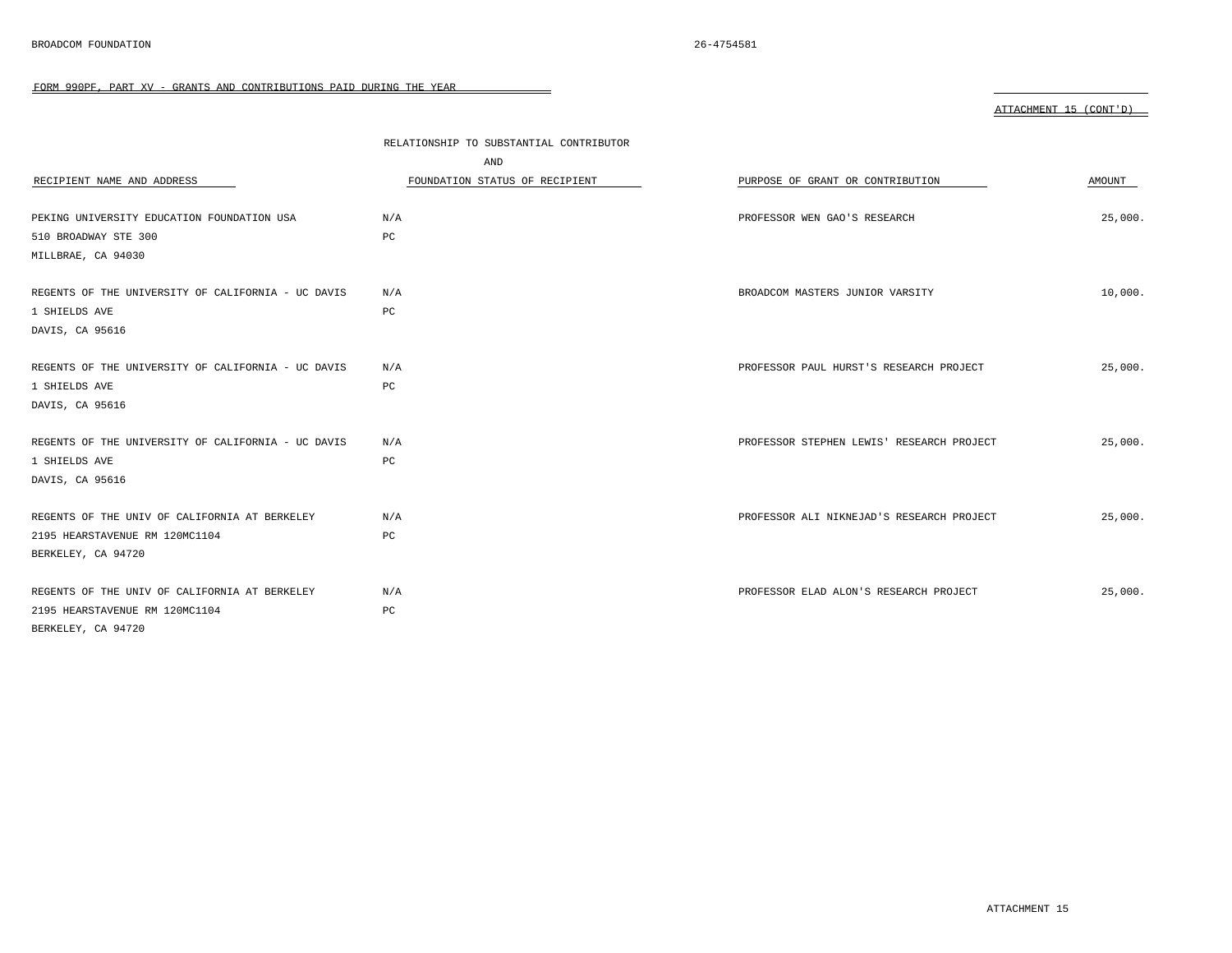BROADCOM FOUNDATION 26-4754581

FORM 990PF, PART XV - GRANTS AND CONTRIBUTIONS PAID DURING THE YEAR

ATTACHMENT 15 (CONT'D)

| RECIPIENT NAME AND ADDRESS | RELATIONSHIP TO SUBSTANTIAL CONTRIBUTOR AND FOUNDATION STATUS OF RECIPIENT | PURPOSE OF GRANT OR CONTRIBUTION | AMOUNT |
|---|---|---|---|
| PEKING UNIVERSITY EDUCATION FOUNDATION USA<br>510 BROADWAY STE 300<br>MILLBRAE, CA 94030 | N/A<br>PC | PROFESSOR WEN GAO'S RESEARCH | 25,000. |
| REGENTS OF THE UNIVERSITY OF CALIFORNIA - UC DAVIS<br>1 SHIELDS AVE<br>DAVIS, CA 95616 | N/A<br>PC | BROADCOM MASTERS JUNIOR VARSITY | 10,000. |
| REGENTS OF THE UNIVERSITY OF CALIFORNIA - UC DAVIS<br>1 SHIELDS AVE<br>DAVIS, CA 95616 | N/A<br>PC | PROFESSOR PAUL HURST'S RESEARCH PROJECT | 25,000. |
| REGENTS OF THE UNIVERSITY OF CALIFORNIA - UC DAVIS<br>1 SHIELDS AVE<br>DAVIS, CA 95616 | N/A<br>PC | PROFESSOR STEPHEN LEWIS' RESEARCH PROJECT | 25,000. |
| REGENTS OF THE UNIV OF CALIFORNIA AT BERKELEY<br>2195 HEARSTAVENUE RM 120MC1104<br>BERKELEY, CA 94720 | N/A<br>PC | PROFESSOR ALI NIKNEJAD'S RESEARCH PROJECT | 25,000. |
| REGENTS OF THE UNIV OF CALIFORNIA AT BERKELEY<br>2195 HEARSTAVENUE RM 120MC1104<br>BERKELEY, CA 94720 | N/A<br>PC | PROFESSOR ELAD ALON'S RESEARCH PROJECT | 25,000. |

ATTACHMENT 15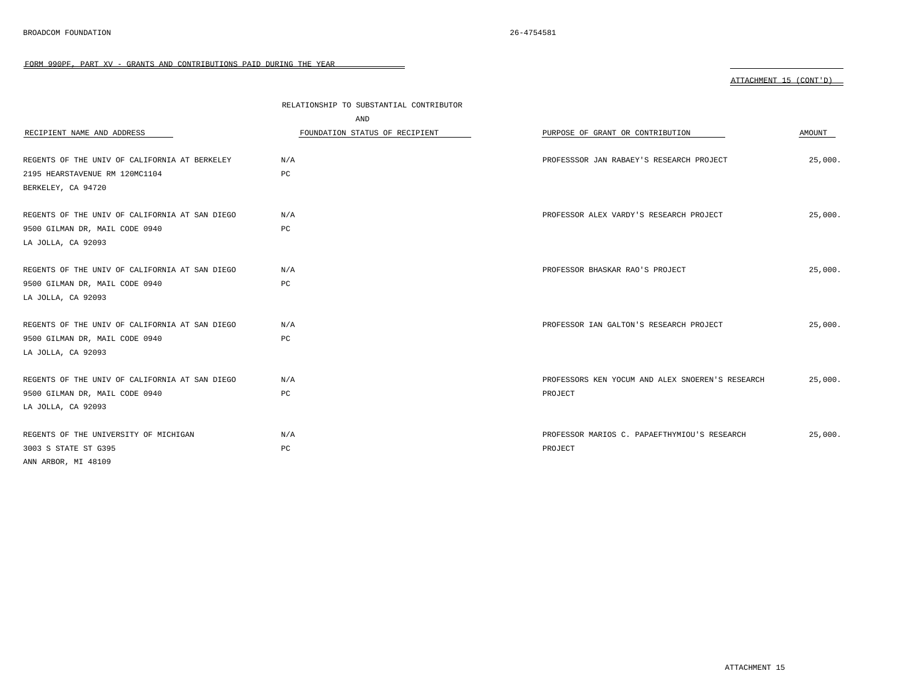BROADCOM FOUNDATION 26-4754581

FORM 990PF, PART XV - GRANTS AND CONTRIBUTIONS PAID DURING THE YEAR

ATTACHMENT 15 (CONT'D)

| RECIPIENT NAME AND ADDRESS | RELATIONSHIP TO SUBSTANTIAL CONTRIBUTOR AND FOUNDATION STATUS OF RECIPIENT | PURPOSE OF GRANT OR CONTRIBUTION | AMOUNT |
|---|---|---|---|
| REGENTS OF THE UNIV OF CALIFORNIA AT BERKELEY<br>2195 HEARSTAVENUE RM 120MC1104<br>BERKELEY, CA 94720 | N/A<br>PC | PROFESSSOR JAN RABAEY'S RESEARCH PROJECT | 25,000. |
| REGENTS OF THE UNIV OF CALIFORNIA AT SAN DIEGO<br>9500 GILMAN DR, MAIL CODE 0940<br>LA JOLLA, CA 92093 | N/A<br>PC | PROFESSOR ALEX VARDY'S RESEARCH PROJECT | 25,000. |
| REGENTS OF THE UNIV OF CALIFORNIA AT SAN DIEGO<br>9500 GILMAN DR, MAIL CODE 0940<br>LA JOLLA, CA 92093 | N/A<br>PC | PROFESSOR BHASKAR RAO'S PROJECT | 25,000. |
| REGENTS OF THE UNIV OF CALIFORNIA AT SAN DIEGO<br>9500 GILMAN DR, MAIL CODE 0940<br>LA JOLLA, CA 92093 | N/A<br>PC | PROFESSOR IAN GALTON'S RESEARCH PROJECT | 25,000. |
| REGENTS OF THE UNIV OF CALIFORNIA AT SAN DIEGO<br>9500 GILMAN DR, MAIL CODE 0940<br>LA JOLLA, CA 92093 | N/A<br>PC | PROFESSORS KEN YOCUM AND ALEX SNOEREN'S RESEARCH PROJECT | 25,000. |
| REGENTS OF THE UNIVERSITY OF MICHIGAN<br>3003 S STATE ST G395<br>ANN ARBOR, MI 48109 | N/A<br>PC | PROFESSOR MARIOS C. PAPAEFTHYMIOU'S RESEARCH PROJECT | 25,000. |

ATTACHMENT 15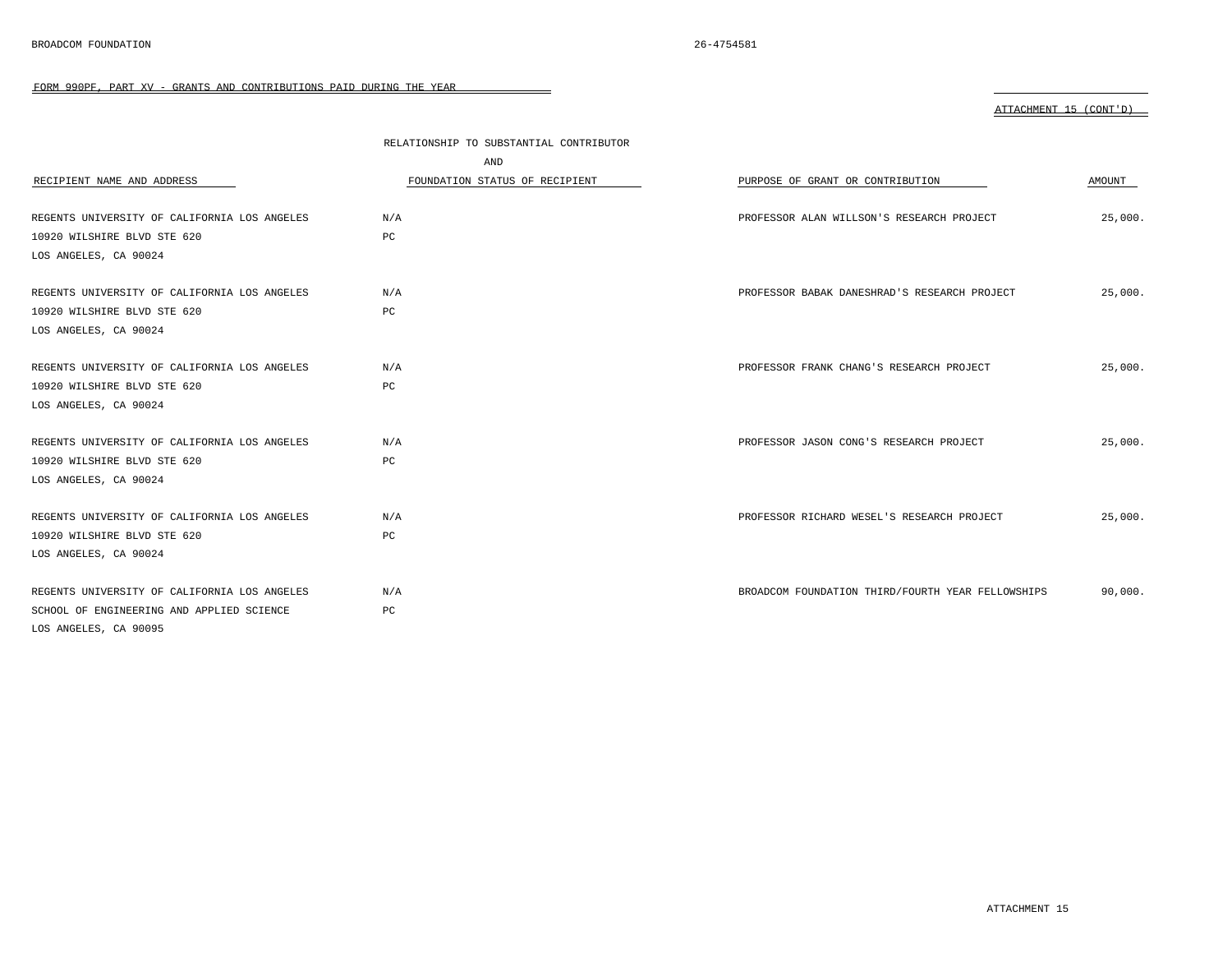BROADCOM FOUNDATION 26-4754581

FORM 990PF, PART XV - GRANTS AND CONTRIBUTIONS PAID DURING THE YEAR

ATTACHMENT 15 (CONT'D)

| RECIPIENT NAME AND ADDRESS | RELATIONSHIP TO SUBSTANTIAL CONTRIBUTOR AND FOUNDATION STATUS OF RECIPIENT | PURPOSE OF GRANT OR CONTRIBUTION | AMOUNT |
|---|---|---|---|
| REGENTS UNIVERSITY OF CALIFORNIA LOS ANGELES<br>10920 WILSHIRE BLVD STE 620<br>LOS ANGELES, CA 90024 | N/A<br>PC | PROFESSOR ALAN WILLSON'S RESEARCH PROJECT | 25,000. |
| REGENTS UNIVERSITY OF CALIFORNIA LOS ANGELES<br>10920 WILSHIRE BLVD STE 620<br>LOS ANGELES, CA 90024 | N/A<br>PC | PROFESSOR BABAK DANESHRAD'S RESEARCH PROJECT | 25,000. |
| REGENTS UNIVERSITY OF CALIFORNIA LOS ANGELES<br>10920 WILSHIRE BLVD STE 620<br>LOS ANGELES, CA 90024 | N/A<br>PC | PROFESSOR FRANK CHANG'S RESEARCH PROJECT | 25,000. |
| REGENTS UNIVERSITY OF CALIFORNIA LOS ANGELES<br>10920 WILSHIRE BLVD STE 620<br>LOS ANGELES, CA 90024 | N/A<br>PC | PROFESSOR JASON CONG'S RESEARCH PROJECT | 25,000. |
| REGENTS UNIVERSITY OF CALIFORNIA LOS ANGELES<br>10920 WILSHIRE BLVD STE 620<br>LOS ANGELES, CA 90024 | N/A<br>PC | PROFESSOR RICHARD WESEL'S RESEARCH PROJECT | 25,000. |
| REGENTS UNIVERSITY OF CALIFORNIA LOS ANGELES<br>SCHOOL OF ENGINEERING AND APPLIED SCIENCE<br>LOS ANGELES, CA 90095 | N/A<br>PC | BROADCOM FOUNDATION THIRD/FOURTH YEAR FELLOWSHIPS | 90,000. |

ATTACHMENT 15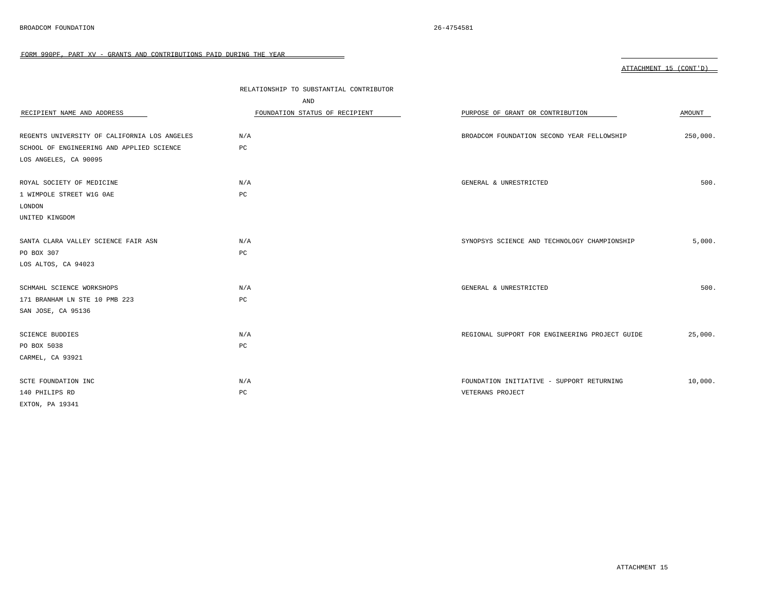BROADCOM FOUNDATION 26-4754581

FORM 990PF, PART XV - GRANTS AND CONTRIBUTIONS PAID DURING THE YEAR

ATTACHMENT 15 (CONT'D)

| RECIPIENT NAME AND ADDRESS | RELATIONSHIP TO SUBSTANTIAL CONTRIBUTOR AND FOUNDATION STATUS OF RECIPIENT | PURPOSE OF GRANT OR CONTRIBUTION | AMOUNT |
|---|---|---|---|
| REGENTS UNIVERSITY OF CALIFORNIA LOS ANGELES<br>SCHOOL OF ENGINEERING AND APPLIED SCIENCE<br>LOS ANGELES, CA 90095 | N/A<br>PC | BROADCOM FOUNDATION SECOND YEAR FELLOWSHIP | 250,000. |
| ROYAL SOCIETY OF MEDICINE<br>1 WIMPOLE STREET W1G 0AE<br>LONDON<br>UNITED KINGDOM | N/A<br>PC | GENERAL & UNRESTRICTED | 500. |
| SANTA CLARA VALLEY SCIENCE FAIR ASN<br>PO BOX 307<br>LOS ALTOS, CA 94023 | N/A<br>PC | SYNOPSYS SCIENCE AND TECHNOLOGY CHAMPIONSHIP | 5,000. |
| SCHMAHL SCIENCE WORKSHOPS<br>171 BRANHAM LN STE 10 PMB 223<br>SAN JOSE, CA 95136 | N/A<br>PC | GENERAL & UNRESTRICTED | 500. |
| SCIENCE BUDDIES<br>PO BOX 5038<br>CARMEL, CA 93921 | N/A<br>PC | REGIONAL SUPPORT FOR ENGINEERING PROJECT GUIDE | 25,000. |
| SCTE FOUNDATION INC<br>140 PHILIPS RD<br>EXTON, PA 19341 | N/A<br>PC | FOUNDATION INITIATIVE - SUPPORT RETURNING VETERANS PROJECT | 10,000. |

ATTACHMENT 15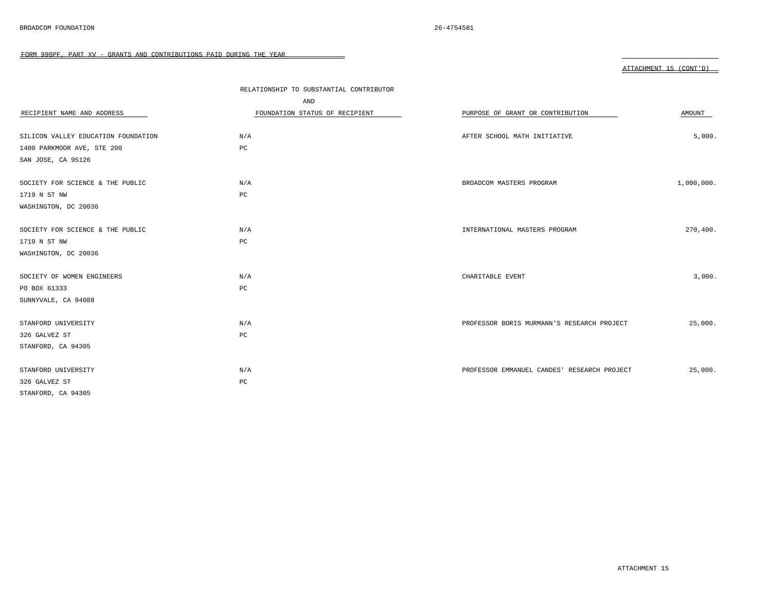BROADCOM FOUNDATION 26-4754581

FORM 990PF, PART XV - GRANTS AND CONTRIBUTIONS PAID DURING THE YEAR

ATTACHMENT 15 (CONT'D)

| RECIPIENT NAME AND ADDRESS | RELATIONSHIP TO SUBSTANTIAL CONTRIBUTOR AND FOUNDATION STATUS OF RECIPIENT | PURPOSE OF GRANT OR CONTRIBUTION | AMOUNT |
|---|---|---|---|
| SILICON VALLEY EDUCATION FOUNDATION<br>1400 PARKMOOR AVE, STE 200<br>SAN JOSE, CA 95126 | N/A<br>PC | AFTER SCHOOL MATH INITIATIVE | 5,000. |
| SOCIETY FOR SCIENCE & THE PUBLIC<br>1719 N ST NW<br>WASHINGTON, DC 20036 | N/A<br>PC | BROADCOM MASTERS PROGRAM | 1,000,000. |
| SOCIETY FOR SCIENCE & THE PUBLIC<br>1719 N ST NW<br>WASHINGTON, DC 20036 | N/A<br>PC | INTERNATIONAL MASTERS PROGRAM | 270,400. |
| SOCIETY OF WOMEN ENGINEERS<br>PO BOX 61333<br>SUNNYVALE, CA 94088 | N/A<br>PC | CHARITABLE EVENT | 3,000. |
| STANFORD UNIVERSITY<br>326 GALVEZ ST<br>STANFORD, CA 94305 | N/A<br>PC | PROFESSOR BORIS MURMANN'S RESEARCH PROJECT | 25,000. |
| STANFORD UNIVERSITY<br>326 GALVEZ ST<br>STANFORD, CA 94305 | N/A<br>PC | PROFESSOR EMMANUEL CANDES' RESEARCH PROJECT | 25,000. |

ATTACHMENT 15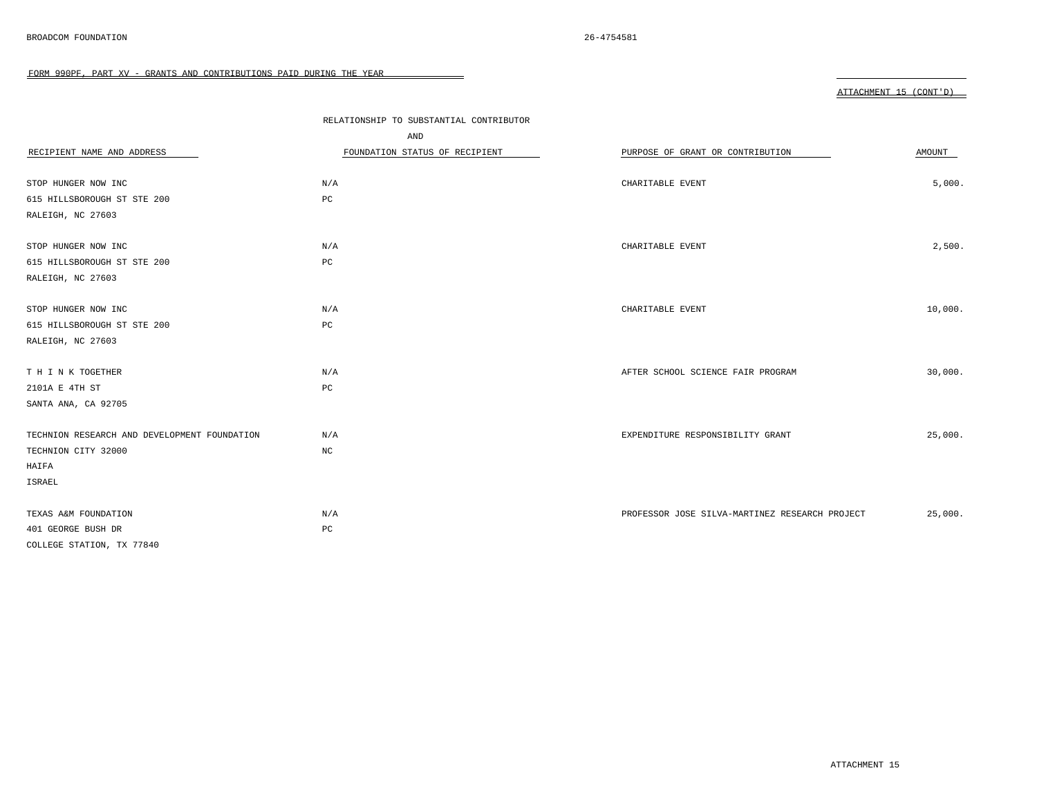BROADCOM FOUNDATION 26-4754581

FORM 990PF, PART XV - GRANTS AND CONTRIBUTIONS PAID DURING THE YEAR

ATTACHMENT 15 (CONT'D)

| RECIPIENT NAME AND ADDRESS | RELATIONSHIP TO SUBSTANTIAL CONTRIBUTOR AND FOUNDATION STATUS OF RECIPIENT | PURPOSE OF GRANT OR CONTRIBUTION | AMOUNT |
|---|---|---|---|
| STOP HUNGER NOW INC<br>615 HILLSBOROUGH ST STE 200<br>RALEIGH, NC 27603 | N/A<br>PC | CHARITABLE EVENT | 5,000. |
| STOP HUNGER NOW INC<br>615 HILLSBOROUGH ST STE 200<br>RALEIGH, NC 27603 | N/A<br>PC | CHARITABLE EVENT | 2,500. |
| STOP HUNGER NOW INC<br>615 HILLSBOROUGH ST STE 200<br>RALEIGH, NC 27603 | N/A<br>PC | CHARITABLE EVENT | 10,000. |
| T H I N K TOGETHER<br>2101A E 4TH ST<br>SANTA ANA, CA 92705 | N/A<br>PC | AFTER SCHOOL SCIENCE FAIR PROGRAM | 30,000. |
| TECHNION RESEARCH AND DEVELOPMENT FOUNDATION<br>TECHNION CITY 32000<br>HAIFA<br>ISRAEL | N/A<br>NC | EXPENDITURE RESPONSIBILITY GRANT | 25,000. |
| TEXAS A&M FOUNDATION<br>401 GEORGE BUSH DR<br>COLLEGE STATION, TX 77840 | N/A<br>PC | PROFESSOR JOSE SILVA-MARTINEZ RESEARCH PROJECT | 25,000. |

ATTACHMENT 15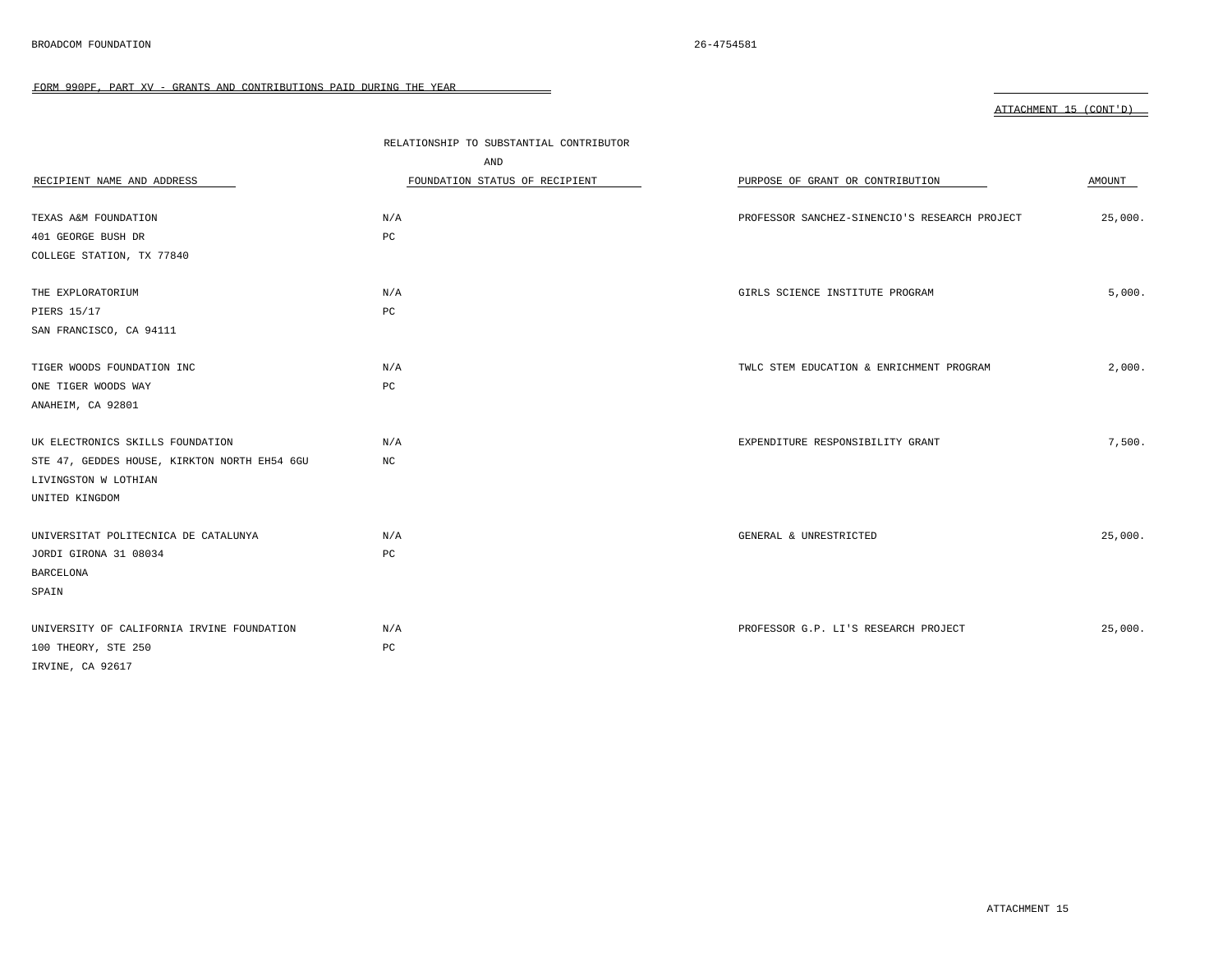BROADCOM FOUNDATION 26-4754581

FORM 990PF, PART XV - GRANTS AND CONTRIBUTIONS PAID DURING THE YEAR

ATTACHMENT 15 (CONT'D)

| RECIPIENT NAME AND ADDRESS | RELATIONSHIP TO SUBSTANTIAL CONTRIBUTOR AND FOUNDATION STATUS OF RECIPIENT | PURPOSE OF GRANT OR CONTRIBUTION | AMOUNT |
|---|---|---|---|
| TEXAS A&M FOUNDATION<br>401 GEORGE BUSH DR<br>COLLEGE STATION, TX 77840 | N/A<br>PC | PROFESSOR SANCHEZ-SINENCIO'S RESEARCH PROJECT | 25,000. |
| THE EXPLORATORIUM<br>PIERS 15/17<br>SAN FRANCISCO, CA 94111 | N/A<br>PC | GIRLS SCIENCE INSTITUTE PROGRAM | 5,000. |
| TIGER WOODS FOUNDATION INC<br>ONE TIGER WOODS WAY<br>ANAHEIM, CA 92801 | N/A<br>PC | TWLC STEM EDUCATION & ENRICHMENT PROGRAM | 2,000. |
| UK ELECTRONICS SKILLS FOUNDATION<br>STE 47, GEDDES HOUSE, KIRKTON NORTH EH54 6GU<br>LIVINGSTON W LOTHIAN<br>UNITED KINGDOM | N/A<br>NC | EXPENDITURE RESPONSIBILITY GRANT | 7,500. |
| UNIVERSITAT POLITECNICA DE CATALUNYA<br>JORDI GIRONA 31 08034<br>BARCELONA<br>SPAIN | N/A<br>PC | GENERAL & UNRESTRICTED | 25,000. |
| UNIVERSITY OF CALIFORNIA IRVINE FOUNDATION<br>100 THEORY, STE 250<br>IRVINE, CA 92617 | N/A<br>PC | PROFESSOR G.P. LI'S RESEARCH PROJECT | 25,000. |

ATTACHMENT 15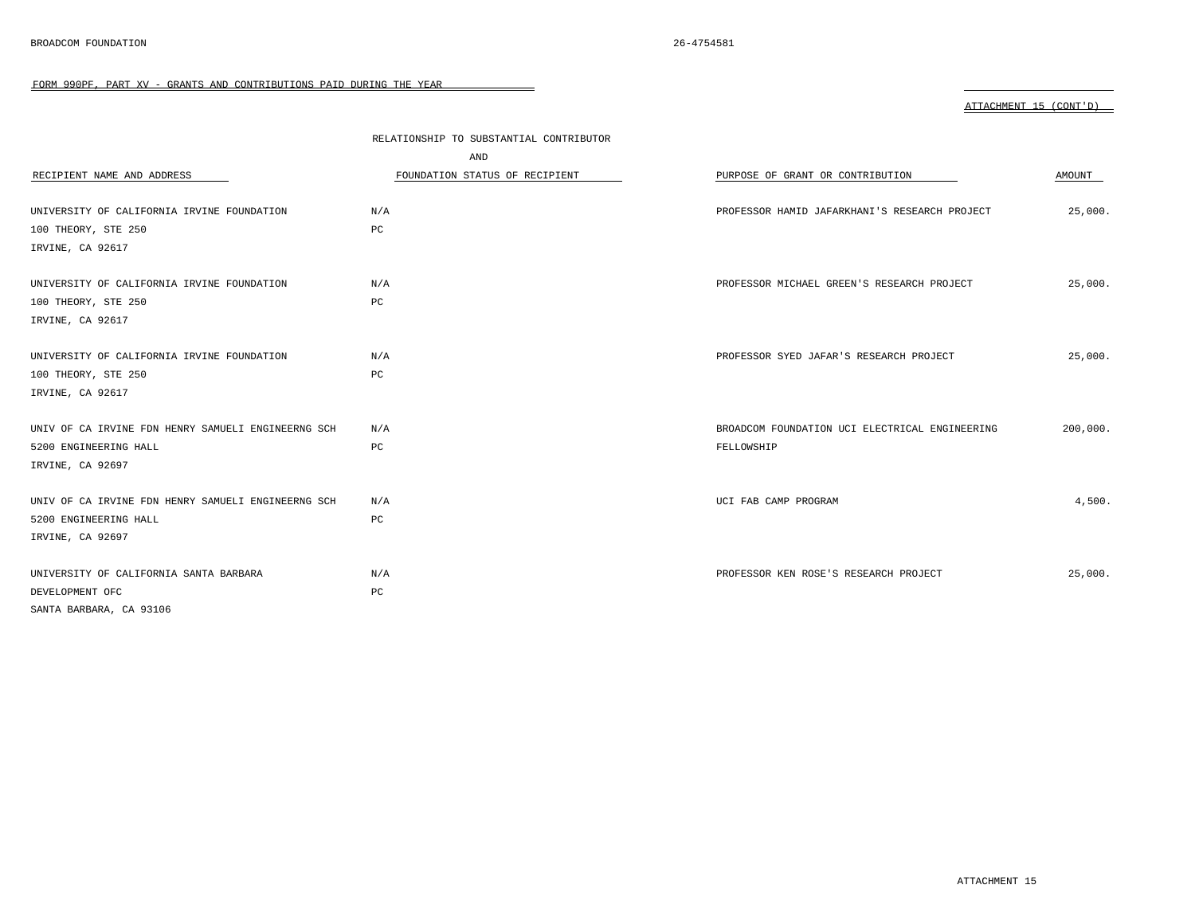BROADCOM FOUNDATION 26-4754581

FORM 990PF, PART XV - GRANTS AND CONTRIBUTIONS PAID DURING THE YEAR

ATTACHMENT 15 (CONT'D)

| RECIPIENT NAME AND ADDRESS | RELATIONSHIP TO SUBSTANTIAL CONTRIBUTOR AND FOUNDATION STATUS OF RECIPIENT | PURPOSE OF GRANT OR CONTRIBUTION | AMOUNT |
|---|---|---|---|
| UNIVERSITY OF CALIFORNIA IRVINE FOUNDATION<br>100 THEORY, STE 250<br>IRVINE, CA 92617 | N/A<br>PC | PROFESSOR HAMID JAFARKHANI'S RESEARCH PROJECT | 25,000. |
| UNIVERSITY OF CALIFORNIA IRVINE FOUNDATION<br>100 THEORY, STE 250<br>IRVINE, CA 92617 | N/A<br>PC | PROFESSOR MICHAEL GREEN'S RESEARCH PROJECT | 25,000. |
| UNIVERSITY OF CALIFORNIA IRVINE FOUNDATION<br>100 THEORY, STE 250<br>IRVINE, CA 92617 | N/A<br>PC | PROFESSOR SYED JAFAR'S RESEARCH PROJECT | 25,000. |
| UNIV OF CA IRVINE FDN HENRY SAMUELI ENGINEERNG SCH<br>5200 ENGINEERING HALL<br>IRVINE, CA 92697 | N/A<br>PC | BROADCOM FOUNDATION UCI ELECTRICAL ENGINEERING FELLOWSHIP | 200,000. |
| UNIV OF CA IRVINE FDN HENRY SAMUELI ENGINEERNG SCH<br>5200 ENGINEERING HALL<br>IRVINE, CA 92697 | N/A<br>PC | UCI FAB CAMP PROGRAM | 4,500. |
| UNIVERSITY OF CALIFORNIA SANTA BARBARA<br>DEVELOPMENT OFC<br>SANTA BARBARA, CA 93106 | N/A<br>PC | PROFESSOR KEN ROSE'S RESEARCH PROJECT | 25,000. |

ATTACHMENT 15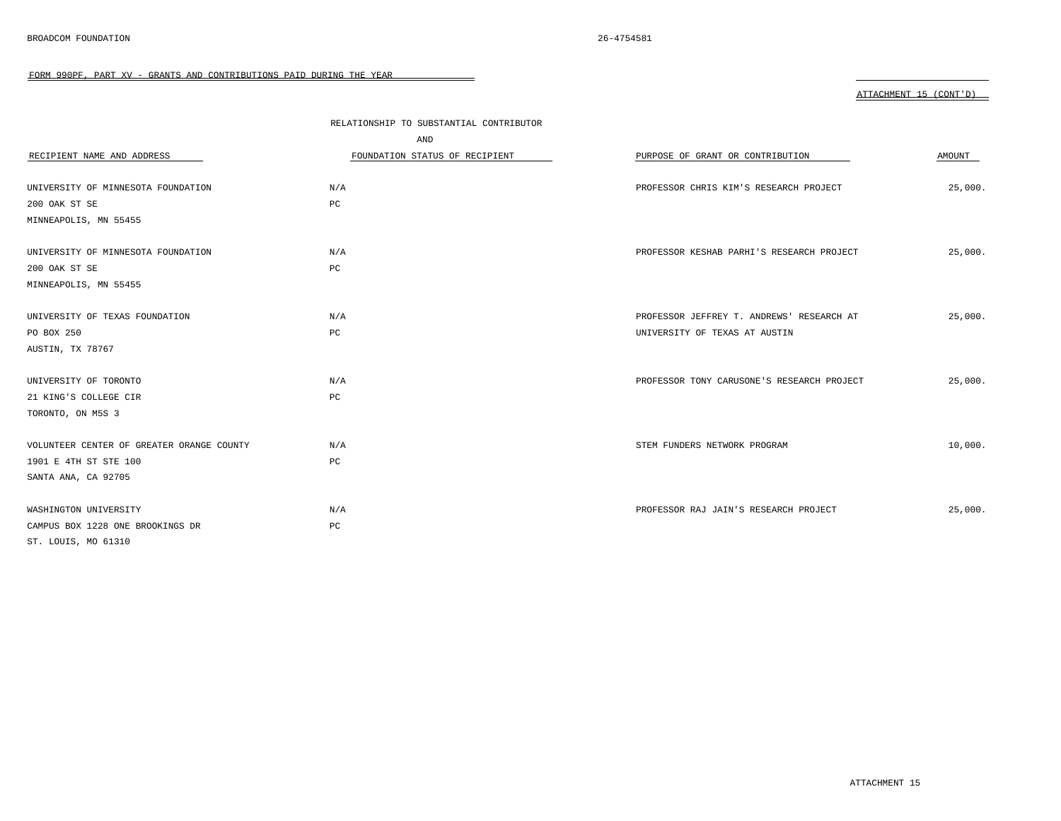BROADCOM FOUNDATION 26-4754581

FORM 990PF, PART XV - GRANTS AND CONTRIBUTIONS PAID DURING THE YEAR

ATTACHMENT 15 (CONT'D)

| RECIPIENT NAME AND ADDRESS | RELATIONSHIP TO SUBSTANTIAL CONTRIBUTOR AND FOUNDATION STATUS OF RECIPIENT | PURPOSE OF GRANT OR CONTRIBUTION | AMOUNT |
|---|---|---|---|
| UNIVERSITY OF MINNESOTA FOUNDATION<br>200 OAK ST SE<br>MINNEAPOLIS, MN 55455 | N/A<br>PC | PROFESSOR CHRIS KIM'S RESEARCH PROJECT | 25,000. |
| UNIVERSITY OF MINNESOTA FOUNDATION<br>200 OAK ST SE<br>MINNEAPOLIS, MN 55455 | N/A<br>PC | PROFESSOR KESHAB PARHI'S RESEARCH PROJECT | 25,000. |
| UNIVERSITY OF TEXAS FOUNDATION<br>PO BOX 250<br>AUSTIN, TX 78767 | N/A<br>PC | PROFESSOR JEFFREY T. ANDREWS' RESEARCH AT UNIVERSITY OF TEXAS AT AUSTIN | 25,000. |
| UNIVERSITY OF TORONTO<br>21 KING'S COLLEGE CIR<br>TORONTO, ON M5S 3 | N/A<br>PC | PROFESSOR TONY CARUSONE'S RESEARCH PROJECT | 25,000. |
| VOLUNTEER CENTER OF GREATER ORANGE COUNTY<br>1901 E 4TH ST STE 100<br>SANTA ANA, CA 92705 | N/A<br>PC | STEM FUNDERS NETWORK PROGRAM | 10,000. |
| WASHINGTON UNIVERSITY<br>CAMPUS BOX 1228 ONE BROOKINGS DR<br>ST. LOUIS, MO 61310 | N/A<br>PC | PROFESSOR RAJ JAIN'S RESEARCH PROJECT | 25,000. |

ATTACHMENT 15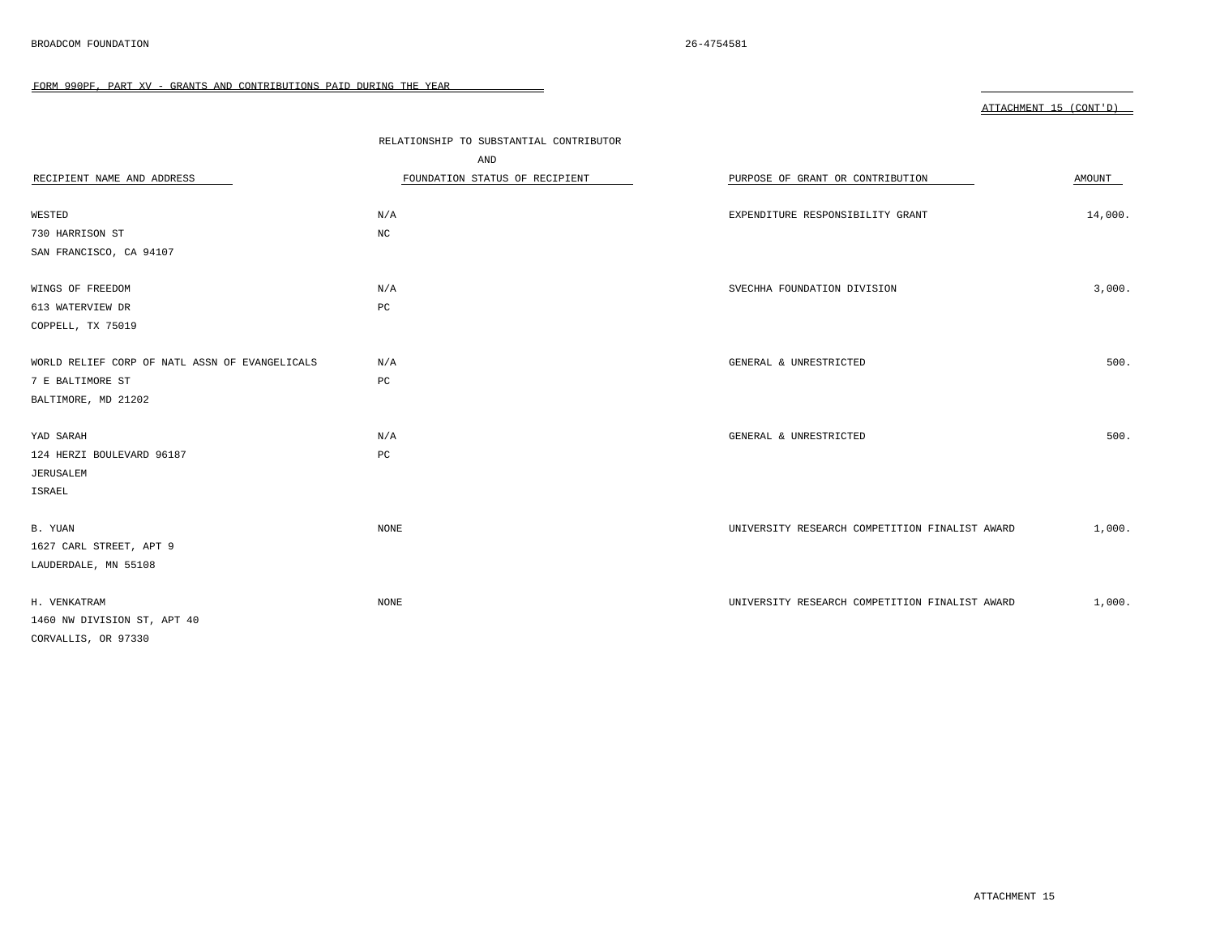FORM 990PF, PART XV - GRANTS AND CONTRIBUTIONS PAID DURING THE YEAR

ATTACHMENT 15 (CONT'D)

| RECIPIENT NAME AND ADDRESS | RELATIONSHIP TO SUBSTANTIAL CONTRIBUTOR AND FOUNDATION STATUS OF RECIPIENT | PURPOSE OF GRANT OR CONTRIBUTION | AMOUNT |
|---|---|---|---|
| WESTED<br>730 HARRISON ST<br>SAN FRANCISCO, CA 94107 | N/A<br>NC | EXPENDITURE RESPONSIBILITY GRANT | 14,000. |
| WINGS OF FREEDOM<br>613 WATERVIEW DR<br>COPPELL, TX 75019 | N/A<br>PC | SVECHHA FOUNDATION DIVISION | 3,000. |
| WORLD RELIEF CORP OF NATL ASSN OF EVANGELICALS<br>7 E BALTIMORE ST<br>BALTIMORE, MD 21202 | N/A<br>PC | GENERAL & UNRESTRICTED | 500. |
| YAD SARAH<br>124 HERZI BOULEVARD 96187<br>JERUSALEM<br>ISRAEL | N/A<br>PC | GENERAL & UNRESTRICTED | 500. |
| B. YUAN<br>1627 CARL STREET, APT 9<br>LAUDERDALE, MN 55108 | NONE | UNIVERSITY RESEARCH COMPETITION FINALIST AWARD | 1,000. |
| H. VENKATRAM<br>1460 NW DIVISION ST, APT 40<br>CORVALLIS, OR 97330 | NONE | UNIVERSITY RESEARCH COMPETITION FINALIST AWARD | 1,000. |

ATTACHMENT 15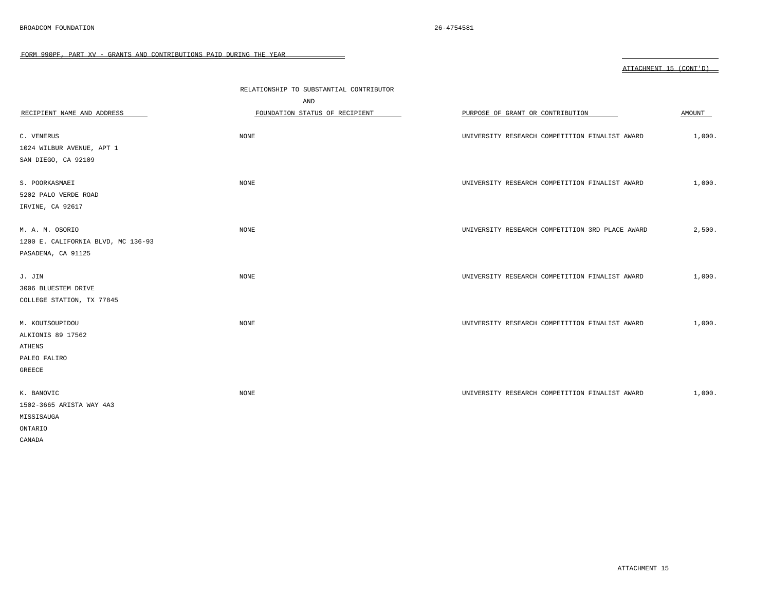BROADCOM FOUNDATION 26-4754581

FORM 990PF, PART XV - GRANTS AND CONTRIBUTIONS PAID DURING THE YEAR

ATTACHMENT 15 (CONT'D)

| RECIPIENT NAME AND ADDRESS | RELATIONSHIP TO SUBSTANTIAL CONTRIBUTOR AND FOUNDATION STATUS OF RECIPIENT | PURPOSE OF GRANT OR CONTRIBUTION | AMOUNT |
|---|---|---|---|
| C. VENERUS<br>1024 WILBUR AVENUE, APT 1<br>SAN DIEGO, CA 92109 | NONE | UNIVERSITY RESEARCH COMPETITION FINALIST AWARD | 1,000. |
| S. POORKASMAEI<br>5202 PALO VERDE ROAD<br>IRVINE, CA 92617 | NONE | UNIVERSITY RESEARCH COMPETITION FINALIST AWARD | 1,000. |
| M. A. M. OSORIO<br>1200 E. CALIFORNIA BLVD, MC 136-93<br>PASADENA, CA 91125 | NONE | UNIVERSITY RESEARCH COMPETITION 3RD PLACE AWARD | 2,500. |
| J. JIN<br>3006 BLUESTEM DRIVE<br>COLLEGE STATION, TX 77845 | NONE | UNIVERSITY RESEARCH COMPETITION FINALIST AWARD | 1,000. |
| M. KOUTSOUPIDOU<br>ALKIONIS 89 17562<br>ATHENS<br>PALEO FALIRO<br>GREECE | NONE | UNIVERSITY RESEARCH COMPETITION FINALIST AWARD | 1,000. |
| K. BANOVIC<br>1502-3665 ARISTA WAY 4A3<br>MISSISAUGA<br>ONTARIO<br>CANADA | NONE | UNIVERSITY RESEARCH COMPETITION FINALIST AWARD | 1,000. |

ATTACHMENT 15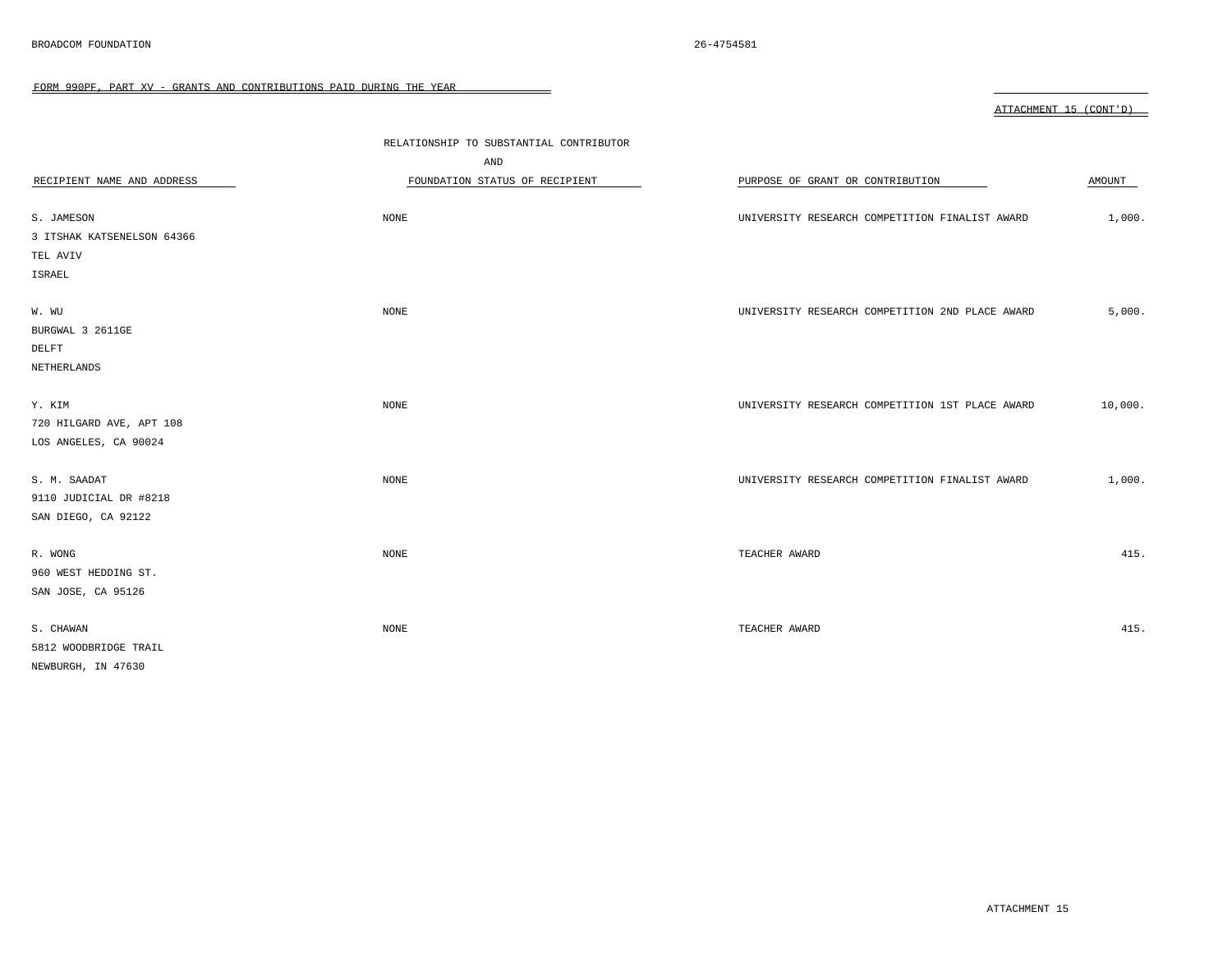BROADCOM FOUNDATION 26-4754581

FORM 990PF, PART XV - GRANTS AND CONTRIBUTIONS PAID DURING THE YEAR

ATTACHMENT 15 (CONT'D)

| RECIPIENT NAME AND ADDRESS | RELATIONSHIP TO SUBSTANTIAL CONTRIBUTOR AND FOUNDATION STATUS OF RECIPIENT | PURPOSE OF GRANT OR CONTRIBUTION | AMOUNT |
|---|---|---|---|
| S. JAMESON<br>3 ITSHAK KATSENELSON 64366<br>TEL AVIV<br>ISRAEL | NONE | UNIVERSITY RESEARCH COMPETITION FINALIST AWARD | 1,000. |
| W. WU<br>BURGWAL 3 2611GE<br>DELFT<br>NETHERLANDS | NONE | UNIVERSITY RESEARCH COMPETITION 2ND PLACE AWARD | 5,000. |
| Y. KIM<br>720 HILGARD AVE, APT 108<br>LOS ANGELES, CA 90024 | NONE | UNIVERSITY RESEARCH COMPETITION 1ST PLACE AWARD | 10,000. |
| S. M. SAADAT<br>9110 JUDICIAL DR #8218<br>SAN DIEGO, CA 92122 | NONE | UNIVERSITY RESEARCH COMPETITION FINALIST AWARD | 1,000. |
| R. WONG<br>960 WEST HEDDING ST.<br>SAN JOSE, CA 95126 | NONE | TEACHER AWARD | 415. |
| S. CHAWAN<br>5812 WOODBRIDGE TRAIL<br>NEWBURGH, IN 47630 | NONE | TEACHER AWARD | 415. |

ATTACHMENT 15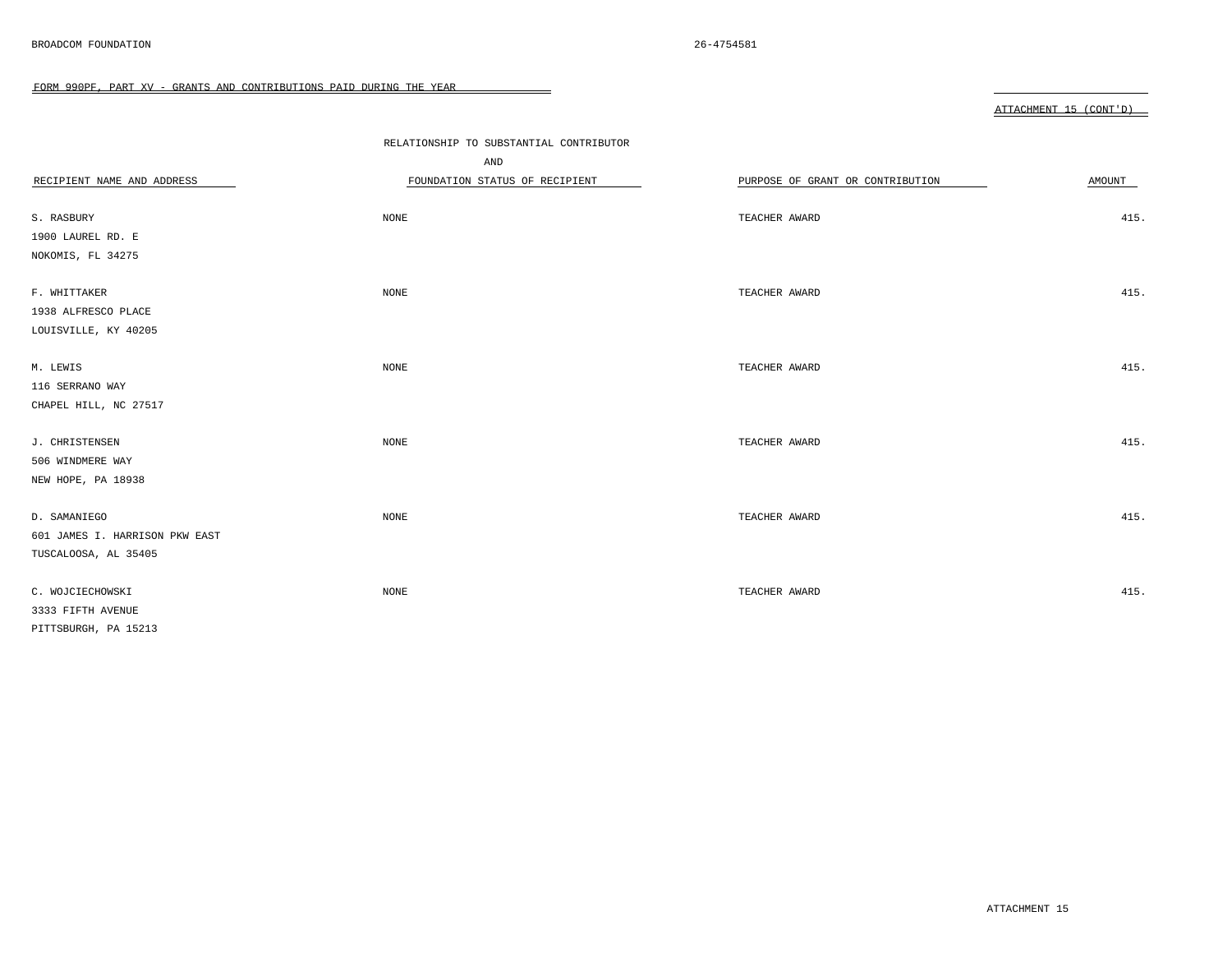BROADCOM FOUNDATION 26-4754581

FORM 990PF, PART XV - GRANTS AND CONTRIBUTIONS PAID DURING THE YEAR

ATTACHMENT 15 (CONT'D)

| RECIPIENT NAME AND ADDRESS | RELATIONSHIP TO SUBSTANTIAL CONTRIBUTOR AND FOUNDATION STATUS OF RECIPIENT | PURPOSE OF GRANT OR CONTRIBUTION | AMOUNT |
|---|---|---|---|
| S. RASBURY<br>1900 LAUREL RD. E<br>NOKOMIS, FL 34275 | NONE | TEACHER AWARD | 415. |
| F. WHITTAKER<br>1938 ALFRESCO PLACE<br>LOUISVILLE, KY 40205 | NONE | TEACHER AWARD | 415. |
| M. LEWIS<br>116 SERRANO WAY<br>CHAPEL HILL, NC 27517 | NONE | TEACHER AWARD | 415. |
| J. CHRISTENSEN<br>506 WINDMERE WAY<br>NEW HOPE, PA 18938 | NONE | TEACHER AWARD | 415. |
| D. SAMANIEGO<br>601 JAMES I. HARRISON PKW EAST<br>TUSCALOOSA, AL 35405 | NONE | TEACHER AWARD | 415. |
| C. WOJCIECHOWSKI<br>3333 FIFTH AVENUE<br>PITTSBURGH, PA 15213 | NONE | TEACHER AWARD | 415. |

ATTACHMENT 15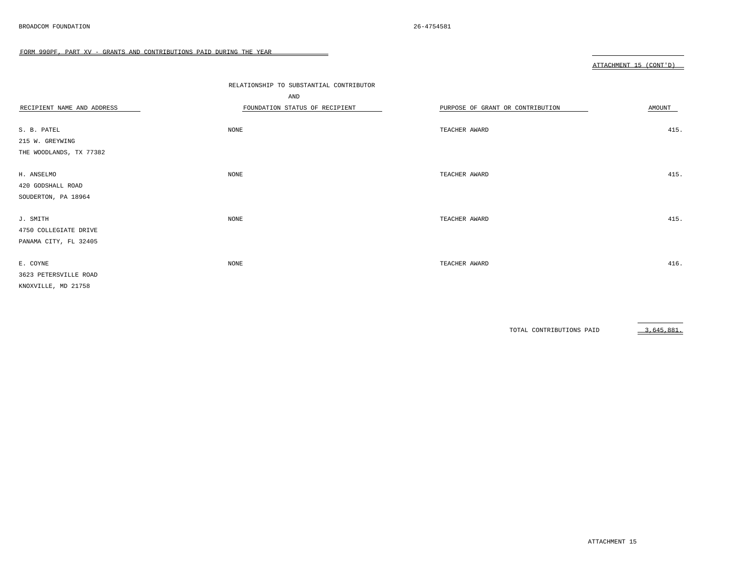BROADCOM FOUNDATION 26-4754581

FORM 990PF, PART XV - GRANTS AND CONTRIBUTIONS PAID DURING THE YEAR

ATTACHMENT 15 (CONT'D)

| RECIPIENT NAME AND ADDRESS | RELATIONSHIP TO SUBSTANTIAL CONTRIBUTOR AND FOUNDATION STATUS OF RECIPIENT | PURPOSE OF GRANT OR CONTRIBUTION | AMOUNT |
|---|---|---|---|
| S. B. PATEL<br>215 W. GREYWING<br>THE WOODLANDS, TX 77382 | NONE | TEACHER AWARD | 415. |
| H. ANSELMO<br>420 GODSHALL ROAD<br>SOUDERTON, PA 18964 | NONE | TEACHER AWARD | 415. |
| J. SMITH<br>4750 COLLEGIATE DRIVE<br>PANAMA CITY, FL 32405 | NONE | TEACHER AWARD | 415. |
| E. COYNE<br>3623 PETERSVILLE ROAD<br>KNOXVILLE, MD 21758 | NONE | TEACHER AWARD | 416. |
| | | TOTAL CONTRIBUTIONS PAID | 3,645,881. |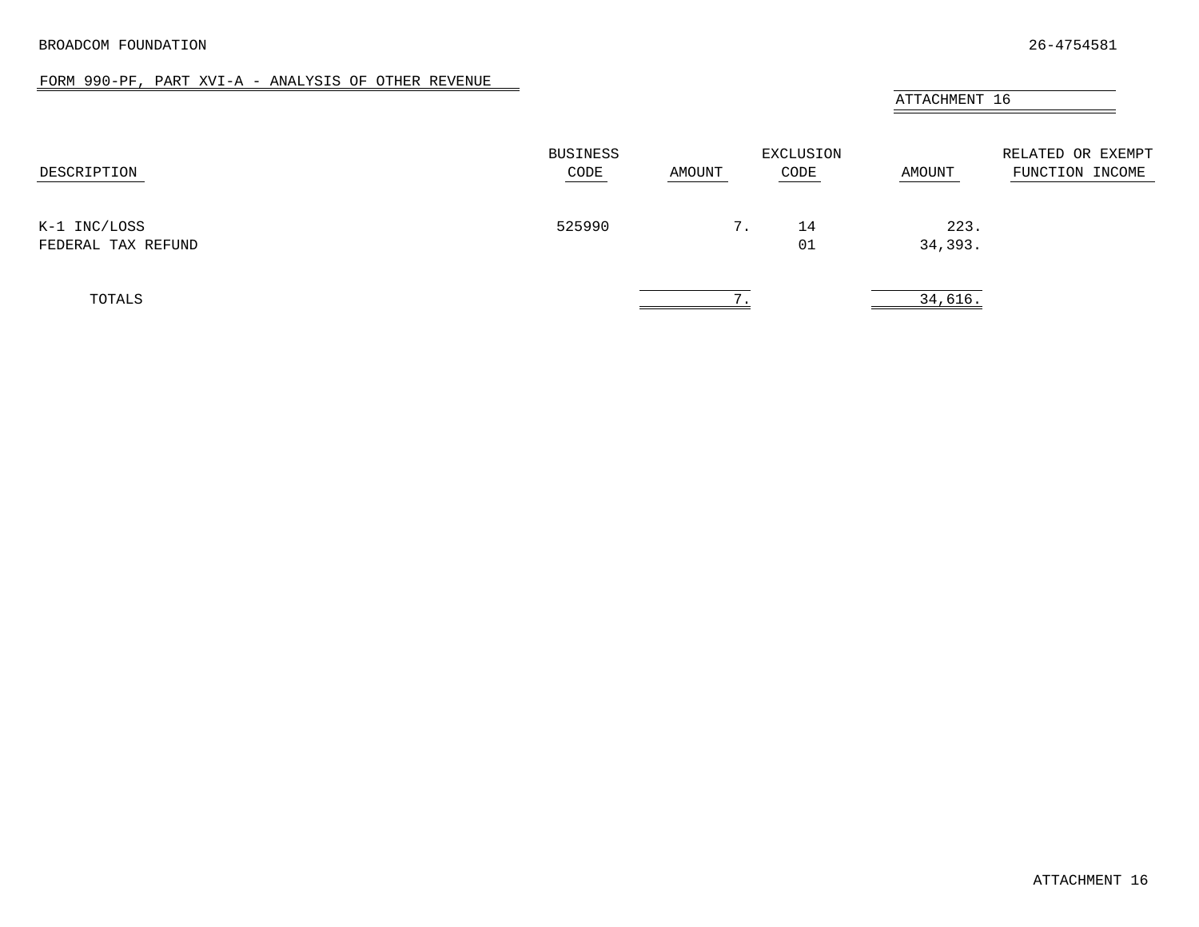BROADCOM FOUNDATION

26-4754581

FORM 990-PF, PART XVI-A - ANALYSIS OF OTHER REVENUE

ATTACHMENT 16

| DESCRIPTION | BUSINESS CODE | AMOUNT | EXCLUSION CODE | AMOUNT | RELATED OR EXEMPT FUNCTION INCOME |
|---|---|---|---|---|---|
| K-1 INC/LOSS | 525990 | 7. | 14 | 223. | |
| FEDERAL TAX REFUND | | | 01 | 34,393. | |
| TOTALS | | 7. | | 34,616. | |